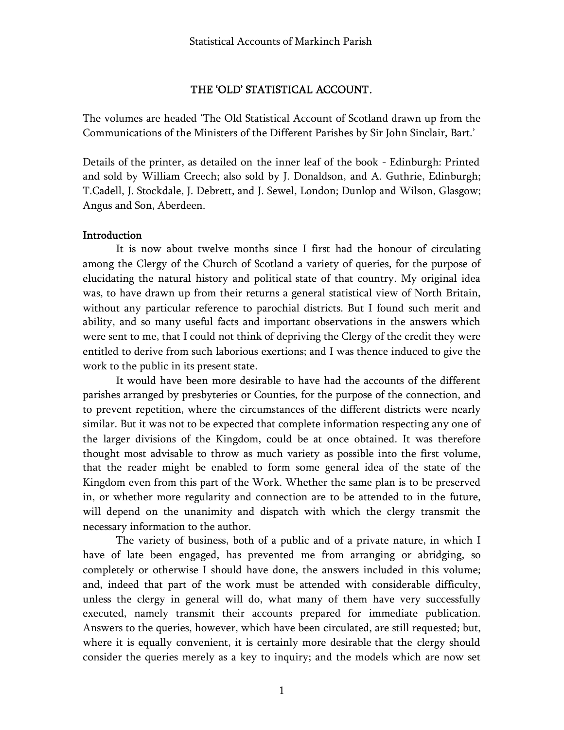# THE 'OLD' STATISTICAL ACCOUNT.

The volumes are headed 'The Old Statistical Account of Scotland drawn up from the Communications of the Ministers of the Different Parishes by Sir John Sinclair, Bart.'

Details of the printer, as detailed on the inner leaf of the book - Edinburgh: Printed and sold by William Creech; also sold by J. Donaldson, and A. Guthrie, Edinburgh; T.Cadell, J. Stockdale, J. Debrett, and J. Sewel, London; Dunlop and Wilson, Glasgow; Angus and Son, Aberdeen.

## Introduction

It is now about twelve months since I first had the honour of circulating among the Clergy of the Church of Scotland a variety of queries, for the purpose of elucidating the natural history and political state of that country. My original idea was, to have drawn up from their returns a general statistical view of North Britain, without any particular reference to parochial districts. But I found such merit and ability, and so many useful facts and important observations in the answers which were sent to me, that I could not think of depriving the Clergy of the credit they were entitled to derive from such laborious exertions; and I was thence induced to give the work to the public in its present state.

It would have been more desirable to have had the accounts of the different parishes arranged by presbyteries or Counties, for the purpose of the connection, and to prevent repetition, where the circumstances of the different districts were nearly similar. But it was not to be expected that complete information respecting any one of the larger divisions of the Kingdom, could be at once obtained. It was therefore thought most advisable to throw as much variety as possible into the first volume, that the reader might be enabled to form some general idea of the state of the Kingdom even from this part of the Work. Whether the same plan is to be preserved in, or whether more regularity and connection are to be attended to in the future, will depend on the unanimity and dispatch with which the clergy transmit the necessary information to the author.

The variety of business, both of a public and of a private nature, in which I have of late been engaged, has prevented me from arranging or abridging, so completely or otherwise I should have done, the answers included in this volume; and, indeed that part of the work must be attended with considerable difficulty, unless the clergy in general will do, what many of them have very successfully executed, namely transmit their accounts prepared for immediate publication. Answers to the queries, however, which have been circulated, are still requested; but, where it is equally convenient, it is certainly more desirable that the clergy should consider the queries merely as a key to inquiry; and the models which are now set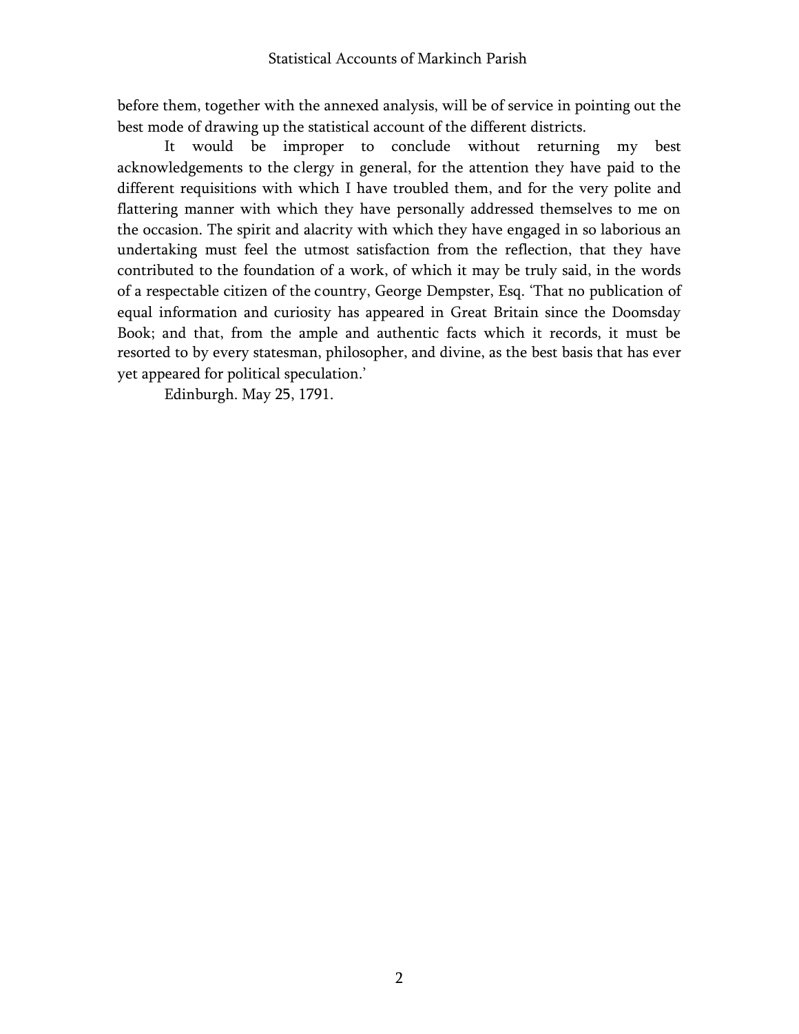before them, together with the annexed analysis, will be of service in pointing out the best mode of drawing up the statistical account of the different districts.

It would be improper to conclude without returning my best acknowledgements to the clergy in general, for the attention they have paid to the different requisitions with which I have troubled them, and for the very polite and flattering manner with which they have personally addressed themselves to me on the occasion. The spirit and alacrity with which they have engaged in so laborious an undertaking must feel the utmost satisfaction from the reflection, that they have contributed to the foundation of a work, of which it may be truly said, in the words of a respectable citizen of the country, George Dempster, Esq. 'That no publication of equal information and curiosity has appeared in Great Britain since the Doomsday Book; and that, from the ample and authentic facts which it records, it must be resorted to by every statesman, philosopher, and divine, as the best basis that has ever yet appeared for political speculation.'

Edinburgh. May 25, 1791.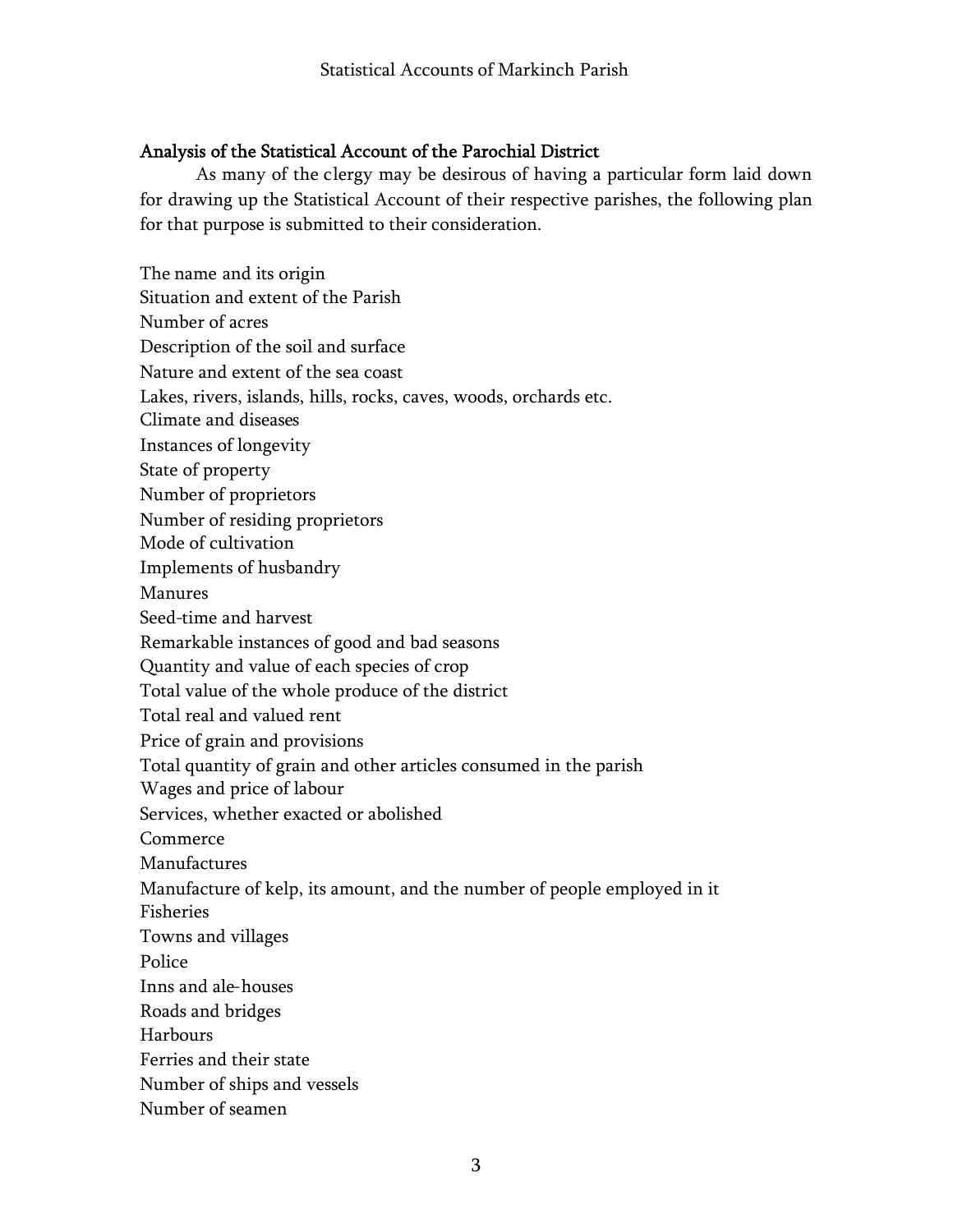## Analysis of the Statistical Account of the Parochial District

As many of the clergy may be desirous of having a particular form laid down for drawing up the Statistical Account of their respective parishes, the following plan for that purpose is submitted to their consideration.

The name and its origin
Situation and extent of the Parish
Number of acres
Description of the soil and surface
Nature and extent of the sea coast
Lakes, rivers, islands, hills, rocks, caves, woods, orchards etc.
Climate and diseases
Instances of longevity
State of property
Number of proprietors
Number of residing proprietors
Mode of cultivation
Implements of husbandry
Manures
Seed-time and harvest
Remarkable instances of good and bad seasons
Quantity and value of each species of crop
Total value of the whole produce of the district
Total real and valued rent
Price of grain and provisions
Total quantity of grain and other articles consumed in the parish
Wages and price of labour
Services, whether exacted or abolished
Commerce
Manufactures
Manufacture of kelp, its amount, and the number of people employed in it
Fisheries
Towns and villages
Police
Inns and ale-houses
Roads and bridges
Harbours
Ferries and their state
Number of ships and vessels
Number of seamen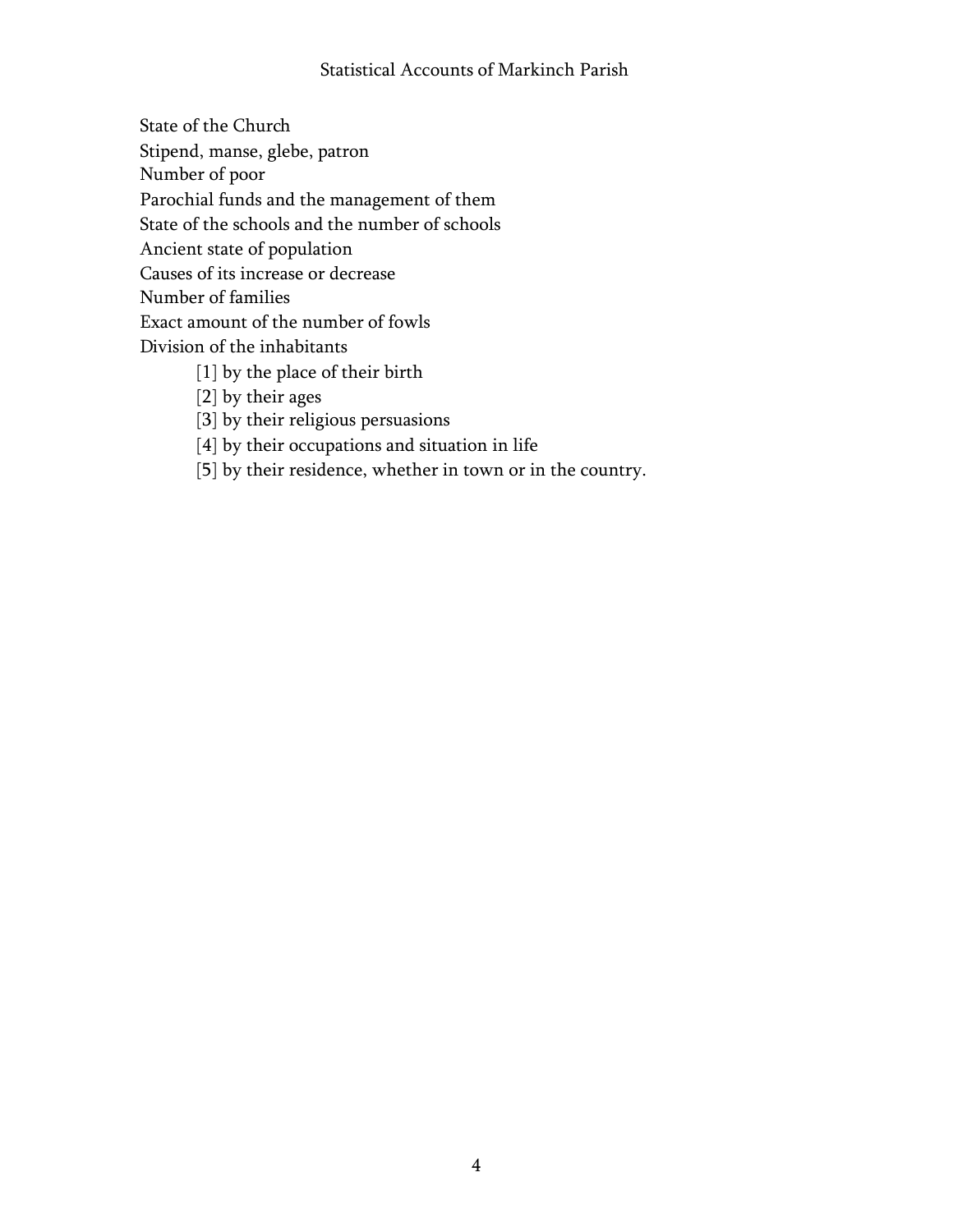State of the Church
Stipend, manse, glebe, patron
Number of poor
Parochial funds and the management of them
State of the schools and the number of schools
Ancient state of population
Causes of its increase or decrease
Number of families
Exact amount of the number of fowls
Division of the inhabitants

- [1] by the place of their birth
- [2] by their ages
- [3] by their religious persuasions
- [4] by their occupations and situation in life
- [5] by their residence, whether in town or in the country.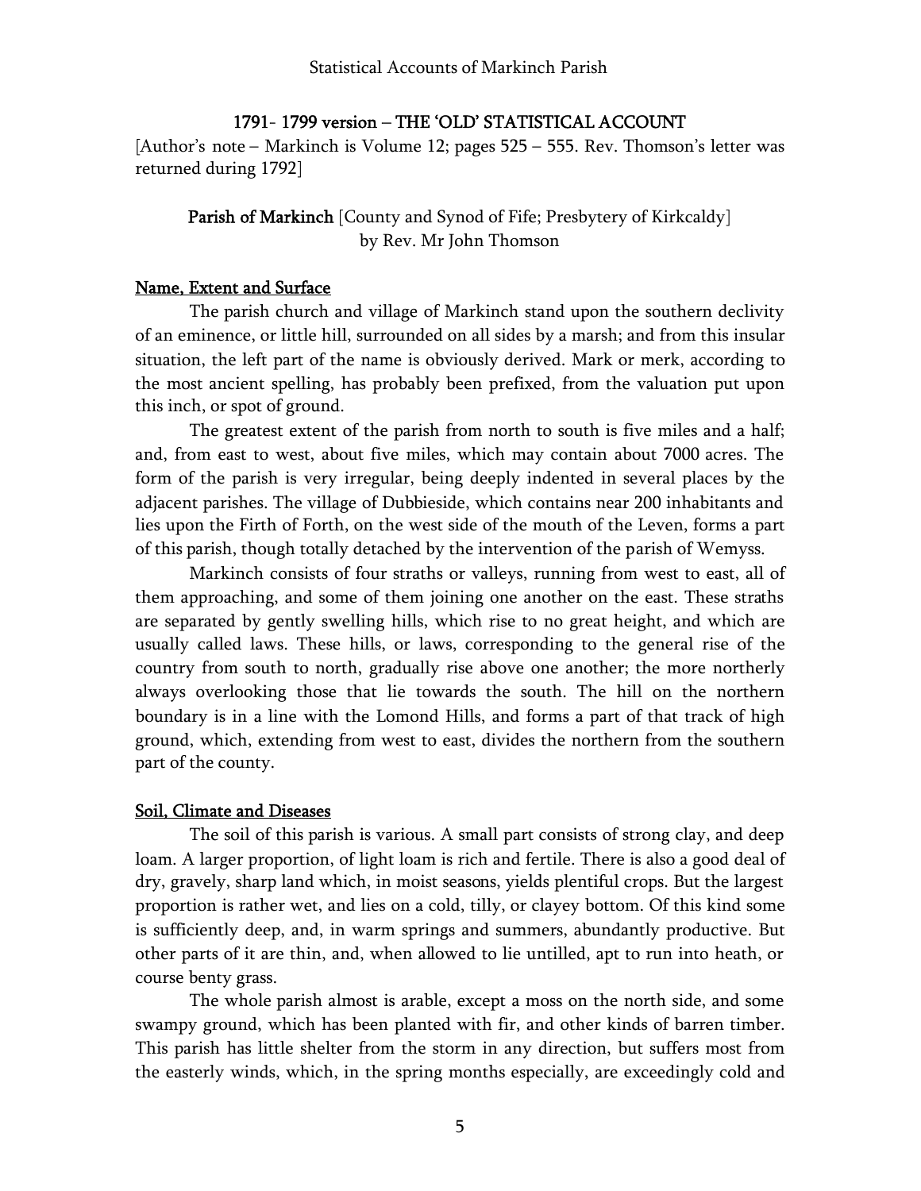## 1791- 1799 version – THE 'OLD' STATISTICAL ACCOUNT

[Author's note – Markinch is Volume 12; pages 525 – 555. Rev. Thomson's letter was returned during 1792]

**Parish of Markinch** [County and Synod of Fife; Presbytery of Kirkcaldy]
by Rev. Mr John Thomson

### Name, Extent and Surface

The parish church and village of Markinch stand upon the southern declivity of an eminence, or little hill, surrounded on all sides by a marsh; and from this insular situation, the left part of the name is obviously derived. Mark or merk, according to the most ancient spelling, has probably been prefixed, from the valuation put upon this inch, or spot of ground.

The greatest extent of the parish from north to south is five miles and a half; and, from east to west, about five miles, which may contain about 7000 acres. The form of the parish is very irregular, being deeply indented in several places by the adjacent parishes. The village of Dubbieside, which contains near 200 inhabitants and lies upon the Firth of Forth, on the west side of the mouth of the Leven, forms a part of this parish, though totally detached by the intervention of the parish of Wemyss.

Markinch consists of four straths or valleys, running from west to east, all of them approaching, and some of them joining one another on the east. These straths are separated by gently swelling hills, which rise to no great height, and which are usually called laws. These hills, or laws, corresponding to the general rise of the country from south to north, gradually rise above one another; the more northerly always overlooking those that lie towards the south. The hill on the northern boundary is in a line with the Lomond Hills, and forms a part of that track of high ground, which, extending from west to east, divides the northern from the southern part of the county.

### Soil, Climate and Diseases

The soil of this parish is various. A small part consists of strong clay, and deep loam. A larger proportion, of light loam is rich and fertile. There is also a good deal of dry, gravely, sharp land which, in moist seasons, yields plentiful crops. But the largest proportion is rather wet, and lies on a cold, tilly, or clayey bottom. Of this kind some is sufficiently deep, and, in warm springs and summers, abundantly productive. But other parts of it are thin, and, when allowed to lie untilled, apt to run into heath, or course benty grass.

The whole parish almost is arable, except a moss on the north side, and some swampy ground, which has been planted with fir, and other kinds of barren timber. This parish has little shelter from the storm in any direction, but suffers most from the easterly winds, which, in the spring months especially, are exceedingly cold and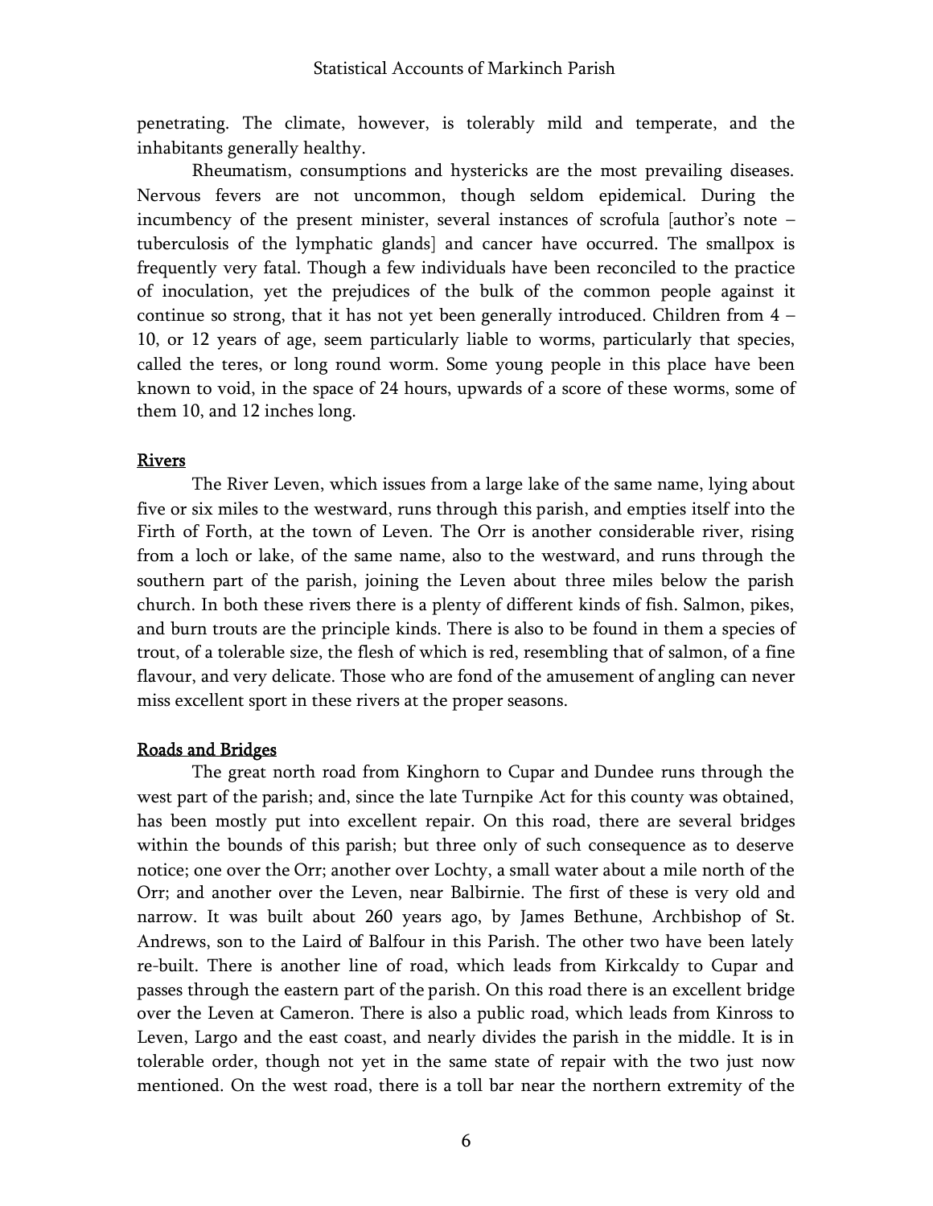penetrating. The climate, however, is tolerably mild and temperate, and the inhabitants generally healthy.

Rheumatism, consumptions and hystericks are the most prevailing diseases. Nervous fevers are not uncommon, though seldom epidemical. During the incumbency of the present minister, several instances of scrofula [author's note – tuberculosis of the lymphatic glands] and cancer have occurred. The smallpox is frequently very fatal. Though a few individuals have been reconciled to the practice of inoculation, yet the prejudices of the bulk of the common people against it continue so strong, that it has not yet been generally introduced. Children from 4 – 10, or 12 years of age, seem particularly liable to worms, particularly that species, called the teres, or long round worm. Some young people in this place have been known to void, in the space of 24 hours, upwards of a score of these worms, some of them 10, and 12 inches long.

## Rivers

The River Leven, which issues from a large lake of the same name, lying about five or six miles to the westward, runs through this parish, and empties itself into the Firth of Forth, at the town of Leven. The Orr is another considerable river, rising from a loch or lake, of the same name, also to the westward, and runs through the southern part of the parish, joining the Leven about three miles below the parish church. In both these rivers there is a plenty of different kinds of fish. Salmon, pikes, and burn trouts are the principle kinds. There is also to be found in them a species of trout, of a tolerable size, the flesh of which is red, resembling that of salmon, of a fine flavour, and very delicate. Those who are fond of the amusement of angling can never miss excellent sport in these rivers at the proper seasons.

## Roads and Bridges

The great north road from Kinghorn to Cupar and Dundee runs through the west part of the parish; and, since the late Turnpike Act for this county was obtained, has been mostly put into excellent repair. On this road, there are several bridges within the bounds of this parish; but three only of such consequence as to deserve notice; one over the Orr; another over Lochty, a small water about a mile north of the Orr; and another over the Leven, near Balbirnie. The first of these is very old and narrow. It was built about 260 years ago, by James Bethune, Archbishop of St. Andrews, son to the Laird of Balfour in this Parish. The other two have been lately re-built. There is another line of road, which leads from Kirkcaldy to Cupar and passes through the eastern part of the parish. On this road there is an excellent bridge over the Leven at Cameron. There is also a public road, which leads from Kinross to Leven, Largo and the east coast, and nearly divides the parish in the middle. It is in tolerable order, though not yet in the same state of repair with the two just now mentioned. On the west road, there is a toll bar near the northern extremity of the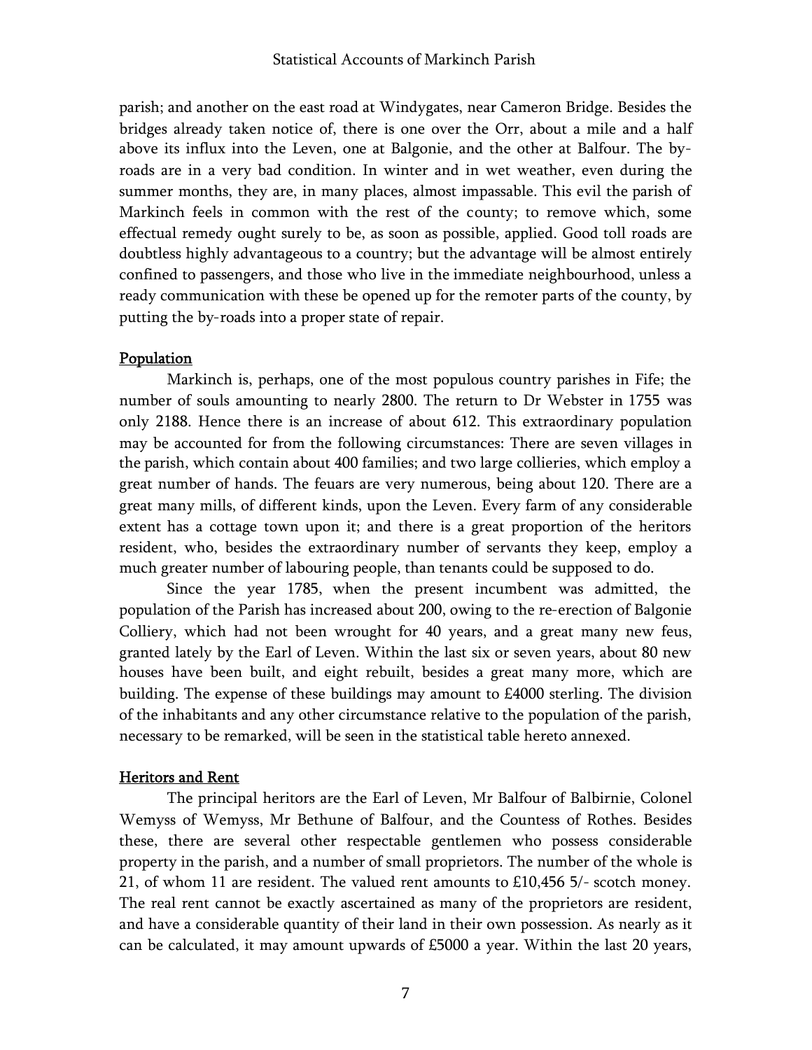parish; and another on the east road at Windygates, near Cameron Bridge. Besides the bridges already taken notice of, there is one over the Orr, about a mile and a half above its influx into the Leven, one at Balgonie, and the other at Balfour. The by-roads are in a very bad condition. In winter and in wet weather, even during the summer months, they are, in many places, almost impassable. This evil the parish of Markinch feels in common with the rest of the county; to remove which, some effectual remedy ought surely to be, as soon as possible, applied. Good toll roads are doubtless highly advantageous to a country; but the advantage will be almost entirely confined to passengers, and those who live in the immediate neighbourhood, unless a ready communication with these be opened up for the remoter parts of the county, by putting the by-roads into a proper state of repair.

## Population

Markinch is, perhaps, one of the most populous country parishes in Fife; the number of souls amounting to nearly 2800. The return to Dr Webster in 1755 was only 2188. Hence there is an increase of about 612. This extraordinary population may be accounted for from the following circumstances: There are seven villages in the parish, which contain about 400 families; and two large collieries, which employ a great number of hands. The feuars are very numerous, being about 120. There are a great many mills, of different kinds, upon the Leven. Every farm of any considerable extent has a cottage town upon it; and there is a great proportion of the heritors resident, who, besides the extraordinary number of servants they keep, employ a much greater number of labouring people, than tenants could be supposed to do.

Since the year 1785, when the present incumbent was admitted, the population of the Parish has increased about 200, owing to the re-erection of Balgonie Colliery, which had not been wrought for 40 years, and a great many new feus, granted lately by the Earl of Leven. Within the last six or seven years, about 80 new houses have been built, and eight rebuilt, besides a great many more, which are building. The expense of these buildings may amount to £4000 sterling. The division of the inhabitants and any other circumstance relative to the population of the parish, necessary to be remarked, will be seen in the statistical table hereto annexed.

## Heritors and Rent

The principal heritors are the Earl of Leven, Mr Balfour of Balbirnie, Colonel Wemyss of Wemyss, Mr Bethune of Balfour, and the Countess of Rothes. Besides these, there are several other respectable gentlemen who possess considerable property in the parish, and a number of small proprietors. The number of the whole is 21, of whom 11 are resident. The valued rent amounts to £10,456 5/- scotch money. The real rent cannot be exactly ascertained as many of the proprietors are resident, and have a considerable quantity of their land in their own possession. As nearly as it can be calculated, it may amount upwards of £5000 a year. Within the last 20 years,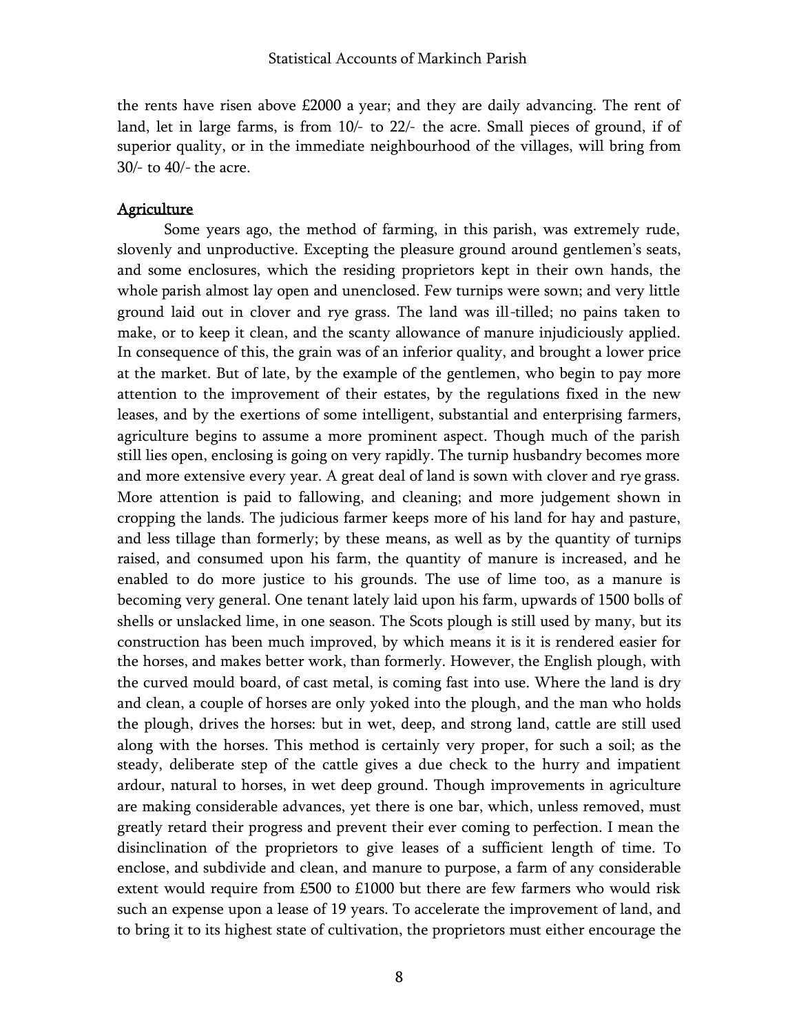the rents have risen above £2000 a year; and they are daily advancing. The rent of land, let in large farms, is from 10/- to 22/- the acre. Small pieces of ground, if of superior quality, or in the immediate neighbourhood of the villages, will bring from 30/- to 40/- the acre.

## Agriculture

Some years ago, the method of farming, in this parish, was extremely rude, slovenly and unproductive. Excepting the pleasure ground around gentlemen's seats, and some enclosures, which the residing proprietors kept in their own hands, the whole parish almost lay open and unenclosed. Few turnips were sown; and very little ground laid out in clover and rye grass. The land was ill-tilled; no pains taken to make, or to keep it clean, and the scanty allowance of manure injudiciously applied. In consequence of this, the grain was of an inferior quality, and brought a lower price at the market. But of late, by the example of the gentlemen, who begin to pay more attention to the improvement of their estates, by the regulations fixed in the new leases, and by the exertions of some intelligent, substantial and enterprising farmers, agriculture begins to assume a more prominent aspect. Though much of the parish still lies open, enclosing is going on very rapidly. The turnip husbandry becomes more and more extensive every year. A great deal of land is sown with clover and rye grass. More attention is paid to fallowing, and cleaning; and more judgement shown in cropping the lands. The judicious farmer keeps more of his land for hay and pasture, and less tillage than formerly; by these means, as well as by the quantity of turnips raised, and consumed upon his farm, the quantity of manure is increased, and he enabled to do more justice to his grounds. The use of lime too, as a manure is becoming very general. One tenant lately laid upon his farm, upwards of 1500 bolls of shells or unslacked lime, in one season. The Scots plough is still used by many, but its construction has been much improved, by which means it is it is rendered easier for the horses, and makes better work, than formerly. However, the English plough, with the curved mould board, of cast metal, is coming fast into use. Where the land is dry and clean, a couple of horses are only yoked into the plough, and the man who holds the plough, drives the horses: but in wet, deep, and strong land, cattle are still used along with the horses. This method is certainly very proper, for such a soil; as the steady, deliberate step of the cattle gives a due check to the hurry and impatient ardour, natural to horses, in wet deep ground. Though improvements in agriculture are making considerable advances, yet there is one bar, which, unless removed, must greatly retard their progress and prevent their ever coming to perfection. I mean the disinclination of the proprietors to give leases of a sufficient length of time. To enclose, and subdivide and clean, and manure to purpose, a farm of any considerable extent would require from £500 to £1000 but there are few farmers who would risk such an expense upon a lease of 19 years. To accelerate the improvement of land, and to bring it to its highest state of cultivation, the proprietors must either encourage the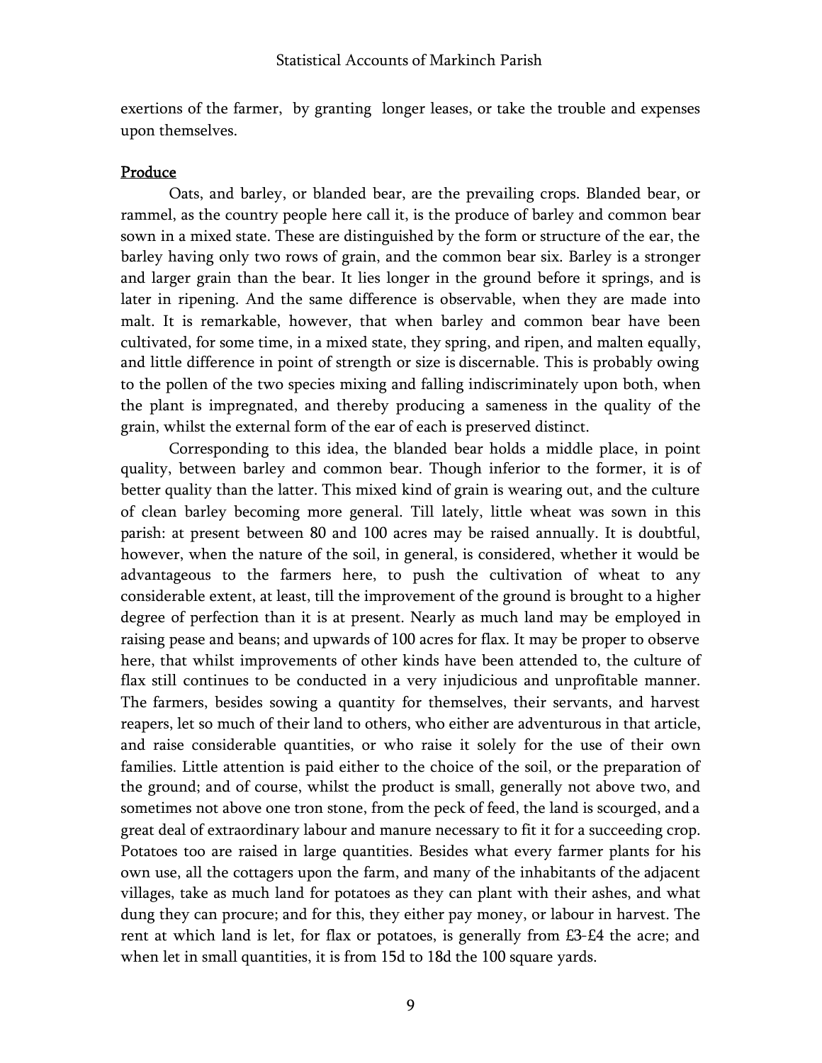exertions of the farmer, by granting longer leases, or take the trouble and expenses upon themselves.

## Produce

Oats, and barley, or blanded bear, are the prevailing crops. Blanded bear, or rammel, as the country people here call it, is the produce of barley and common bear sown in a mixed state. These are distinguished by the form or structure of the ear, the barley having only two rows of grain, and the common bear six. Barley is a stronger and larger grain than the bear. It lies longer in the ground before it springs, and is later in ripening. And the same difference is observable, when they are made into malt. It is remarkable, however, that when barley and common bear have been cultivated, for some time, in a mixed state, they spring, and ripen, and malten equally, and little difference in point of strength or size is discernable. This is probably owing to the pollen of the two species mixing and falling indiscriminately upon both, when the plant is impregnated, and thereby producing a sameness in the quality of the grain, whilst the external form of the ear of each is preserved distinct.

Corresponding to this idea, the blanded bear holds a middle place, in point quality, between barley and common bear. Though inferior to the former, it is of better quality than the latter. This mixed kind of grain is wearing out, and the culture of clean barley becoming more general. Till lately, little wheat was sown in this parish: at present between 80 and 100 acres may be raised annually. It is doubtful, however, when the nature of the soil, in general, is considered, whether it would be advantageous to the farmers here, to push the cultivation of wheat to any considerable extent, at least, till the improvement of the ground is brought to a higher degree of perfection than it is at present. Nearly as much land may be employed in raising pease and beans; and upwards of 100 acres for flax. It may be proper to observe here, that whilst improvements of other kinds have been attended to, the culture of flax still continues to be conducted in a very injudicious and unprofitable manner. The farmers, besides sowing a quantity for themselves, their servants, and harvest reapers, let so much of their land to others, who either are adventurous in that article, and raise considerable quantities, or who raise it solely for the use of their own families. Little attention is paid either to the choice of the soil, or the preparation of the ground; and of course, whilst the product is small, generally not above two, and sometimes not above one tron stone, from the peck of feed, the land is scourged, and a great deal of extraordinary labour and manure necessary to fit it for a succeeding crop. Potatoes too are raised in large quantities. Besides what every farmer plants for his own use, all the cottagers upon the farm, and many of the inhabitants of the adjacent villages, take as much land for potatoes as they can plant with their ashes, and what dung they can procure; and for this, they either pay money, or labour in harvest. The rent at which land is let, for flax or potatoes, is generally from £3-£4 the acre; and when let in small quantities, it is from 15d to 18d the 100 square yards.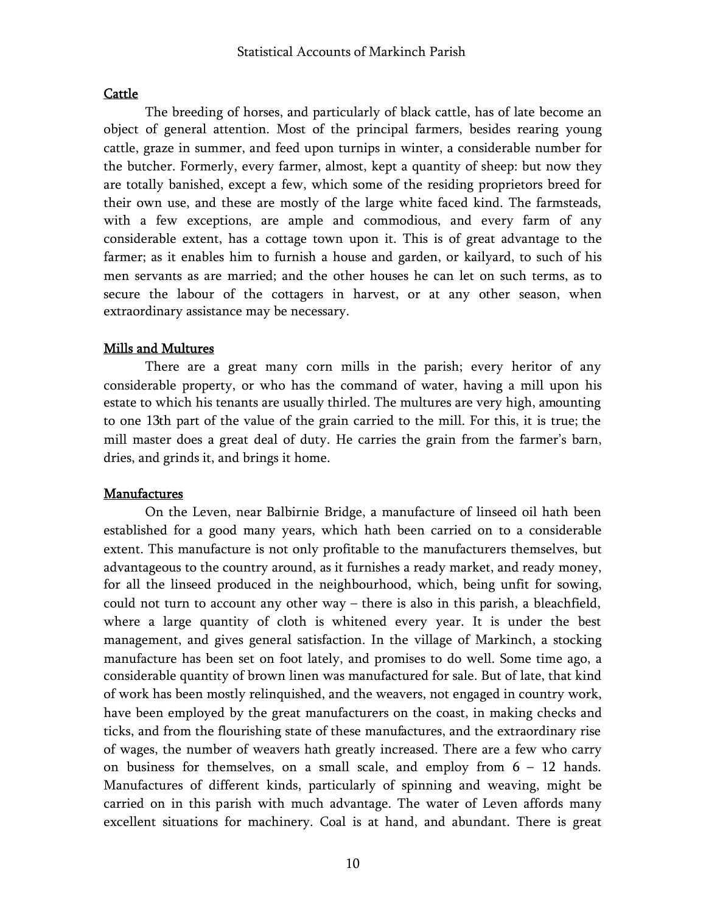## Cattle

The breeding of horses, and particularly of black cattle, has of late become an object of general attention. Most of the principal farmers, besides rearing young cattle, graze in summer, and feed upon turnips in winter, a considerable number for the butcher. Formerly, every farmer, almost, kept a quantity of sheep: but now they are totally banished, except a few, which some of the residing proprietors breed for their own use, and these are mostly of the large white faced kind. The farmsteads, with a few exceptions, are ample and commodious, and every farm of any considerable extent, has a cottage town upon it. This is of great advantage to the farmer; as it enables him to furnish a house and garden, or kailyard, to such of his men servants as are married; and the other houses he can let on such terms, as to secure the labour of the cottagers in harvest, or at any other season, when extraordinary assistance may be necessary.

## Mills and Multures

There are a great many corn mills in the parish; every heritor of any considerable property, or who has the command of water, having a mill upon his estate to which his tenants are usually thirled. The multures are very high, amounting to one 13th part of the value of the grain carried to the mill. For this, it is true; the mill master does a great deal of duty. He carries the grain from the farmer's barn, dries, and grinds it, and brings it home.

## Manufactures

On the Leven, near Balbirnie Bridge, a manufacture of linseed oil hath been established for a good many years, which hath been carried on to a considerable extent. This manufacture is not only profitable to the manufacturers themselves, but advantageous to the country around, as it furnishes a ready market, and ready money, for all the linseed produced in the neighbourhood, which, being unfit for sowing, could not turn to account any other way – there is also in this parish, a bleachfield, where a large quantity of cloth is whitened every year. It is under the best management, and gives general satisfaction. In the village of Markinch, a stocking manufacture has been set on foot lately, and promises to do well. Some time ago, a considerable quantity of brown linen was manufactured for sale. But of late, that kind of work has been mostly relinquished, and the weavers, not engaged in country work, have been employed by the great manufacturers on the coast, in making checks and ticks, and from the flourishing state of these manufactures, and the extraordinary rise of wages, the number of weavers hath greatly increased. There are a few who carry on business for themselves, on a small scale, and employ from 6 – 12 hands. Manufactures of different kinds, particularly of spinning and weaving, might be carried on in this parish with much advantage. The water of Leven affords many excellent situations for machinery. Coal is at hand, and abundant. There is great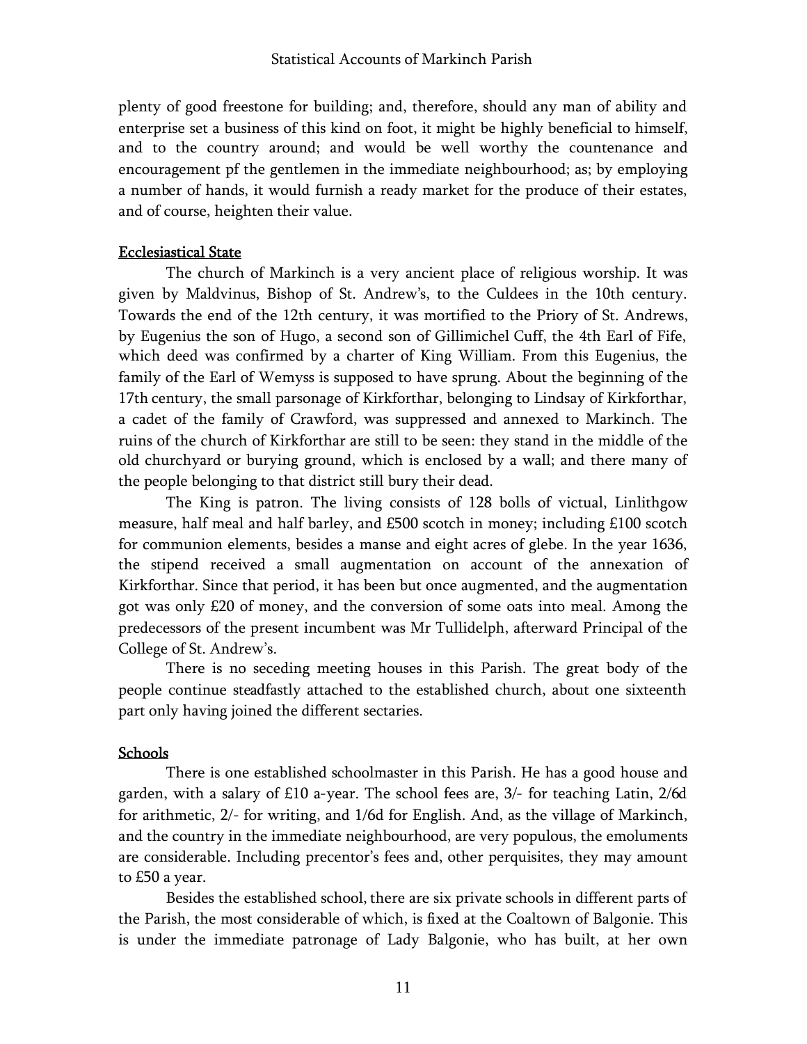plenty of good freestone for building; and, therefore, should any man of ability and enterprise set a business of this kind on foot, it might be highly beneficial to himself, and to the country around; and would be well worthy the countenance and encouragement pf the gentlemen in the immediate neighbourhood; as; by employing a number of hands, it would furnish a ready market for the produce of their estates, and of course, heighten their value.

## Ecclesiastical State

The church of Markinch is a very ancient place of religious worship. It was given by Maldvinus, Bishop of St. Andrew's, to the Culdees in the 10th century. Towards the end of the 12th century, it was mortified to the Priory of St. Andrews, by Eugenius the son of Hugo, a second son of Gillimichel Cuff, the 4th Earl of Fife, which deed was confirmed by a charter of King William. From this Eugenius, the family of the Earl of Wemyss is supposed to have sprung. About the beginning of the 17th century, the small parsonage of Kirkforthar, belonging to Lindsay of Kirkforthar, a cadet of the family of Crawford, was suppressed and annexed to Markinch. The ruins of the church of Kirkforthar are still to be seen: they stand in the middle of the old churchyard or burying ground, which is enclosed by a wall; and there many of the people belonging to that district still bury their dead.

The King is patron. The living consists of 128 bolls of victual, Linlithgow measure, half meal and half barley, and £500 scotch in money; including £100 scotch for communion elements, besides a manse and eight acres of glebe. In the year 1636, the stipend received a small augmentation on account of the annexation of Kirkforthar. Since that period, it has been but once augmented, and the augmentation got was only £20 of money, and the conversion of some oats into meal. Among the predecessors of the present incumbent was Mr Tullidelph, afterward Principal of the College of St. Andrew's.

There is no seceding meeting houses in this Parish. The great body of the people continue steadfastly attached to the established church, about one sixteenth part only having joined the different sectaries.

## Schools

There is one established schoolmaster in this Parish. He has a good house and garden, with a salary of £10 a-year. The school fees are, 3/- for teaching Latin, 2/6d for arithmetic, 2/- for writing, and 1/6d for English. And, as the village of Markinch, and the country in the immediate neighbourhood, are very populous, the emoluments are considerable. Including precentor's fees and, other perquisites, they may amount to £50 a year.

Besides the established school, there are six private schools in different parts of the Parish, the most considerable of which, is fixed at the Coaltown of Balgonie. This is under the immediate patronage of Lady Balgonie, who has built, at her own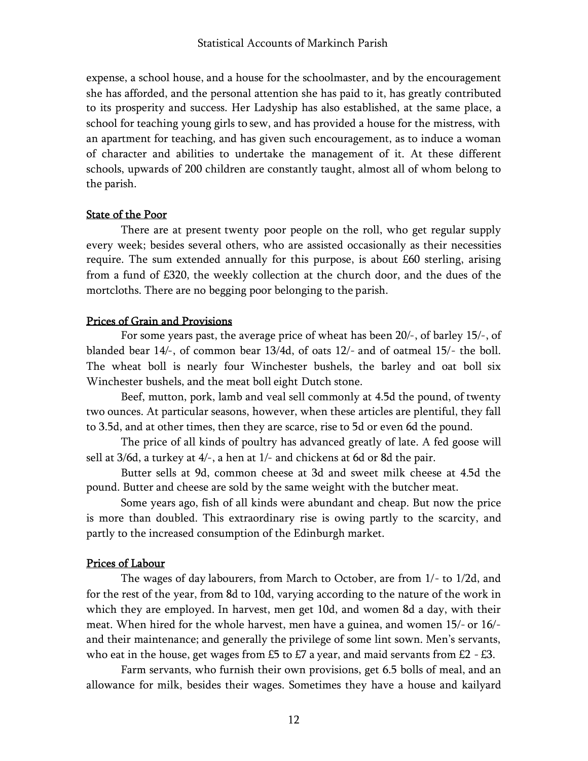expense, a school house, and a house for the schoolmaster, and by the encouragement she has afforded, and the personal attention she has paid to it, has greatly contributed to its prosperity and success. Her Ladyship has also established, at the same place, a school for teaching young girls to sew, and has provided a house for the mistress, with an apartment for teaching, and has given such encouragement, as to induce a woman of character and abilities to undertake the management of it. At these different schools, upwards of 200 children are constantly taught, almost all of whom belong to the parish.

## State of the Poor

There are at present twenty poor people on the roll, who get regular supply every week; besides several others, who are assisted occasionally as their necessities require. The sum extended annually for this purpose, is about £60 sterling, arising from a fund of £320, the weekly collection at the church door, and the dues of the mortcloths. There are no begging poor belonging to the parish.

## Prices of Grain and Provisions

For some years past, the average price of wheat has been 20/-, of barley 15/-, of blanded bear 14/-, of common bear 13/4d, of oats 12/- and of oatmeal 15/- the boll. The wheat boll is nearly four Winchester bushels, the barley and oat boll six Winchester bushels, and the meat boll eight Dutch stone.

Beef, mutton, pork, lamb and veal sell commonly at 4.5d the pound, of twenty two ounces. At particular seasons, however, when these articles are plentiful, they fall to 3.5d, and at other times, then they are scarce, rise to 5d or even 6d the pound.

The price of all kinds of poultry has advanced greatly of late. A fed goose will sell at 3/6d, a turkey at 4/-, a hen at 1/- and chickens at 6d or 8d the pair.

Butter sells at 9d, common cheese at 3d and sweet milk cheese at 4.5d the pound. Butter and cheese are sold by the same weight with the butcher meat.

Some years ago, fish of all kinds were abundant and cheap. But now the price is more than doubled. This extraordinary rise is owing partly to the scarcity, and partly to the increased consumption of the Edinburgh market.

## Prices of Labour

The wages of day labourers, from March to October, are from 1/- to 1/2d, and for the rest of the year, from 8d to 10d, varying according to the nature of the work in which they are employed. In harvest, men get 10d, and women 8d a day, with their meat. When hired for the whole harvest, men have a guinea, and women 15/- or 16/- and their maintenance; and generally the privilege of some lint sown. Men's servants, who eat in the house, get wages from £5 to £7 a year, and maid servants from £2 - £3.

Farm servants, who furnish their own provisions, get 6.5 bolls of meal, and an allowance for milk, besides their wages. Sometimes they have a house and kailyard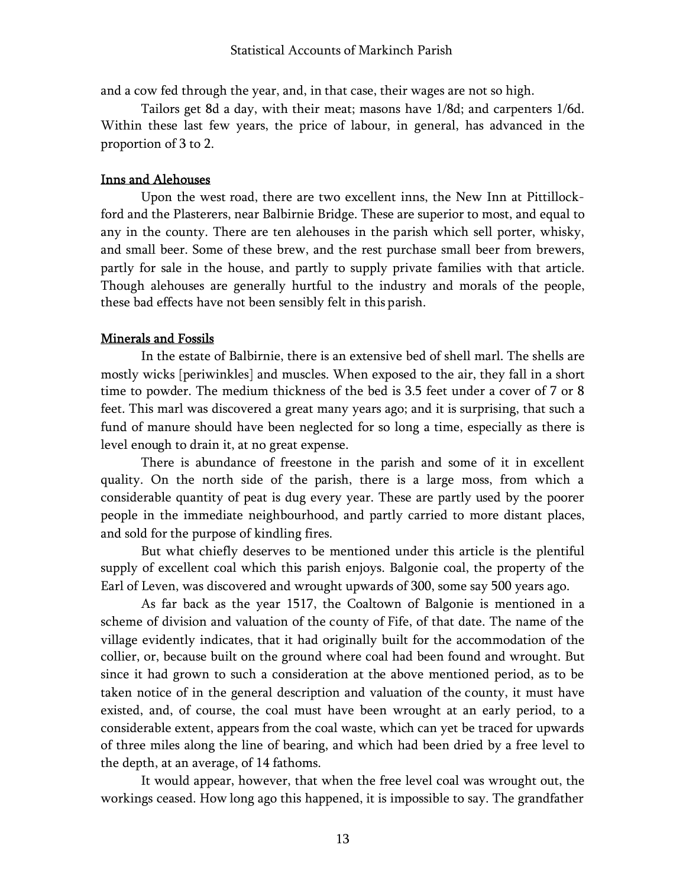and a cow fed through the year, and, in that case, their wages are not so high.

Tailors get 8d a day, with their meat; masons have 1/8d; and carpenters 1/6d. Within these last few years, the price of labour, in general, has advanced in the proportion of 3 to 2.

## Inns and Alehouses

Upon the west road, there are two excellent inns, the New Inn at Pittillock-ford and the Plasterers, near Balbirnie Bridge. These are superior to most, and equal to any in the county. There are ten alehouses in the parish which sell porter, whisky, and small beer. Some of these brew, and the rest purchase small beer from brewers, partly for sale in the house, and partly to supply private families with that article. Though alehouses are generally hurtful to the industry and morals of the people, these bad effects have not been sensibly felt in this parish.

## Minerals and Fossils

In the estate of Balbirnie, there is an extensive bed of shell marl. The shells are mostly wicks [periwinkles] and muscles. When exposed to the air, they fall in a short time to powder. The medium thickness of the bed is 3.5 feet under a cover of 7 or 8 feet. This marl was discovered a great many years ago; and it is surprising, that such a fund of manure should have been neglected for so long a time, especially as there is level enough to drain it, at no great expense.

There is abundance of freestone in the parish and some of it in excellent quality. On the north side of the parish, there is a large moss, from which a considerable quantity of peat is dug every year. These are partly used by the poorer people in the immediate neighbourhood, and partly carried to more distant places, and sold for the purpose of kindling fires.

But what chiefly deserves to be mentioned under this article is the plentiful supply of excellent coal which this parish enjoys. Balgonie coal, the property of the Earl of Leven, was discovered and wrought upwards of 300, some say 500 years ago.

As far back as the year 1517, the Coaltown of Balgonie is mentioned in a scheme of division and valuation of the county of Fife, of that date. The name of the village evidently indicates, that it had originally built for the accommodation of the collier, or, because built on the ground where coal had been found and wrought. But since it had grown to such a consideration at the above mentioned period, as to be taken notice of in the general description and valuation of the county, it must have existed, and, of course, the coal must have been wrought at an early period, to a considerable extent, appears from the coal waste, which can yet be traced for upwards of three miles along the line of bearing, and which had been dried by a free level to the depth, at an average, of 14 fathoms.

It would appear, however, that when the free level coal was wrought out, the workings ceased. How long ago this happened, it is impossible to say. The grandfather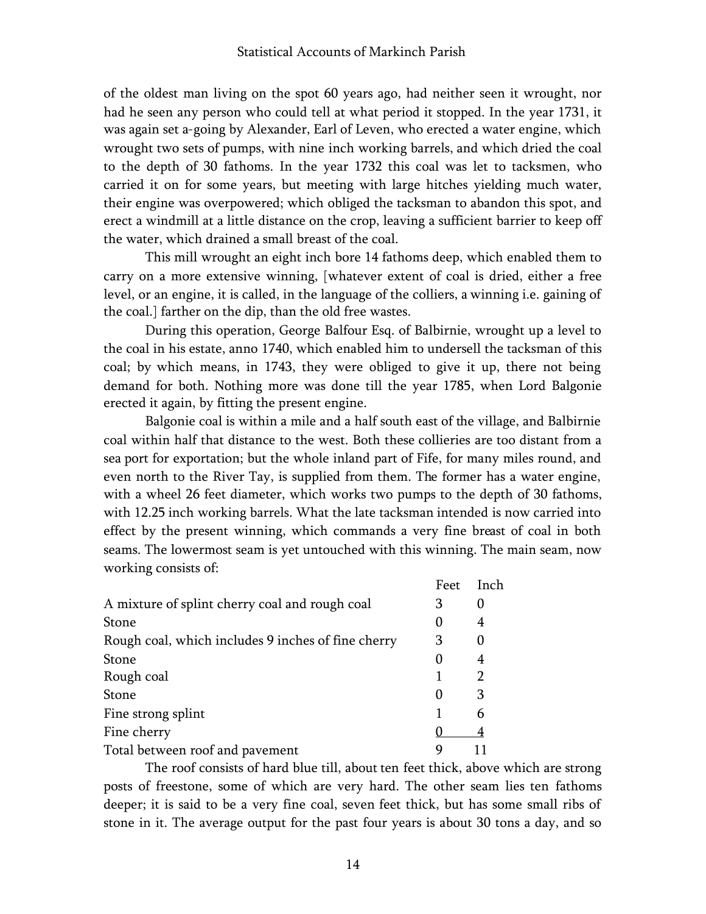of the oldest man living on the spot 60 years ago, had neither seen it wrought, nor had he seen any person who could tell at what period it stopped. In the year 1731, it was again set a-going by Alexander, Earl of Leven, who erected a water engine, which wrought two sets of pumps, with nine inch working barrels, and which dried the coal to the depth of 30 fathoms. In the year 1732 this coal was let to tacksmen, who carried it on for some years, but meeting with large hitches yielding much water, their engine was overpowered; which obliged the tacksman to abandon this spot, and erect a windmill at a little distance on the crop, leaving a sufficient barrier to keep off the water, which drained a small breast of the coal.

This mill wrought an eight inch bore 14 fathoms deep, which enabled them to carry on a more extensive winning, [whatever extent of coal is dried, either a free level, or an engine, it is called, in the language of the colliers, a winning i.e. gaining of the coal.] farther on the dip, than the old free wastes.

During this operation, George Balfour Esq. of Balbirnie, wrought up a level to the coal in his estate, anno 1740, which enabled him to undersell the tacksman of this coal; by which means, in 1743, they were obliged to give it up, there not being demand for both. Nothing more was done till the year 1785, when Lord Balgonie erected it again, by fitting the present engine.

Balgonie coal is within a mile and a half south east of the village, and Balbirnie coal within half that distance to the west. Both these collieries are too distant from a sea port for exportation; but the whole inland part of Fife, for many miles round, and even north to the River Tay, is supplied from them. The former has a water engine, with a wheel 26 feet diameter, which works two pumps to the depth of 30 fathoms, with 12.25 inch working barrels. What the late tacksman intended is now carried into effect by the present winning, which commands a very fine breast of coal in both seams. The lowermost seam is yet untouched with this winning. The main seam, now working consists of:

| | Feet | Inch |
|---|---|---|
| A mixture of splint cherry coal and rough coal | 3 | 0 |
| Stone | 0 | 4 |
| Rough coal, which includes 9 inches of fine cherry | 3 | 0 |
| Stone | 0 | 4 |
| Rough coal | 1 | 2 |
| Stone | 0 | 3 |
| Fine strong splint | 1 | 6 |
| Fine cherry | 0 | 4 |
| Total between roof and pavement | 9 | 11 |

The roof consists of hard blue till, about ten feet thick, above which are strong posts of freestone, some of which are very hard. The other seam lies ten fathoms deeper; it is said to be a very fine coal, seven feet thick, but has some small ribs of stone in it. The average output for the past four years is about 30 tons a day, and so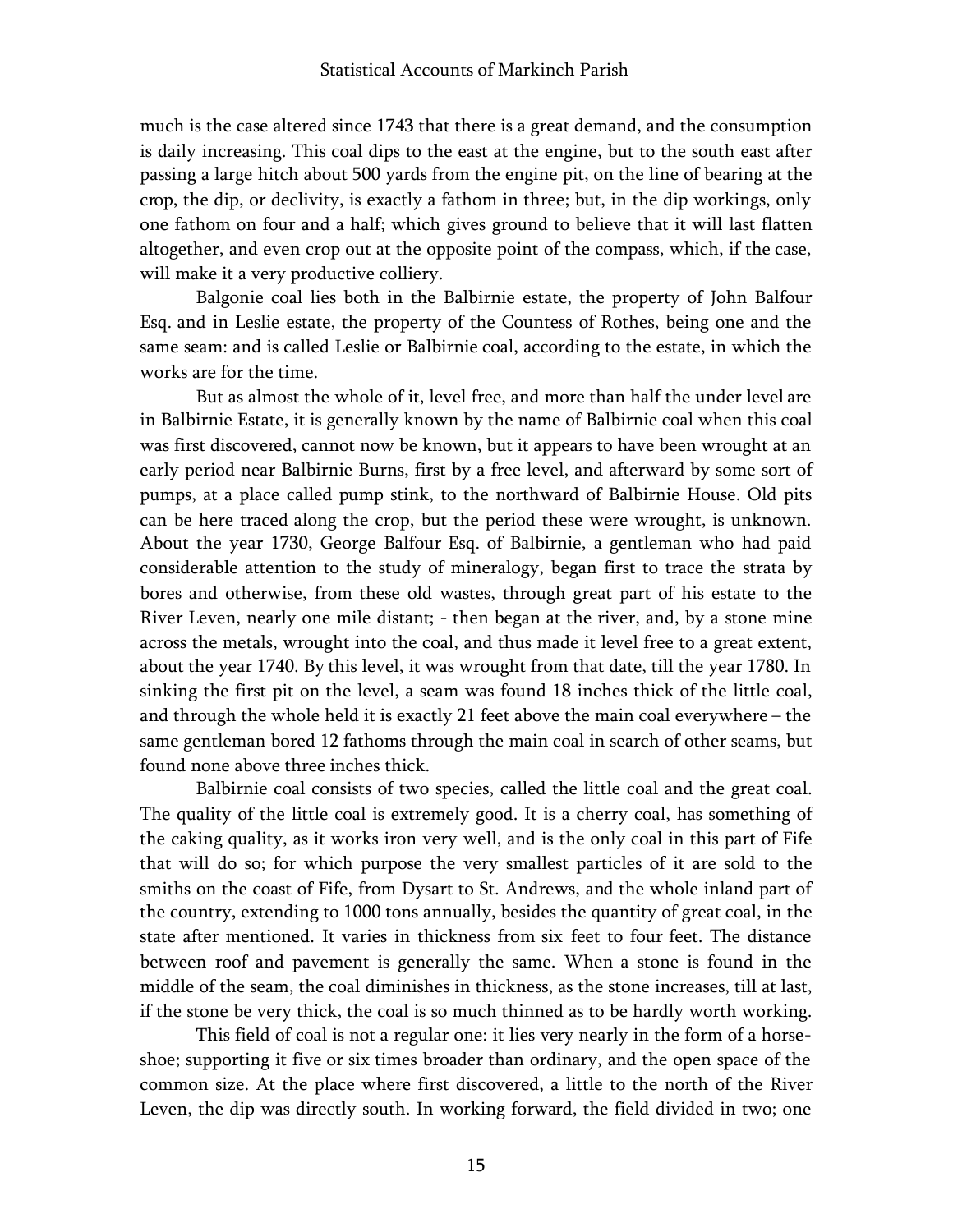much is the case altered since 1743 that there is a great demand, and the consumption is daily increasing. This coal dips to the east at the engine, but to the south east after passing a large hitch about 500 yards from the engine pit, on the line of bearing at the crop, the dip, or declivity, is exactly a fathom in three; but, in the dip workings, only one fathom on four and a half; which gives ground to believe that it will last flatten altogether, and even crop out at the opposite point of the compass, which, if the case, will make it a very productive colliery.

Balgonie coal lies both in the Balbirnie estate, the property of John Balfour Esq. and in Leslie estate, the property of the Countess of Rothes, being one and the same seam: and is called Leslie or Balbirnie coal, according to the estate, in which the works are for the time.

But as almost the whole of it, level free, and more than half the under level are in Balbirnie Estate, it is generally known by the name of Balbirnie coal when this coal was first discovered, cannot now be known, but it appears to have been wrought at an early period near Balbirnie Burns, first by a free level, and afterward by some sort of pumps, at a place called pump stink, to the northward of Balbirnie House. Old pits can be here traced along the crop, but the period these were wrought, is unknown. About the year 1730, George Balfour Esq. of Balbirnie, a gentleman who had paid considerable attention to the study of mineralogy, began first to trace the strata by bores and otherwise, from these old wastes, through great part of his estate to the River Leven, nearly one mile distant; - then began at the river, and, by a stone mine across the metals, wrought into the coal, and thus made it level free to a great extent, about the year 1740. By this level, it was wrought from that date, till the year 1780. In sinking the first pit on the level, a seam was found 18 inches thick of the little coal, and through the whole held it is exactly 21 feet above the main coal everywhere – the same gentleman bored 12 fathoms through the main coal in search of other seams, but found none above three inches thick.

Balbirnie coal consists of two species, called the little coal and the great coal. The quality of the little coal is extremely good. It is a cherry coal, has something of the caking quality, as it works iron very well, and is the only coal in this part of Fife that will do so; for which purpose the very smallest particles of it are sold to the smiths on the coast of Fife, from Dysart to St. Andrews, and the whole inland part of the country, extending to 1000 tons annually, besides the quantity of great coal, in the state after mentioned. It varies in thickness from six feet to four feet. The distance between roof and pavement is generally the same. When a stone is found in the middle of the seam, the coal diminishes in thickness, as the stone increases, till at last, if the stone be very thick, the coal is so much thinned as to be hardly worth working.

This field of coal is not a regular one: it lies very nearly in the form of a horse-shoe; supporting it five or six times broader than ordinary, and the open space of the common size. At the place where first discovered, a little to the north of the River Leven, the dip was directly south. In working forward, the field divided in two; one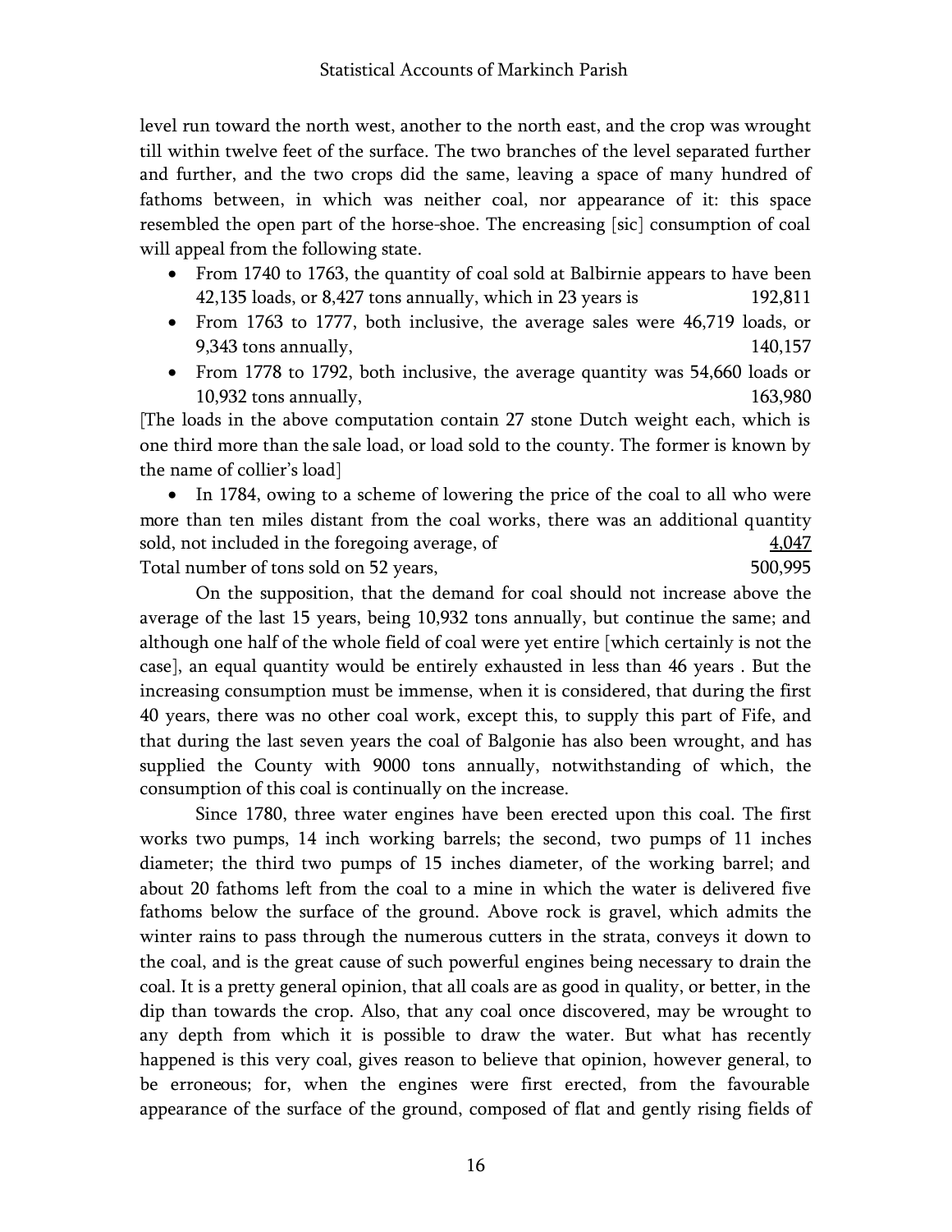level run toward the north west, another to the north east, and the crop was wrought till within twelve feet of the surface. The two branches of the level separated further and further, and the two crops did the same, leaving a space of many hundred of fathoms between, in which was neither coal, nor appearance of it: this space resembled the open part of the horse-shoe. The encreasing [sic] consumption of coal will appeal from the following state.

- From 1740 to 1763, the quantity of coal sold at Balbirnie appears to have been 42,135 loads, or 8,427 tons annually, which in 23 years is 192,811
- From 1763 to 1777, both inclusive, the average sales were 46,719 loads, or 9,343 tons annually, 140,157
- From 1778 to 1792, both inclusive, the average quantity was 54,660 loads or 10,932 tons annually, 163,980

[The loads in the above computation contain 27 stone Dutch weight each, which is one third more than the sale load, or load sold to the county. The former is known by the name of collier's load]

- In 1784, owing to a scheme of lowering the price of the coal to all who were more than ten miles distant from the coal works, there was an additional quantity sold, not included in the foregoing average, of 4,047

Total number of tons sold on 52 years, 500,995

On the supposition, that the demand for coal should not increase above the average of the last 15 years, being 10,932 tons annually, but continue the same; and although one half of the whole field of coal were yet entire [which certainly is not the case], an equal quantity would be entirely exhausted in less than 46 years . But the increasing consumption must be immense, when it is considered, that during the first 40 years, there was no other coal work, except this, to supply this part of Fife, and that during the last seven years the coal of Balgonie has also been wrought, and has supplied the County with 9000 tons annually, notwithstanding of which, the consumption of this coal is continually on the increase.

Since 1780, three water engines have been erected upon this coal. The first works two pumps, 14 inch working barrels; the second, two pumps of 11 inches diameter; the third two pumps of 15 inches diameter, of the working barrel; and about 20 fathoms left from the coal to a mine in which the water is delivered five fathoms below the surface of the ground. Above rock is gravel, which admits the winter rains to pass through the numerous cutters in the strata, conveys it down to the coal, and is the great cause of such powerful engines being necessary to drain the coal. It is a pretty general opinion, that all coals are as good in quality, or better, in the dip than towards the crop. Also, that any coal once discovered, may be wrought to any depth from which it is possible to draw the water. But what has recently happened is this very coal, gives reason to believe that opinion, however general, to be erroneous; for, when the engines were first erected, from the favourable appearance of the surface of the ground, composed of flat and gently rising fields of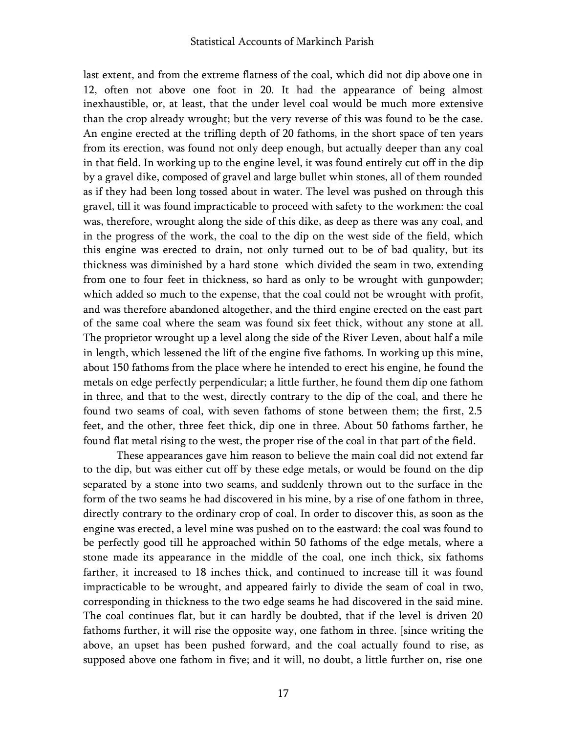last extent, and from the extreme flatness of the coal, which did not dip above one in 12, often not above one foot in 20. It had the appearance of being almost inexhaustible, or, at least, that the under level coal would be much more extensive than the crop already wrought; but the very reverse of this was found to be the case. An engine erected at the trifling depth of 20 fathoms, in the short space of ten years from its erection, was found not only deep enough, but actually deeper than any coal in that field. In working up to the engine level, it was found entirely cut off in the dip by a gravel dike, composed of gravel and large bullet whin stones, all of them rounded as if they had been long tossed about in water. The level was pushed on through this gravel, till it was found impracticable to proceed with safety to the workmen: the coal was, therefore, wrought along the side of this dike, as deep as there was any coal, and in the progress of the work, the coal to the dip on the west side of the field, which this engine was erected to drain, not only turned out to be of bad quality, but its thickness was diminished by a hard stone which divided the seam in two, extending from one to four feet in thickness, so hard as only to be wrought with gunpowder; which added so much to the expense, that the coal could not be wrought with profit, and was therefore abandoned altogether, and the third engine erected on the east part of the same coal where the seam was found six feet thick, without any stone at all. The proprietor wrought up a level along the side of the River Leven, about half a mile in length, which lessened the lift of the engine five fathoms. In working up this mine, about 150 fathoms from the place where he intended to erect his engine, he found the metals on edge perfectly perpendicular; a little further, he found them dip one fathom in three, and that to the west, directly contrary to the dip of the coal, and there he found two seams of coal, with seven fathoms of stone between them; the first, 2.5 feet, and the other, three feet thick, dip one in three. About 50 fathoms farther, he found flat metal rising to the west, the proper rise of the coal in that part of the field.

These appearances gave him reason to believe the main coal did not extend far to the dip, but was either cut off by these edge metals, or would be found on the dip separated by a stone into two seams, and suddenly thrown out to the surface in the form of the two seams he had discovered in his mine, by a rise of one fathom in three, directly contrary to the ordinary crop of coal. In order to discover this, as soon as the engine was erected, a level mine was pushed on to the eastward: the coal was found to be perfectly good till he approached within 50 fathoms of the edge metals, where a stone made its appearance in the middle of the coal, one inch thick, six fathoms farther, it increased to 18 inches thick, and continued to increase till it was found impracticable to be wrought, and appeared fairly to divide the seam of coal in two, corresponding in thickness to the two edge seams he had discovered in the said mine. The coal continues flat, but it can hardly be doubted, that if the level is driven 20 fathoms further, it will rise the opposite way, one fathom in three. [since writing the above, an upset has been pushed forward, and the coal actually found to rise, as supposed above one fathom in five; and it will, no doubt, a little further on, rise one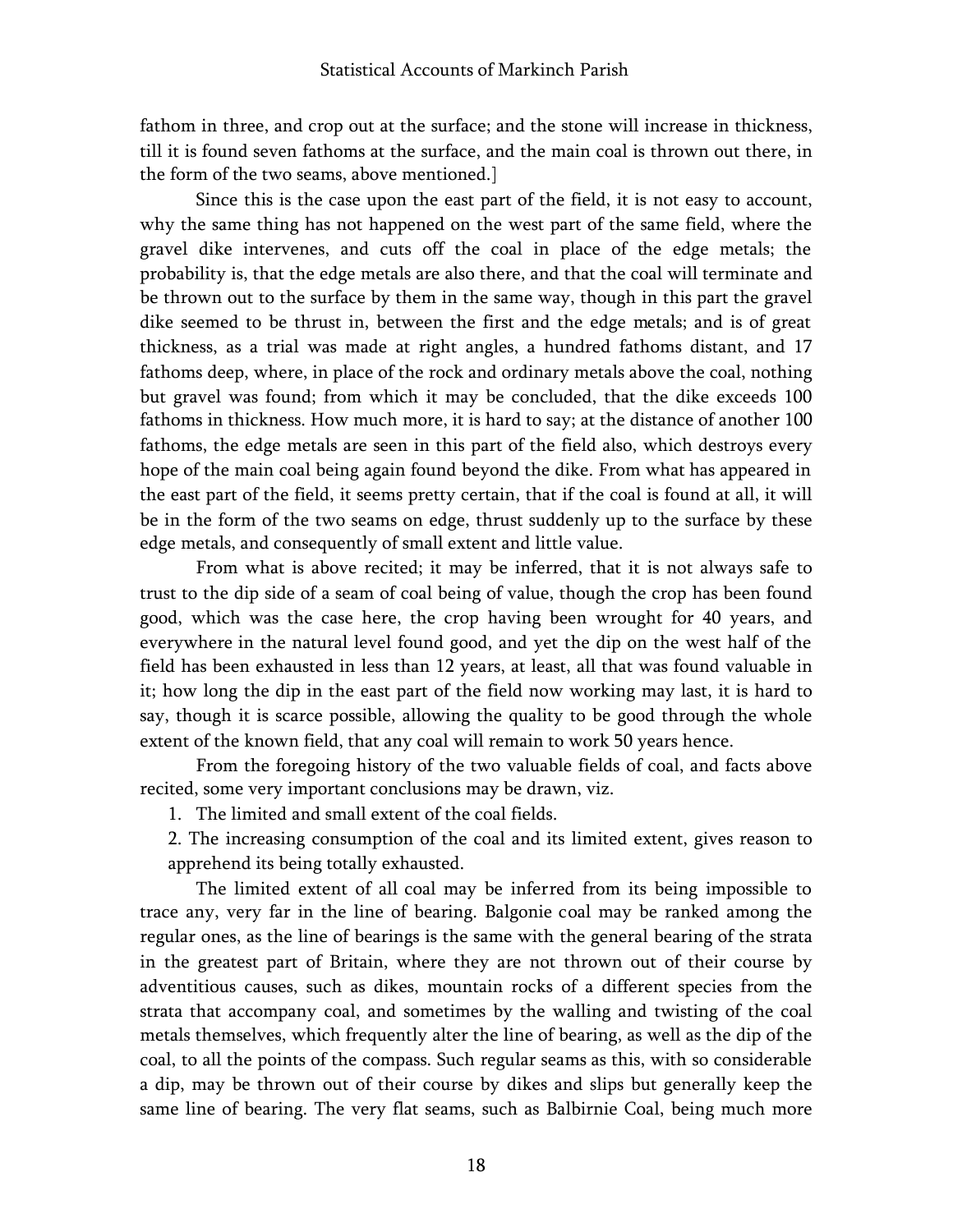fathom in three, and crop out at the surface; and the stone will increase in thickness, till it is found seven fathoms at the surface, and the main coal is thrown out there, in the form of the two seams, above mentioned.]

Since this is the case upon the east part of the field, it is not easy to account, why the same thing has not happened on the west part of the same field, where the gravel dike intervenes, and cuts off the coal in place of the edge metals; the probability is, that the edge metals are also there, and that the coal will terminate and be thrown out to the surface by them in the same way, though in this part the gravel dike seemed to be thrust in, between the first and the edge metals; and is of great thickness, as a trial was made at right angles, a hundred fathoms distant, and 17 fathoms deep, where, in place of the rock and ordinary metals above the coal, nothing but gravel was found; from which it may be concluded, that the dike exceeds 100 fathoms in thickness. How much more, it is hard to say; at the distance of another 100 fathoms, the edge metals are seen in this part of the field also, which destroys every hope of the main coal being again found beyond the dike. From what has appeared in the east part of the field, it seems pretty certain, that if the coal is found at all, it will be in the form of the two seams on edge, thrust suddenly up to the surface by these edge metals, and consequently of small extent and little value.

From what is above recited; it may be inferred, that it is not always safe to trust to the dip side of a seam of coal being of value, though the crop has been found good, which was the case here, the crop having been wrought for 40 years, and everywhere in the natural level found good, and yet the dip on the west half of the field has been exhausted in less than 12 years, at least, all that was found valuable in it; how long the dip in the east part of the field now working may last, it is hard to say, though it is scarce possible, allowing the quality to be good through the whole extent of the known field, that any coal will remain to work 50 years hence.

From the foregoing history of the two valuable fields of coal, and facts above recited, some very important conclusions may be drawn, viz.

1. The limited and small extent of the coal fields.
2. The increasing consumption of the coal and its limited extent, gives reason to apprehend its being totally exhausted.

The limited extent of all coal may be inferred from its being impossible to trace any, very far in the line of bearing. Balgonie coal may be ranked among the regular ones, as the line of bearings is the same with the general bearing of the strata in the greatest part of Britain, where they are not thrown out of their course by adventitious causes, such as dikes, mountain rocks of a different species from the strata that accompany coal, and sometimes by the walling and twisting of the coal metals themselves, which frequently alter the line of bearing, as well as the dip of the coal, to all the points of the compass. Such regular seams as this, with so considerable a dip, may be thrown out of their course by dikes and slips but generally keep the same line of bearing. The very flat seams, such as Balbirnie Coal, being much more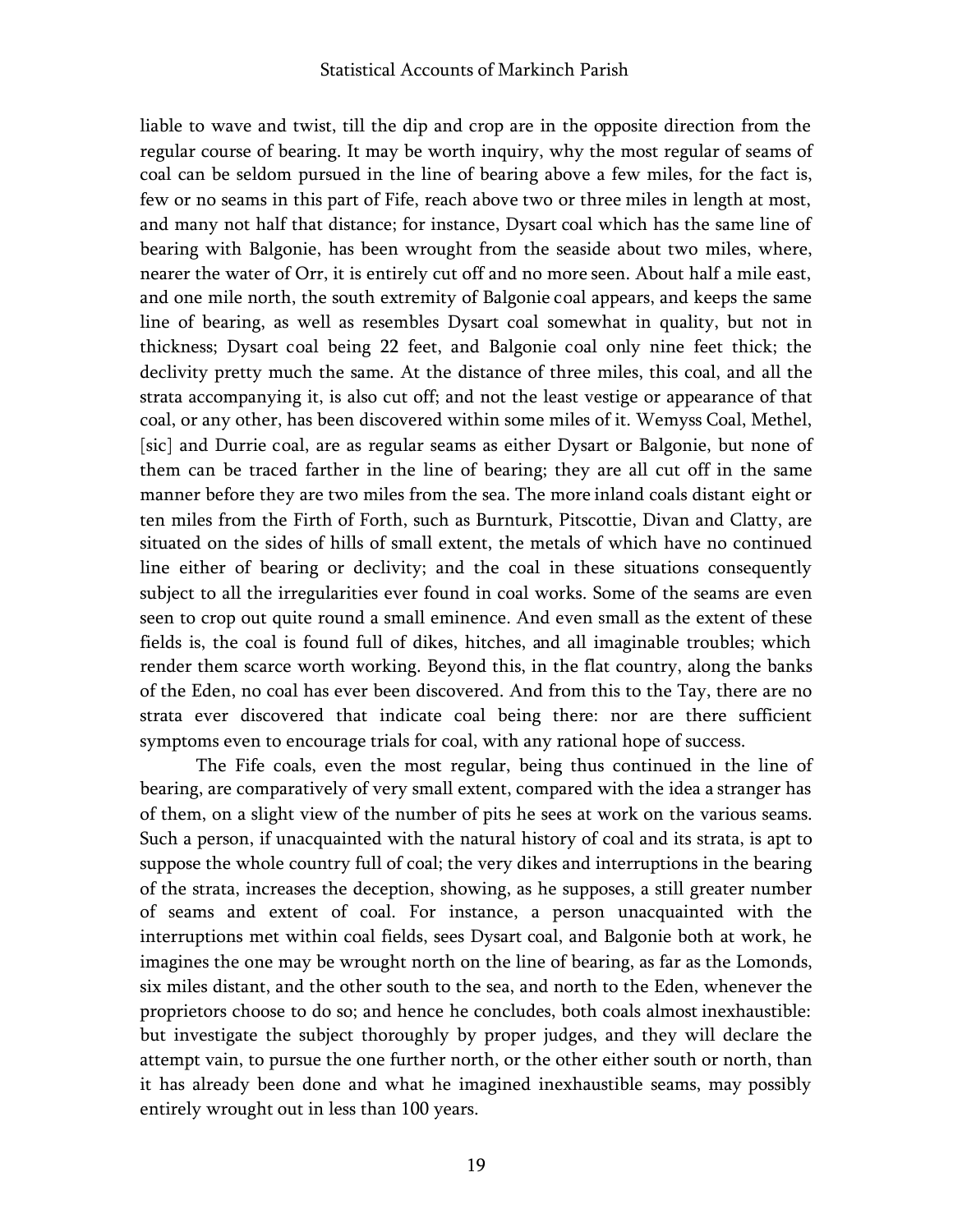liable to wave and twist, till the dip and crop are in the opposite direction from the regular course of bearing. It may be worth inquiry, why the most regular of seams of coal can be seldom pursued in the line of bearing above a few miles, for the fact is, few or no seams in this part of Fife, reach above two or three miles in length at most, and many not half that distance; for instance, Dysart coal which has the same line of bearing with Balgonie, has been wrought from the seaside about two miles, where, nearer the water of Orr, it is entirely cut off and no more seen. About half a mile east, and one mile north, the south extremity of Balgonie coal appears, and keeps the same line of bearing, as well as resembles Dysart coal somewhat in quality, but not in thickness; Dysart coal being 22 feet, and Balgonie coal only nine feet thick; the declivity pretty much the same. At the distance of three miles, this coal, and all the strata accompanying it, is also cut off; and not the least vestige or appearance of that coal, or any other, has been discovered within some miles of it. Wemyss Coal, Methel, [sic] and Durrie coal, are as regular seams as either Dysart or Balgonie, but none of them can be traced farther in the line of bearing; they are all cut off in the same manner before they are two miles from the sea. The more inland coals distant eight or ten miles from the Firth of Forth, such as Burnturk, Pitscottie, Divan and Clatty, are situated on the sides of hills of small extent, the metals of which have no continued line either of bearing or declivity; and the coal in these situations consequently subject to all the irregularities ever found in coal works. Some of the seams are even seen to crop out quite round a small eminence. And even small as the extent of these fields is, the coal is found full of dikes, hitches, and all imaginable troubles; which render them scarce worth working. Beyond this, in the flat country, along the banks of the Eden, no coal has ever been discovered. And from this to the Tay, there are no strata ever discovered that indicate coal being there: nor are there sufficient symptoms even to encourage trials for coal, with any rational hope of success.

The Fife coals, even the most regular, being thus continued in the line of bearing, are comparatively of very small extent, compared with the idea a stranger has of them, on a slight view of the number of pits he sees at work on the various seams. Such a person, if unacquainted with the natural history of coal and its strata, is apt to suppose the whole country full of coal; the very dikes and interruptions in the bearing of the strata, increases the deception, showing, as he supposes, a still greater number of seams and extent of coal. For instance, a person unacquainted with the interruptions met within coal fields, sees Dysart coal, and Balgonie both at work, he imagines the one may be wrought north on the line of bearing, as far as the Lomonds, six miles distant, and the other south to the sea, and north to the Eden, whenever the proprietors choose to do so; and hence he concludes, both coals almost inexhaustible: but investigate the subject thoroughly by proper judges, and they will declare the attempt vain, to pursue the one further north, or the other either south or north, than it has already been done and what he imagined inexhaustible seams, may possibly entirely wrought out in less than 100 years.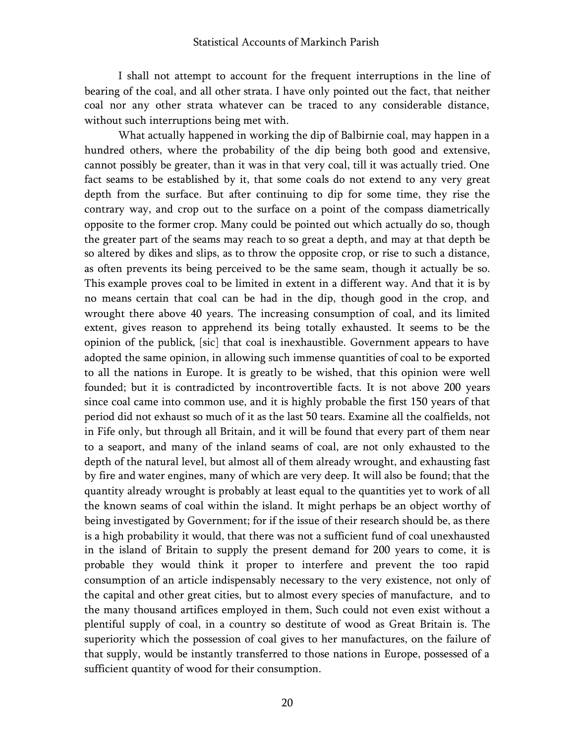I shall not attempt to account for the frequent interruptions in the line of bearing of the coal, and all other strata. I have only pointed out the fact, that neither coal nor any other strata whatever can be traced to any considerable distance, without such interruptions being met with.

What actually happened in working the dip of Balbirnie coal, may happen in a hundred others, where the probability of the dip being both good and extensive, cannot possibly be greater, than it was in that very coal, till it was actually tried. One fact seams to be established by it, that some coals do not extend to any very great depth from the surface. But after continuing to dip for some time, they rise the contrary way, and crop out to the surface on a point of the compass diametrically opposite to the former crop. Many could be pointed out which actually do so, though the greater part of the seams may reach to so great a depth, and may at that depth be so altered by dikes and slips, as to throw the opposite crop, or rise to such a distance, as often prevents its being perceived to be the same seam, though it actually be so. This example proves coal to be limited in extent in a different way. And that it is by no means certain that coal can be had in the dip, though good in the crop, and wrought there above 40 years. The increasing consumption of coal, and its limited extent, gives reason to apprehend its being totally exhausted. It seems to be the opinion of the publick, [sic] that coal is inexhaustible. Government appears to have adopted the same opinion, in allowing such immense quantities of coal to be exported to all the nations in Europe. It is greatly to be wished, that this opinion were well founded; but it is contradicted by incontrovertible facts. It is not above 200 years since coal came into common use, and it is highly probable the first 150 years of that period did not exhaust so much of it as the last 50 tears. Examine all the coalfields, not in Fife only, but through all Britain, and it will be found that every part of them near to a seaport, and many of the inland seams of coal, are not only exhausted to the depth of the natural level, but almost all of them already wrought, and exhausting fast by fire and water engines, many of which are very deep. It will also be found; that the quantity already wrought is probably at least equal to the quantities yet to work of all the known seams of coal within the island. It might perhaps be an object worthy of being investigated by Government; for if the issue of their research should be, as there is a high probability it would, that there was not a sufficient fund of coal unexhausted in the island of Britain to supply the present demand for 200 years to come, it is probable they would think it proper to interfere and prevent the too rapid consumption of an article indispensably necessary to the very existence, not only of the capital and other great cities, but to almost every species of manufacture, and to the many thousand artifices employed in them, Such could not even exist without a plentiful supply of coal, in a country so destitute of wood as Great Britain is. The superiority which the possession of coal gives to her manufactures, on the failure of that supply, would be instantly transferred to those nations in Europe, possessed of a sufficient quantity of wood for their consumption.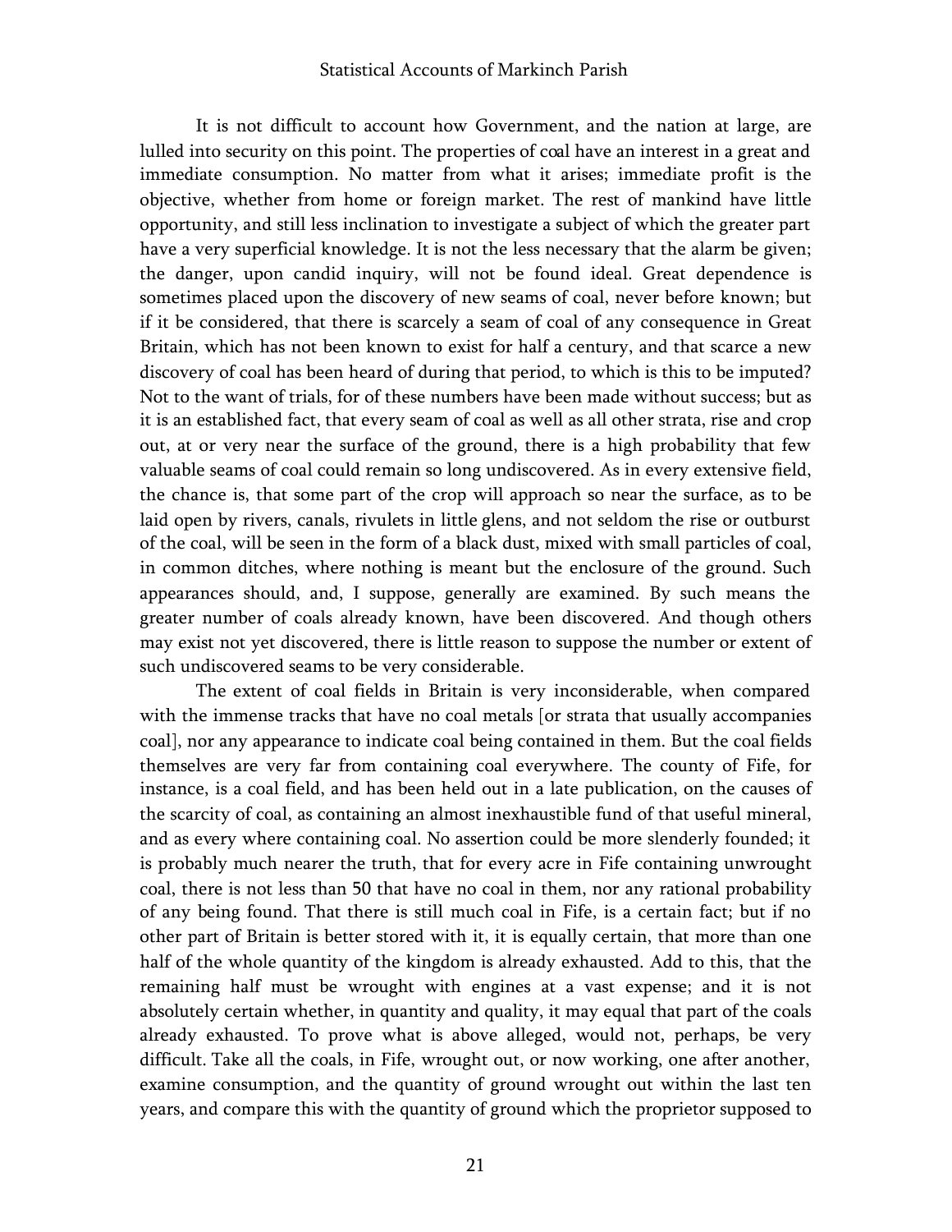It is not difficult to account how Government, and the nation at large, are lulled into security on this point. The properties of coal have an interest in a great and immediate consumption. No matter from what it arises; immediate profit is the objective, whether from home or foreign market. The rest of mankind have little opportunity, and still less inclination to investigate a subject of which the greater part have a very superficial knowledge. It is not the less necessary that the alarm be given; the danger, upon candid inquiry, will not be found ideal. Great dependence is sometimes placed upon the discovery of new seams of coal, never before known; but if it be considered, that there is scarcely a seam of coal of any consequence in Great Britain, which has not been known to exist for half a century, and that scarce a new discovery of coal has been heard of during that period, to which is this to be imputed? Not to the want of trials, for of these numbers have been made without success; but as it is an established fact, that every seam of coal as well as all other strata, rise and crop out, at or very near the surface of the ground, there is a high probability that few valuable seams of coal could remain so long undiscovered. As in every extensive field, the chance is, that some part of the crop will approach so near the surface, as to be laid open by rivers, canals, rivulets in little glens, and not seldom the rise or outburst of the coal, will be seen in the form of a black dust, mixed with small particles of coal, in common ditches, where nothing is meant but the enclosure of the ground. Such appearances should, and, I suppose, generally are examined. By such means the greater number of coals already known, have been discovered. And though others may exist not yet discovered, there is little reason to suppose the number or extent of such undiscovered seams to be very considerable.

The extent of coal fields in Britain is very inconsiderable, when compared with the immense tracks that have no coal metals [or strata that usually accompanies coal], nor any appearance to indicate coal being contained in them. But the coal fields themselves are very far from containing coal everywhere. The county of Fife, for instance, is a coal field, and has been held out in a late publication, on the causes of the scarcity of coal, as containing an almost inexhaustible fund of that useful mineral, and as every where containing coal. No assertion could be more slenderly founded; it is probably much nearer the truth, that for every acre in Fife containing unwrought coal, there is not less than 50 that have no coal in them, nor any rational probability of any being found. That there is still much coal in Fife, is a certain fact; but if no other part of Britain is better stored with it, it is equally certain, that more than one half of the whole quantity of the kingdom is already exhausted. Add to this, that the remaining half must be wrought with engines at a vast expense; and it is not absolutely certain whether, in quantity and quality, it may equal that part of the coals already exhausted. To prove what is above alleged, would not, perhaps, be very difficult. Take all the coals, in Fife, wrought out, or now working, one after another, examine consumption, and the quantity of ground wrought out within the last ten years, and compare this with the quantity of ground which the proprietor supposed to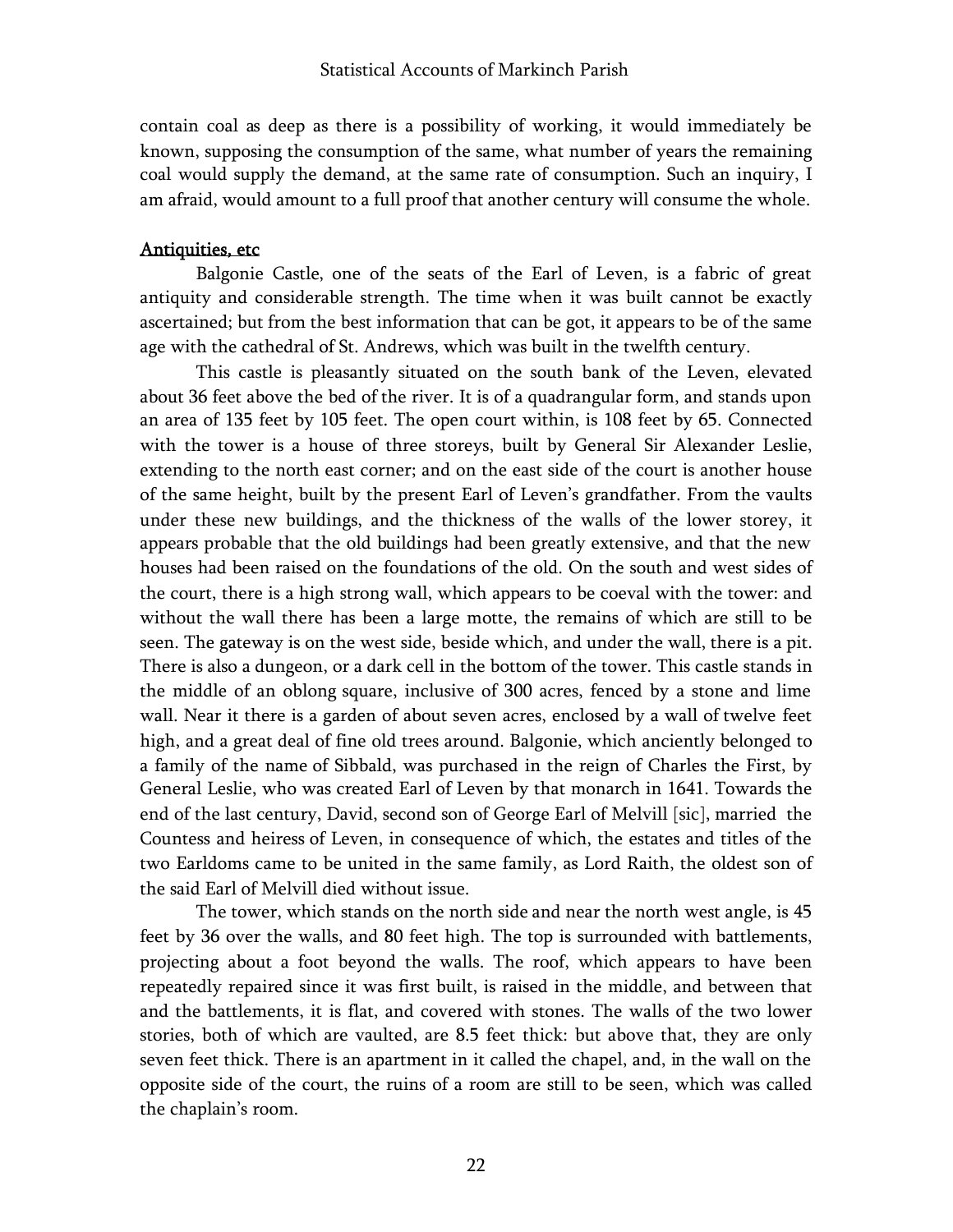contain coal as deep as there is a possibility of working, it would immediately be known, supposing the consumption of the same, what number of years the remaining coal would supply the demand, at the same rate of consumption. Such an inquiry, I am afraid, would amount to a full proof that another century will consume the whole.

## Antiquities, etc

Balgonie Castle, one of the seats of the Earl of Leven, is a fabric of great antiquity and considerable strength. The time when it was built cannot be exactly ascertained; but from the best information that can be got, it appears to be of the same age with the cathedral of St. Andrews, which was built in the twelfth century.

This castle is pleasantly situated on the south bank of the Leven, elevated about 36 feet above the bed of the river. It is of a quadrangular form, and stands upon an area of 135 feet by 105 feet. The open court within, is 108 feet by 65. Connected with the tower is a house of three storeys, built by General Sir Alexander Leslie, extending to the north east corner; and on the east side of the court is another house of the same height, built by the present Earl of Leven's grandfather. From the vaults under these new buildings, and the thickness of the walls of the lower storey, it appears probable that the old buildings had been greatly extensive, and that the new houses had been raised on the foundations of the old. On the south and west sides of the court, there is a high strong wall, which appears to be coeval with the tower: and without the wall there has been a large motte, the remains of which are still to be seen. The gateway is on the west side, beside which, and under the wall, there is a pit. There is also a dungeon, or a dark cell in the bottom of the tower. This castle stands in the middle of an oblong square, inclusive of 300 acres, fenced by a stone and lime wall. Near it there is a garden of about seven acres, enclosed by a wall of twelve feet high, and a great deal of fine old trees around. Balgonie, which anciently belonged to a family of the name of Sibbald, was purchased in the reign of Charles the First, by General Leslie, who was created Earl of Leven by that monarch in 1641. Towards the end of the last century, David, second son of George Earl of Melvill [sic], married the Countess and heiress of Leven, in consequence of which, the estates and titles of the two Earldoms came to be united in the same family, as Lord Raith, the oldest son of the said Earl of Melvill died without issue.

The tower, which stands on the north side and near the north west angle, is 45 feet by 36 over the walls, and 80 feet high. The top is surrounded with battlements, projecting about a foot beyond the walls. The roof, which appears to have been repeatedly repaired since it was first built, is raised in the middle, and between that and the battlements, it is flat, and covered with stones. The walls of the two lower stories, both of which are vaulted, are 8.5 feet thick: but above that, they are only seven feet thick. There is an apartment in it called the chapel, and, in the wall on the opposite side of the court, the ruins of a room are still to be seen, which was called the chaplain's room.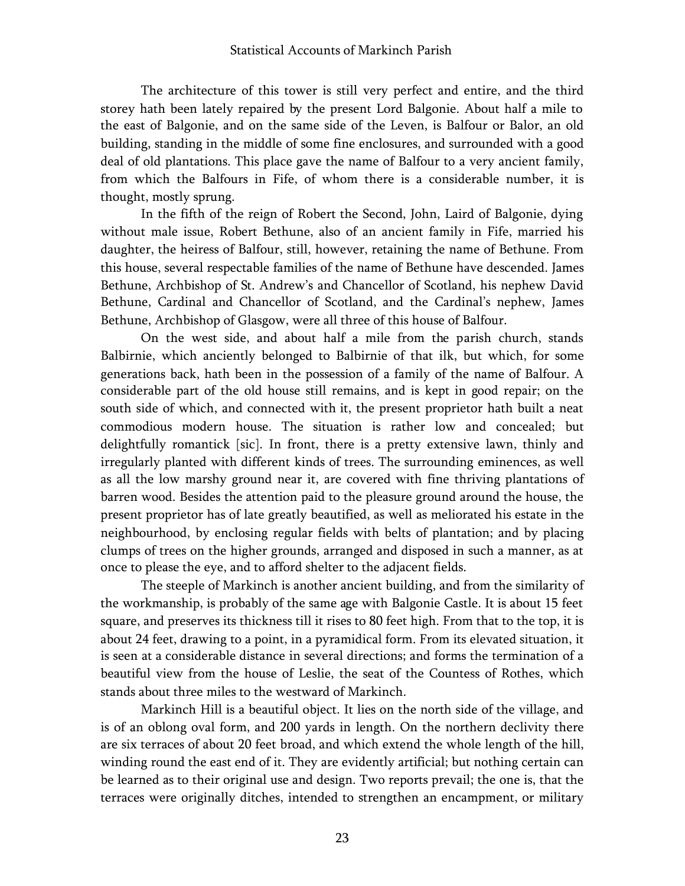The architecture of this tower is still very perfect and entire, and the third storey hath been lately repaired by the present Lord Balgonie. About half a mile to the east of Balgonie, and on the same side of the Leven, is Balfour or Balor, an old building, standing in the middle of some fine enclosures, and surrounded with a good deal of old plantations. This place gave the name of Balfour to a very ancient family, from which the Balfours in Fife, of whom there is a considerable number, it is thought, mostly sprung.

In the fifth of the reign of Robert the Second, John, Laird of Balgonie, dying without male issue, Robert Bethune, also of an ancient family in Fife, married his daughter, the heiress of Balfour, still, however, retaining the name of Bethune. From this house, several respectable families of the name of Bethune have descended. James Bethune, Archbishop of St. Andrew's and Chancellor of Scotland, his nephew David Bethune, Cardinal and Chancellor of Scotland, and the Cardinal's nephew, James Bethune, Archbishop of Glasgow, were all three of this house of Balfour.

On the west side, and about half a mile from the parish church, stands Balbirnie, which anciently belonged to Balbirnie of that ilk, but which, for some generations back, hath been in the possession of a family of the name of Balfour. A considerable part of the old house still remains, and is kept in good repair; on the south side of which, and connected with it, the present proprietor hath built a neat commodious modern house. The situation is rather low and concealed; but delightfully romantick [sic]. In front, there is a pretty extensive lawn, thinly and irregularly planted with different kinds of trees. The surrounding eminences, as well as all the low marshy ground near it, are covered with fine thriving plantations of barren wood. Besides the attention paid to the pleasure ground around the house, the present proprietor has of late greatly beautified, as well as meliorated his estate in the neighbourhood, by enclosing regular fields with belts of plantation; and by placing clumps of trees on the higher grounds, arranged and disposed in such a manner, as at once to please the eye, and to afford shelter to the adjacent fields.

The steeple of Markinch is another ancient building, and from the similarity of the workmanship, is probably of the same age with Balgonie Castle. It is about 15 feet square, and preserves its thickness till it rises to 80 feet high. From that to the top, it is about 24 feet, drawing to a point, in a pyramidical form. From its elevated situation, it is seen at a considerable distance in several directions; and forms the termination of a beautiful view from the house of Leslie, the seat of the Countess of Rothes, which stands about three miles to the westward of Markinch.

Markinch Hill is a beautiful object. It lies on the north side of the village, and is of an oblong oval form, and 200 yards in length. On the northern declivity there are six terraces of about 20 feet broad, and which extend the whole length of the hill, winding round the east end of it. They are evidently artificial; but nothing certain can be learned as to their original use and design. Two reports prevail; the one is, that the terraces were originally ditches, intended to strengthen an encampment, or military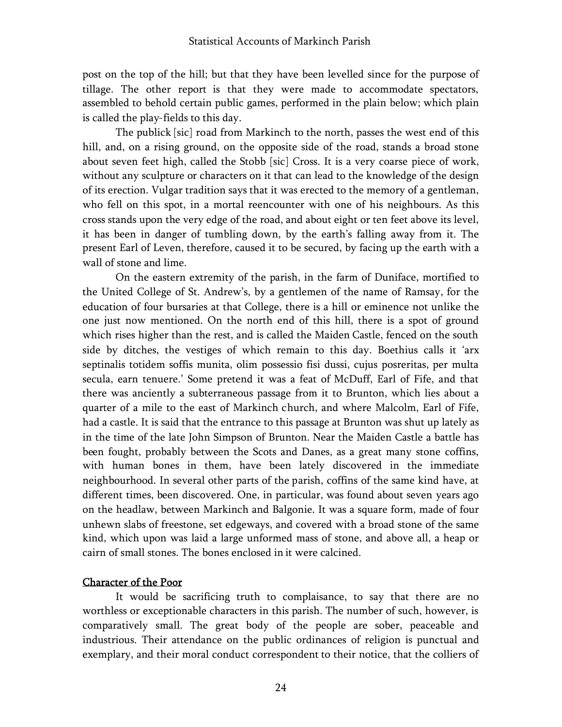post on the top of the hill; but that they have been levelled since for the purpose of tillage. The other report is that they were made to accommodate spectators, assembled to behold certain public games, performed in the plain below; which plain is called the play-fields to this day.

The publick [sic] road from Markinch to the north, passes the west end of this hill, and, on a rising ground, on the opposite side of the road, stands a broad stone about seven feet high, called the Stobb [sic] Cross. It is a very coarse piece of work, without any sculpture or characters on it that can lead to the knowledge of the design of its erection. Vulgar tradition says that it was erected to the memory of a gentleman, who fell on this spot, in a mortal reencounter with one of his neighbours. As this cross stands upon the very edge of the road, and about eight or ten feet above its level, it has been in danger of tumbling down, by the earth's falling away from it. The present Earl of Leven, therefore, caused it to be secured, by facing up the earth with a wall of stone and lime.

On the eastern extremity of the parish, in the farm of Duniface, mortified to the United College of St. Andrew's, by a gentlemen of the name of Ramsay, for the education of four bursaries at that College, there is a hill or eminence not unlike the one just now mentioned. On the north end of this hill, there is a spot of ground which rises higher than the rest, and is called the Maiden Castle, fenced on the south side by ditches, the vestiges of which remain to this day. Boethius calls it 'arx septinalis totidem soffis munita, olim possessio fisi dussi, cujus posreritas, per multa secula, earn tenuere.' Some pretend it was a feat of McDuff, Earl of Fife, and that there was anciently a subterraneous passage from it to Brunton, which lies about a quarter of a mile to the east of Markinch church, and where Malcolm, Earl of Fife, had a castle. It is said that the entrance to this passage at Brunton was shut up lately as in the time of the late John Simpson of Brunton. Near the Maiden Castle a battle has been fought, probably between the Scots and Danes, as a great many stone coffins, with human bones in them, have been lately discovered in the immediate neighbourhood. In several other parts of the parish, coffins of the same kind have, at different times, been discovered. One, in particular, was found about seven years ago on the headlaw, between Markinch and Balgonie. It was a square form, made of four unhewn slabs of freestone, set edgeways, and covered with a broad stone of the same kind, which upon was laid a large unformed mass of stone, and above all, a heap or cairn of small stones. The bones enclosed in it were calcined.

## Character of the Poor

It would be sacrificing truth to complaisance, to say that there are no worthless or exceptionable characters in this parish. The number of such, however, is comparatively small. The great body of the people are sober, peaceable and industrious. Their attendance on the public ordinances of religion is punctual and exemplary, and their moral conduct correspondent to their notice, that the colliers of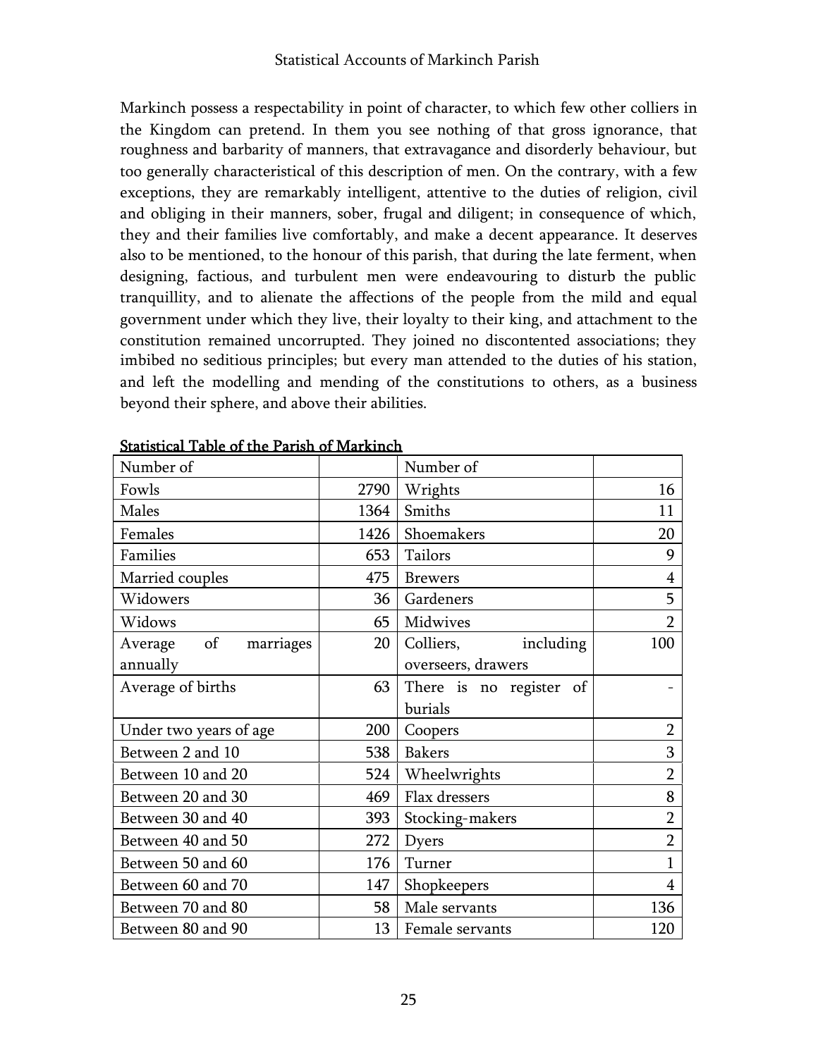Markinch possess a respectability in point of character, to which few other colliers in the Kingdom can pretend. In them you see nothing of that gross ignorance, that roughness and barbarity of manners, that extravagance and disorderly behaviour, but too generally characteristical of this description of men. On the contrary, with a few exceptions, they are remarkably intelligent, attentive to the duties of religion, civil and obliging in their manners, sober, frugal and diligent; in consequence of which, they and their families live comfortably, and make a decent appearance. It deserves also to be mentioned, to the honour of this parish, that during the late ferment, when designing, factious, and turbulent men were endeavouring to disturb the public tranquillity, and to alienate the affections of the people from the mild and equal government under which they live, their loyalty to their king, and attachment to the constitution remained uncorrupted. They joined no discontented associations; they imbibed no seditious principles; but every man attended to the duties of his station, and left the modelling and mending of the constitutions to others, as a business beyond their sphere, and above their abilities.

<u>Statistical Table of the Parish of Markinch</u>

| Number of | | Number of | |
|---|---|---|---|
| Fowls | 2790 | Wrights | 16 |
| Males | 1364 | Smiths | 11 |
| Females | 1426 | Shoemakers | 20 |
| Families | 653 | Tailors | 9 |
| Married couples | 475 | Brewers | 4 |
| Widowers | 36 | Gardeners | 5 |
| Widows | 65 | Midwives | 2 |
| Average of marriages annually | 20 | Colliers, including overseers, drawers | 100 |
| Average of births | 63 | There is no register of burials | - |
| Under two years of age | 200 | Coopers | 2 |
| Between 2 and 10 | 538 | Bakers | 3 |
| Between 10 and 20 | 524 | Wheelwrights | 2 |
| Between 20 and 30 | 469 | Flax dressers | 8 |
| Between 30 and 40 | 393 | Stocking-makers | 2 |
| Between 40 and 50 | 272 | Dyers | 2 |
| Between 50 and 60 | 176 | Turner | 1 |
| Between 60 and 70 | 147 | Shopkeepers | 4 |
| Between 70 and 80 | 58 | Male servants | 136 |
| Between 80 and 90 | 13 | Female servants | 120 |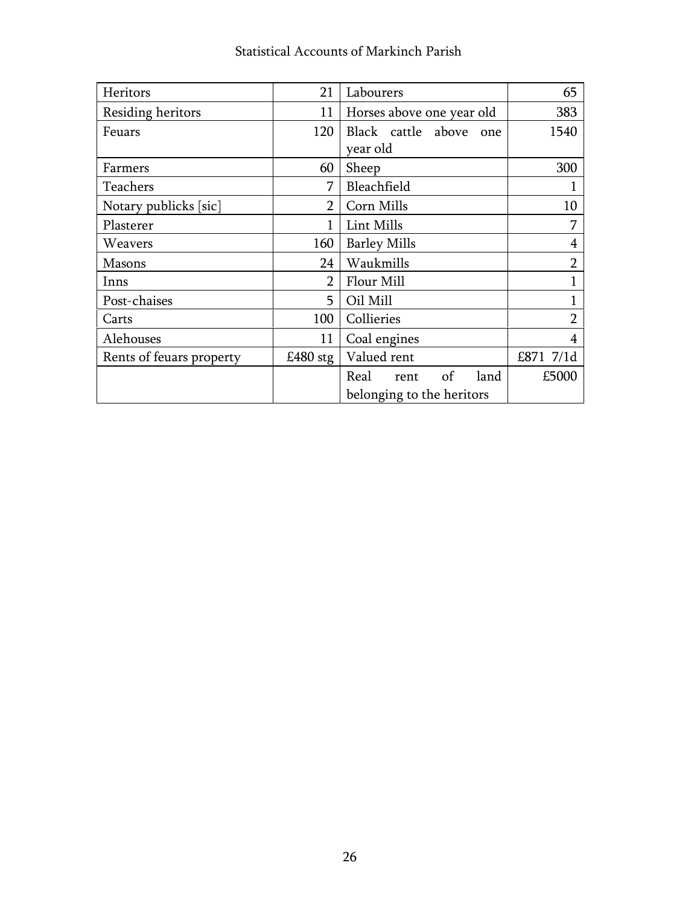| Heritors | 21 | Labourers | 65 |
|---|---|---|---|
| Residing heritors | 11 | Horses above one year old | 383 |
| Feuars | 120 | Black cattle above one year old | 1540 |
| Farmers | 60 | Sheep | 300 |
| Teachers | 7 | Bleachfield | 1 |
| Notary publicks [sic] | 2 | Corn Mills | 10 |
| Plasterer | 1 | Lint Mills | 7 |
| Weavers | 160 | Barley Mills | 4 |
| Masons | 24 | Waukmills | 2 |
| Inns | 2 | Flour Mill | 1 |
| Post-chaises | 5 | Oil Mill | 1 |
| Carts | 100 | Collieries | 2 |
| Alehouses | 11 | Coal engines | 4 |
| Rents of feuars property | £480 stg | Valued rent | £871 7/1d |
| | | Real rent of land belonging to the heritors | £5000 |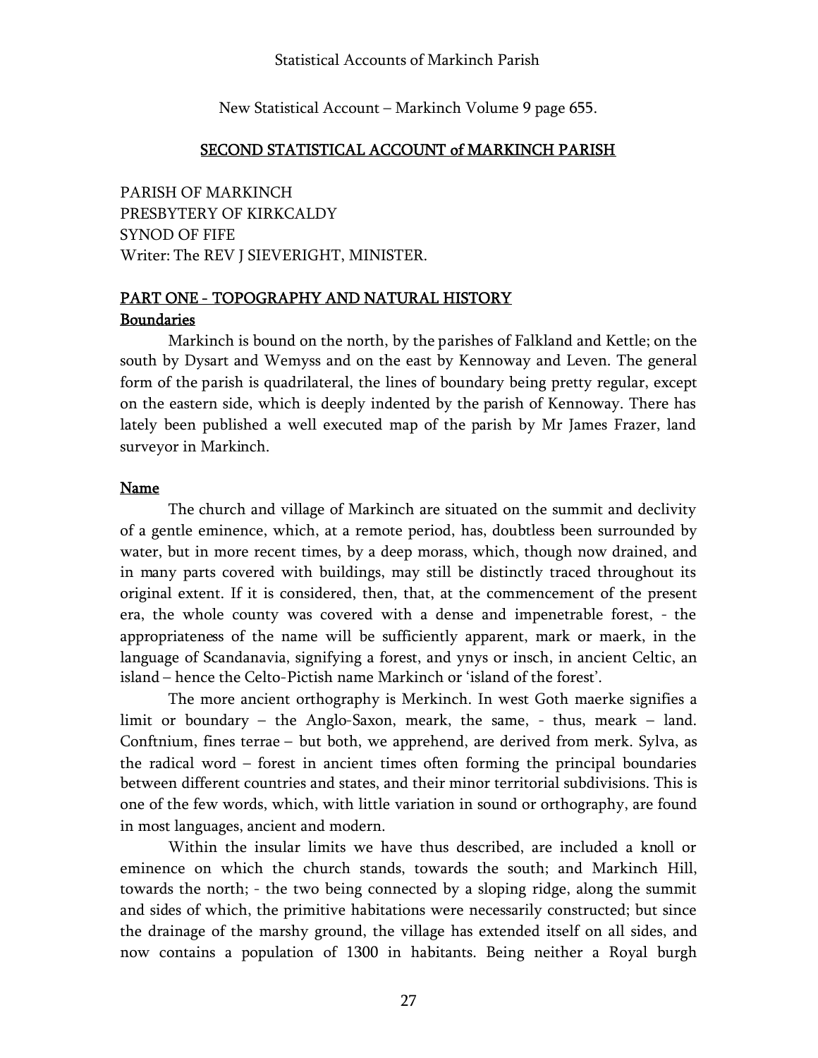Statistical Accounts of Markinch Parish

New Statistical Account – Markinch Volume 9 page 655.

## SECOND STATISTICAL ACCOUNT of MARKINCH PARISH

PARISH OF MARKINCH
PRESBYTERY OF KIRKCALDY
SYNOD OF FIFE
Writer: The REV J SIEVERIGHT, MINISTER.

## PART ONE - TOPOGRAPHY AND NATURAL HISTORY

### Boundaries

Markinch is bound on the north, by the parishes of Falkland and Kettle; on the south by Dysart and Wemyss and on the east by Kennoway and Leven. The general form of the parish is quadrilateral, the lines of boundary being pretty regular, except on the eastern side, which is deeply indented by the parish of Kennoway. There has lately been published a well executed map of the parish by Mr James Frazer, land surveyor in Markinch.

### Name

The church and village of Markinch are situated on the summit and declivity of a gentle eminence, which, at a remote period, has, doubtless been surrounded by water, but in more recent times, by a deep morass, which, though now drained, and in many parts covered with buildings, may still be distinctly traced throughout its original extent. If it is considered, then, that, at the commencement of the present era, the whole county was covered with a dense and impenetrable forest, - the appropriateness of the name will be sufficiently apparent, mark or maerk, in the language of Scandanavia, signifying a forest, and ynys or insch, in ancient Celtic, an island – hence the Celto-Pictish name Markinch or 'island of the forest'.

The more ancient orthography is Merkinch. In west Goth maerke signifies a limit or boundary – the Anglo-Saxon, meark, the same, - thus, meark – land. Conftnium, fines terrae – but both, we apprehend, are derived from merk. Sylva, as the radical word – forest in ancient times often forming the principal boundaries between different countries and states, and their minor territorial subdivisions. This is one of the few words, which, with little variation in sound or orthography, are found in most languages, ancient and modern.

Within the insular limits we have thus described, are included a knoll or eminence on which the church stands, towards the south; and Markinch Hill, towards the north; - the two being connected by a sloping ridge, along the summit and sides of which, the primitive habitations were necessarily constructed; but since the drainage of the marshy ground, the village has extended itself on all sides, and now contains a population of 1300 in habitants. Being neither a Royal burgh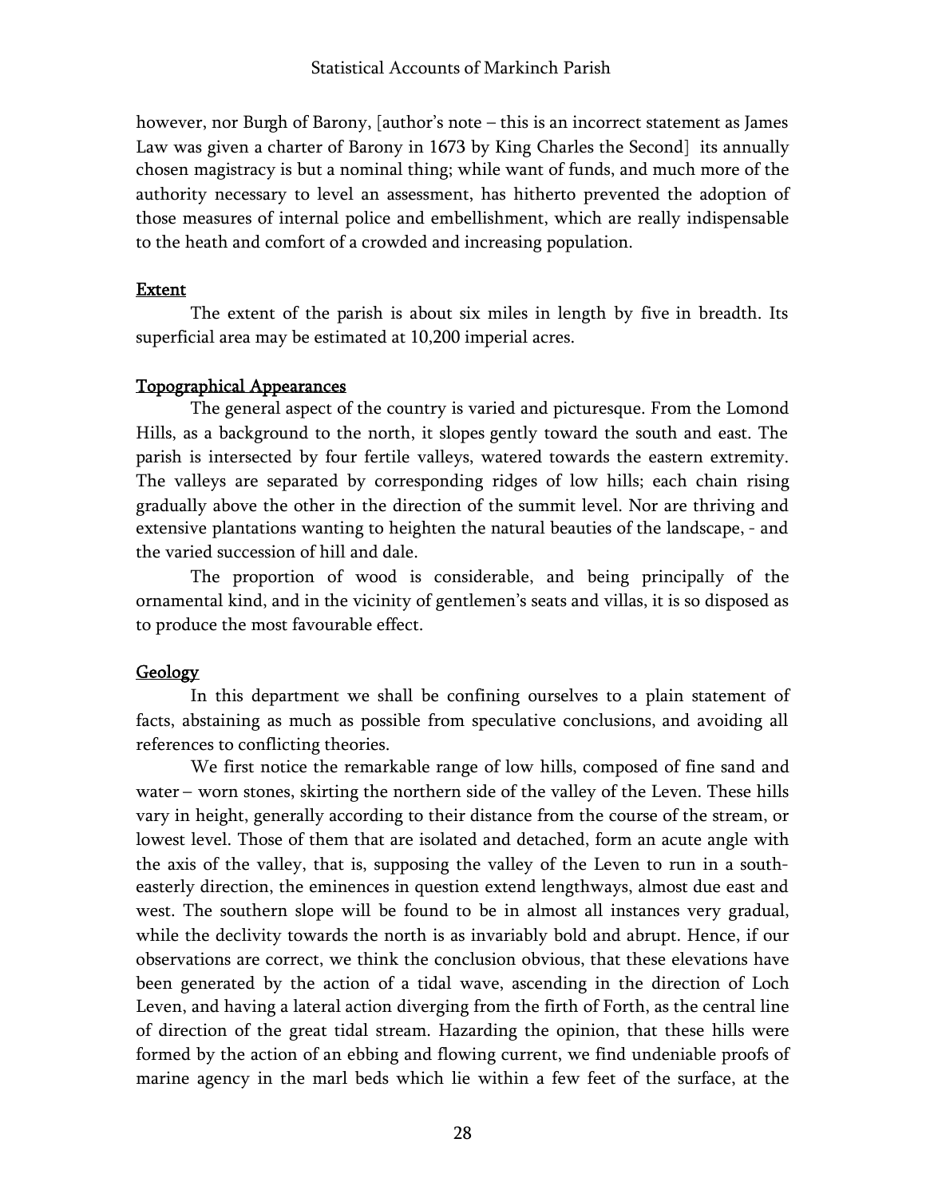however, nor Burgh of Barony, [author's note – this is an incorrect statement as James Law was given a charter of Barony in 1673 by King Charles the Second] its annually chosen magistracy is but a nominal thing; while want of funds, and much more of the authority necessary to level an assessment, has hitherto prevented the adoption of those measures of internal police and embellishment, which are really indispensable to the heath and comfort of a crowded and increasing population.

## Extent

The extent of the parish is about six miles in length by five in breadth. Its superficial area may be estimated at 10,200 imperial acres.

## Topographical Appearances

The general aspect of the country is varied and picturesque. From the Lomond Hills, as a background to the north, it slopes gently toward the south and east. The parish is intersected by four fertile valleys, watered towards the eastern extremity. The valleys are separated by corresponding ridges of low hills; each chain rising gradually above the other in the direction of the summit level. Nor are thriving and extensive plantations wanting to heighten the natural beauties of the landscape, - and the varied succession of hill and dale.

The proportion of wood is considerable, and being principally of the ornamental kind, and in the vicinity of gentlemen's seats and villas, it is so disposed as to produce the most favourable effect.

## Geology

In this department we shall be confining ourselves to a plain statement of facts, abstaining as much as possible from speculative conclusions, and avoiding all references to conflicting theories.

We first notice the remarkable range of low hills, composed of fine sand and water – worn stones, skirting the northern side of the valley of the Leven. These hills vary in height, generally according to their distance from the course of the stream, or lowest level. Those of them that are isolated and detached, form an acute angle with the axis of the valley, that is, supposing the valley of the Leven to run in a south-easterly direction, the eminences in question extend lengthways, almost due east and west. The southern slope will be found to be in almost all instances very gradual, while the declivity towards the north is as invariably bold and abrupt. Hence, if our observations are correct, we think the conclusion obvious, that these elevations have been generated by the action of a tidal wave, ascending in the direction of Loch Leven, and having a lateral action diverging from the firth of Forth, as the central line of direction of the great tidal stream. Hazarding the opinion, that these hills were formed by the action of an ebbing and flowing current, we find undeniable proofs of marine agency in the marl beds which lie within a few feet of the surface, at the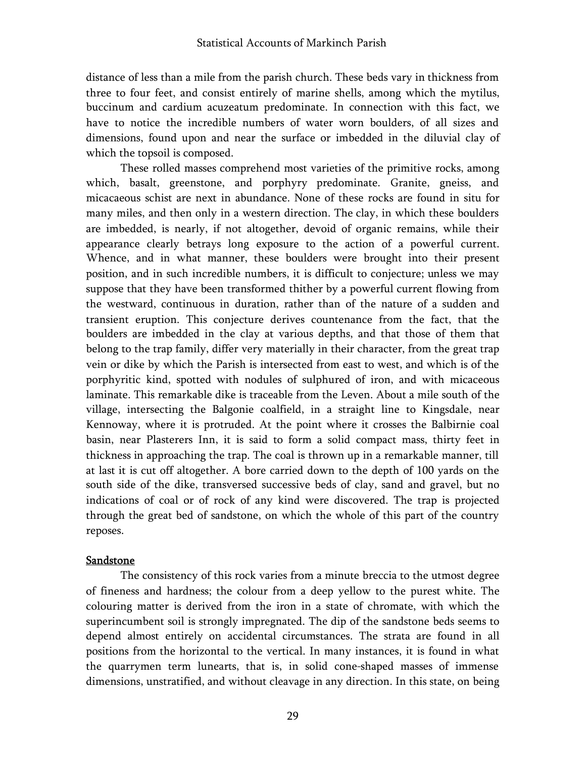distance of less than a mile from the parish church. These beds vary in thickness from three to four feet, and consist entirely of marine shells, among which the mytilus, buccinum and cardium acuzeatum predominate. In connection with this fact, we have to notice the incredible numbers of water worn boulders, of all sizes and dimensions, found upon and near the surface or imbedded in the diluvial clay of which the topsoil is composed.

These rolled masses comprehend most varieties of the primitive rocks, among which, basalt, greenstone, and porphyry predominate. Granite, gneiss, and micacaeous schist are next in abundance. None of these rocks are found in situ for many miles, and then only in a western direction. The clay, in which these boulders are imbedded, is nearly, if not altogether, devoid of organic remains, while their appearance clearly betrays long exposure to the action of a powerful current. Whence, and in what manner, these boulders were brought into their present position, and in such incredible numbers, it is difficult to conjecture; unless we may suppose that they have been transformed thither by a powerful current flowing from the westward, continuous in duration, rather than of the nature of a sudden and transient eruption. This conjecture derives countenance from the fact, that the boulders are imbedded in the clay at various depths, and that those of them that belong to the trap family, differ very materially in their character, from the great trap vein or dike by which the Parish is intersected from east to west, and which is of the porphyritic kind, spotted with nodules of sulphured of iron, and with micaceous laminate. This remarkable dike is traceable from the Leven. About a mile south of the village, intersecting the Balgonie coalfield, in a straight line to Kingsdale, near Kennoway, where it is protruded. At the point where it crosses the Balbirnie coal basin, near Plasterers Inn, it is said to form a solid compact mass, thirty feet in thickness in approaching the trap. The coal is thrown up in a remarkable manner, till at last it is cut off altogether. A bore carried down to the depth of 100 yards on the south side of the dike, transversed successive beds of clay, sand and gravel, but no indications of coal or of rock of any kind were discovered. The trap is projected through the great bed of sandstone, on which the whole of this part of the country reposes.

## Sandstone

The consistency of this rock varies from a minute breccia to the utmost degree of fineness and hardness; the colour from a deep yellow to the purest white. The colouring matter is derived from the iron in a state of chromate, with which the superincumbent soil is strongly impregnated. The dip of the sandstone beds seems to depend almost entirely on accidental circumstances. The strata are found in all positions from the horizontal to the vertical. In many instances, it is found in what the quarrymen term lunearts, that is, in solid cone-shaped masses of immense dimensions, unstratified, and without cleavage in any direction. In this state, on being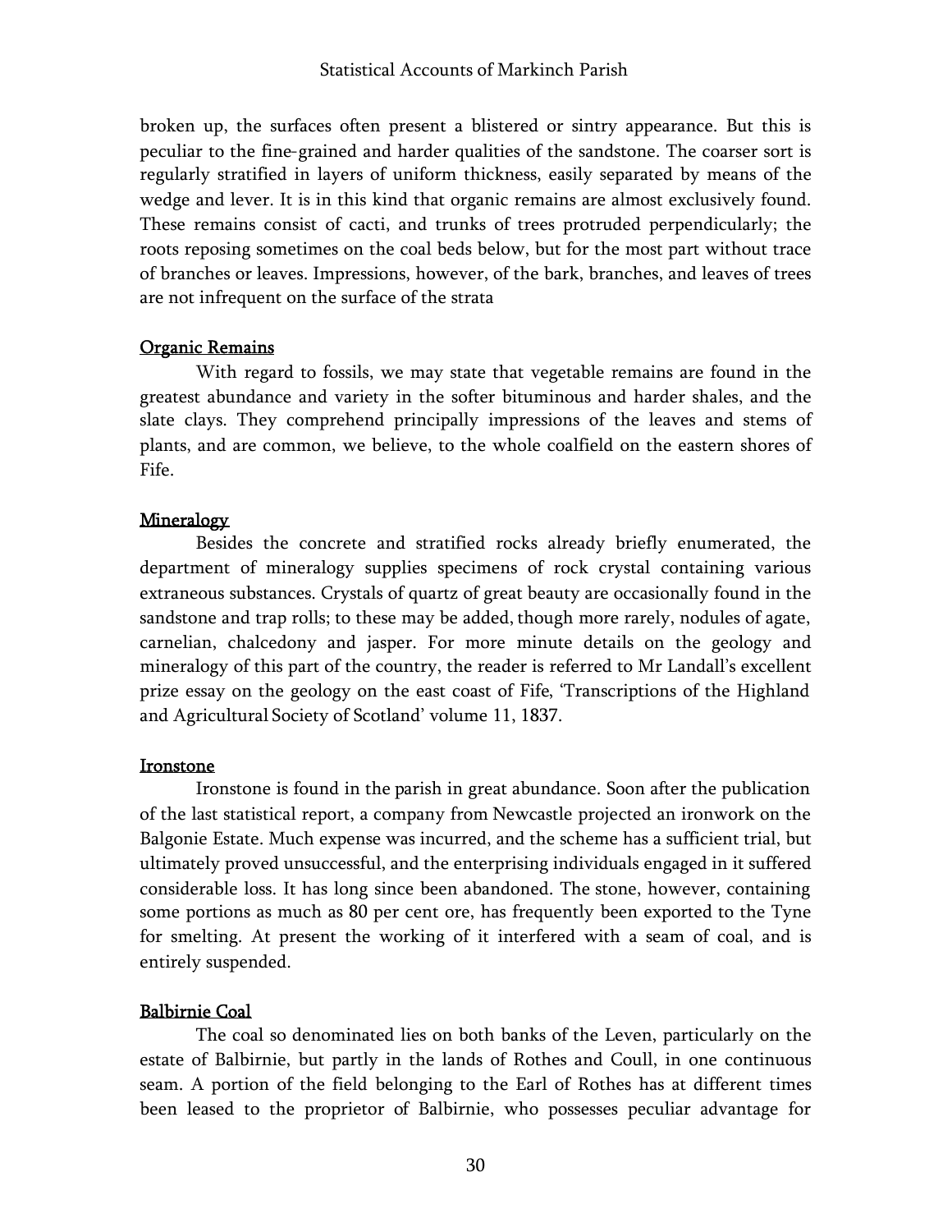broken up, the surfaces often present a blistered or sintry appearance. But this is peculiar to the fine-grained and harder qualities of the sandstone. The coarser sort is regularly stratified in layers of uniform thickness, easily separated by means of the wedge and lever. It is in this kind that organic remains are almost exclusively found. These remains consist of cacti, and trunks of trees protruded perpendicularly; the roots reposing sometimes on the coal beds below, but for the most part without trace of branches or leaves. Impressions, however, of the bark, branches, and leaves of trees are not infrequent on the surface of the strata

## Organic Remains

With regard to fossils, we may state that vegetable remains are found in the greatest abundance and variety in the softer bituminous and harder shales, and the slate clays. They comprehend principally impressions of the leaves and stems of plants, and are common, we believe, to the whole coalfield on the eastern shores of Fife.

## Mineralogy

Besides the concrete and stratified rocks already briefly enumerated, the department of mineralogy supplies specimens of rock crystal containing various extraneous substances. Crystals of quartz of great beauty are occasionally found in the sandstone and trap rolls; to these may be added, though more rarely, nodules of agate, carnelian, chalcedony and jasper. For more minute details on the geology and mineralogy of this part of the country, the reader is referred to Mr Landall's excellent prize essay on the geology on the east coast of Fife, 'Transcriptions of the Highland and Agricultural Society of Scotland' volume 11, 1837.

## Ironstone

Ironstone is found in the parish in great abundance. Soon after the publication of the last statistical report, a company from Newcastle projected an ironwork on the Balgonie Estate. Much expense was incurred, and the scheme has a sufficient trial, but ultimately proved unsuccessful, and the enterprising individuals engaged in it suffered considerable loss. It has long since been abandoned. The stone, however, containing some portions as much as 80 per cent ore, has frequently been exported to the Tyne for smelting. At present the working of it interfered with a seam of coal, and is entirely suspended.

## Balbirnie Coal

The coal so denominated lies on both banks of the Leven, particularly on the estate of Balbirnie, but partly in the lands of Rothes and Coull, in one continuous seam. A portion of the field belonging to the Earl of Rothes has at different times been leased to the proprietor of Balbirnie, who possesses peculiar advantage for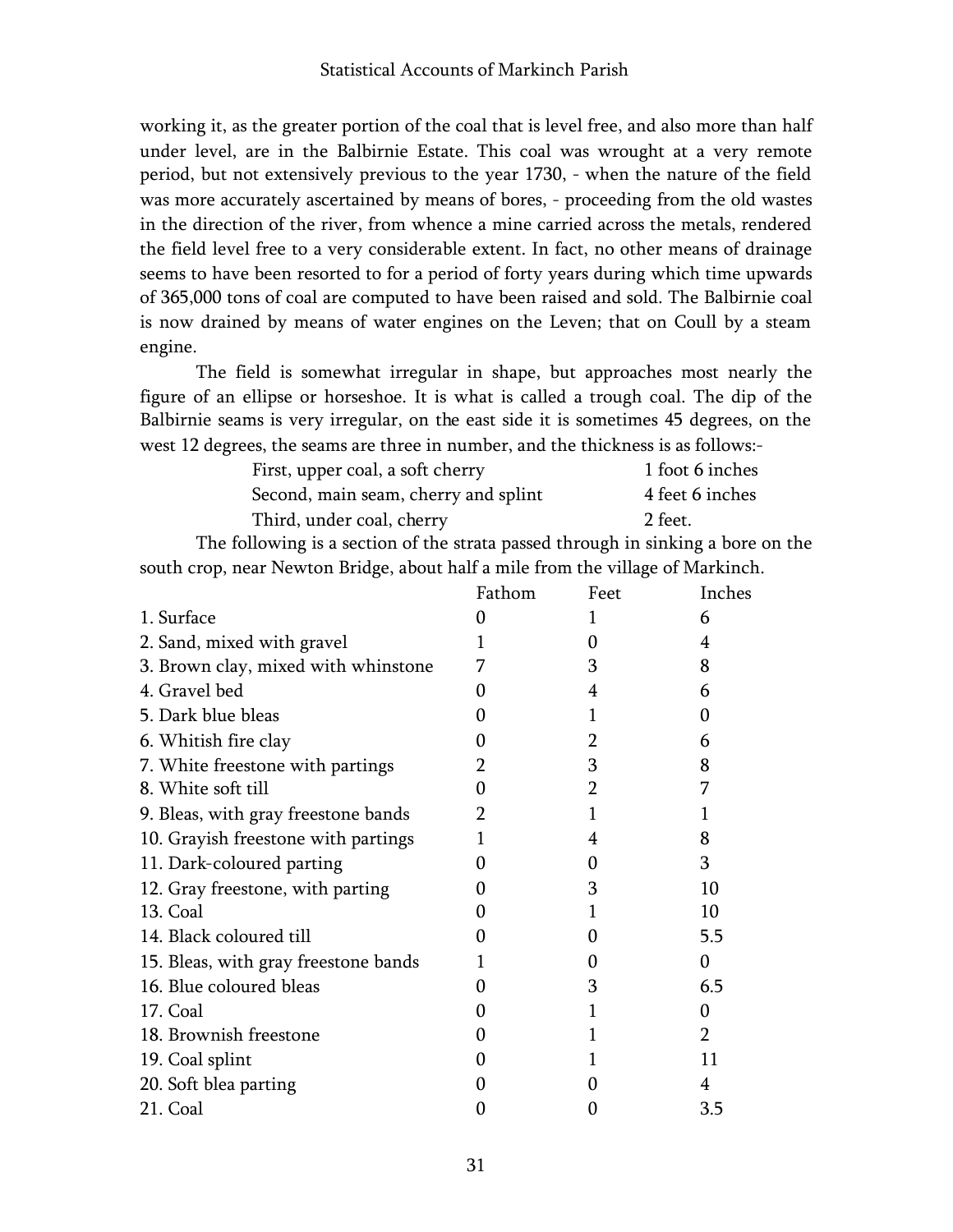working it, as the greater portion of the coal that is level free, and also more than half under level, are in the Balbirnie Estate. This coal was wrought at a very remote period, but not extensively previous to the year 1730, - when the nature of the field was more accurately ascertained by means of bores, - proceeding from the old wastes in the direction of the river, from whence a mine carried across the metals, rendered the field level free to a very considerable extent. In fact, no other means of drainage seems to have been resorted to for a period of forty years during which time upwards of 365,000 tons of coal are computed to have been raised and sold. The Balbirnie coal is now drained by means of water engines on the Leven; that on Coull by a steam engine.

The field is somewhat irregular in shape, but approaches most nearly the figure of an ellipse or horseshoe. It is what is called a trough coal. The dip of the Balbirnie seams is very irregular, on the east side it is sometimes 45 degrees, on the west 12 degrees, the seams are three in number, and the thickness is as follows:-

| | |
|---|---|
| First, upper coal, a soft cherry | 1 foot 6 inches |
| Second, main seam, cherry and splint | 4 feet 6 inches |
| Third, under coal, cherry | 2 feet. |

The following is a section of the strata passed through in sinking a bore on the south crop, near Newton Bridge, about half a mile from the village of Markinch.

| | Fathom | Feet | Inches |
|---|---|---|---|
| 1. Surface | 0 | 1 | 6 |
| 2. Sand, mixed with gravel | 1 | 0 | 4 |
| 3. Brown clay, mixed with whinstone | 7 | 3 | 8 |
| 4. Gravel bed | 0 | 4 | 6 |
| 5. Dark blue bleas | 0 | 1 | 0 |
| 6. Whitish fire clay | 0 | 2 | 6 |
| 7. White freestone with partings | 2 | 3 | 8 |
| 8. White soft till | 0 | 2 | 7 |
| 9. Bleas, with gray freestone bands | 2 | 1 | 1 |
| 10. Grayish freestone with partings | 1 | 4 | 8 |
| 11. Dark-coloured parting | 0 | 0 | 3 |
| 12. Gray freestone, with parting | 0 | 3 | 10 |
| 13. Coal | 0 | 1 | 10 |
| 14. Black coloured till | 0 | 0 | 5.5 |
| 15. Bleas, with gray freestone bands | 1 | 0 | 0 |
| 16. Blue coloured bleas | 0 | 3 | 6.5 |
| 17. Coal | 0 | 1 | 0 |
| 18. Brownish freestone | 0 | 1 | 2 |
| 19. Coal splint | 0 | 1 | 11 |
| 20. Soft blea parting | 0 | 0 | 4 |
| 21. Coal | 0 | 0 | 3.5 |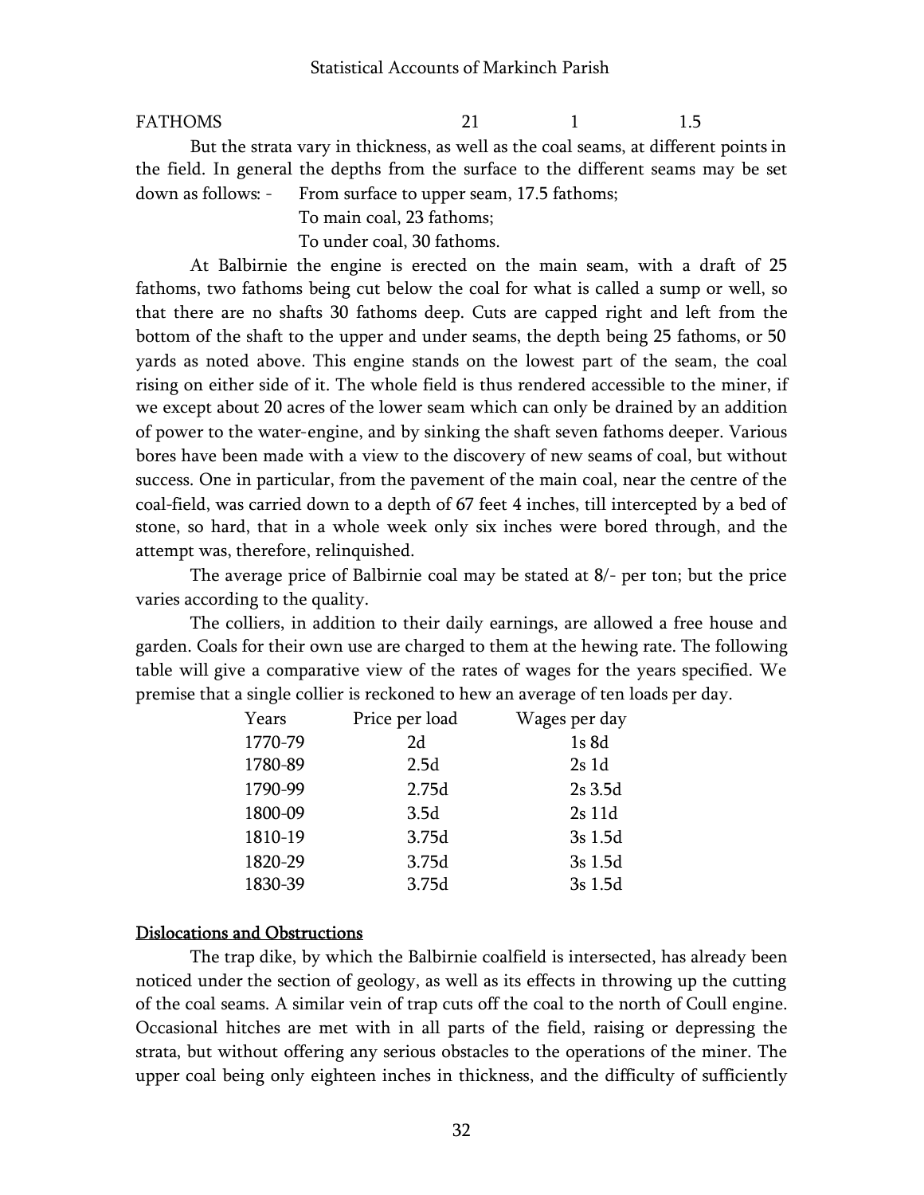| FATHOMS | 21 | 1 | 1.5 |
|---|---|---|---|

But the strata vary in thickness, as well as the coal seams, at different points in the field. In general the depths from the surface to the different seams may be set down as follows: - From surface to upper seam, 17.5 fathoms;
To main coal, 23 fathoms;
To under coal, 30 fathoms.

At Balbirnie the engine is erected on the main seam, with a draft of 25 fathoms, two fathoms being cut below the coal for what is called a sump or well, so that there are no shafts 30 fathoms deep. Cuts are capped right and left from the bottom of the shaft to the upper and under seams, the depth being 25 fathoms, or 50 yards as noted above. This engine stands on the lowest part of the seam, the coal rising on either side of it. The whole field is thus rendered accessible to the miner, if we except about 20 acres of the lower seam which can only be drained by an addition of power to the water-engine, and by sinking the shaft seven fathoms deeper. Various bores have been made with a view to the discovery of new seams of coal, but without success. One in particular, from the pavement of the main coal, near the centre of the coal-field, was carried down to a depth of 67 feet 4 inches, till intercepted by a bed of stone, so hard, that in a whole week only six inches were bored through, and the attempt was, therefore, relinquished.

The average price of Balbirnie coal may be stated at 8/- per ton; but the price varies according to the quality.

The colliers, in addition to their daily earnings, are allowed a free house and garden. Coals for their own use are charged to them at the hewing rate. The following table will give a comparative view of the rates of wages for the years specified. We premise that a single collier is reckoned to hew an average of ten loads per day.

| Years | Price per load | Wages per day |
|---|---|---|
| 1770-79 | 2d | 1s 8d |
| 1780-89 | 2.5d | 2s 1d |
| 1790-99 | 2.75d | 2s 3.5d |
| 1800-09 | 3.5d | 2s 11d |
| 1810-19 | 3.75d | 3s 1.5d |
| 1820-29 | 3.75d | 3s 1.5d |
| 1830-39 | 3.75d | 3s 1.5d |

## Dislocations and Obstructions

The trap dike, by which the Balbirnie coalfield is intersected, has already been noticed under the section of geology, as well as its effects in throwing up the cutting of the coal seams. A similar vein of trap cuts off the coal to the north of Coull engine. Occasional hitches are met with in all parts of the field, raising or depressing the strata, but without offering any serious obstacles to the operations of the miner. The upper coal being only eighteen inches in thickness, and the difficulty of sufficiently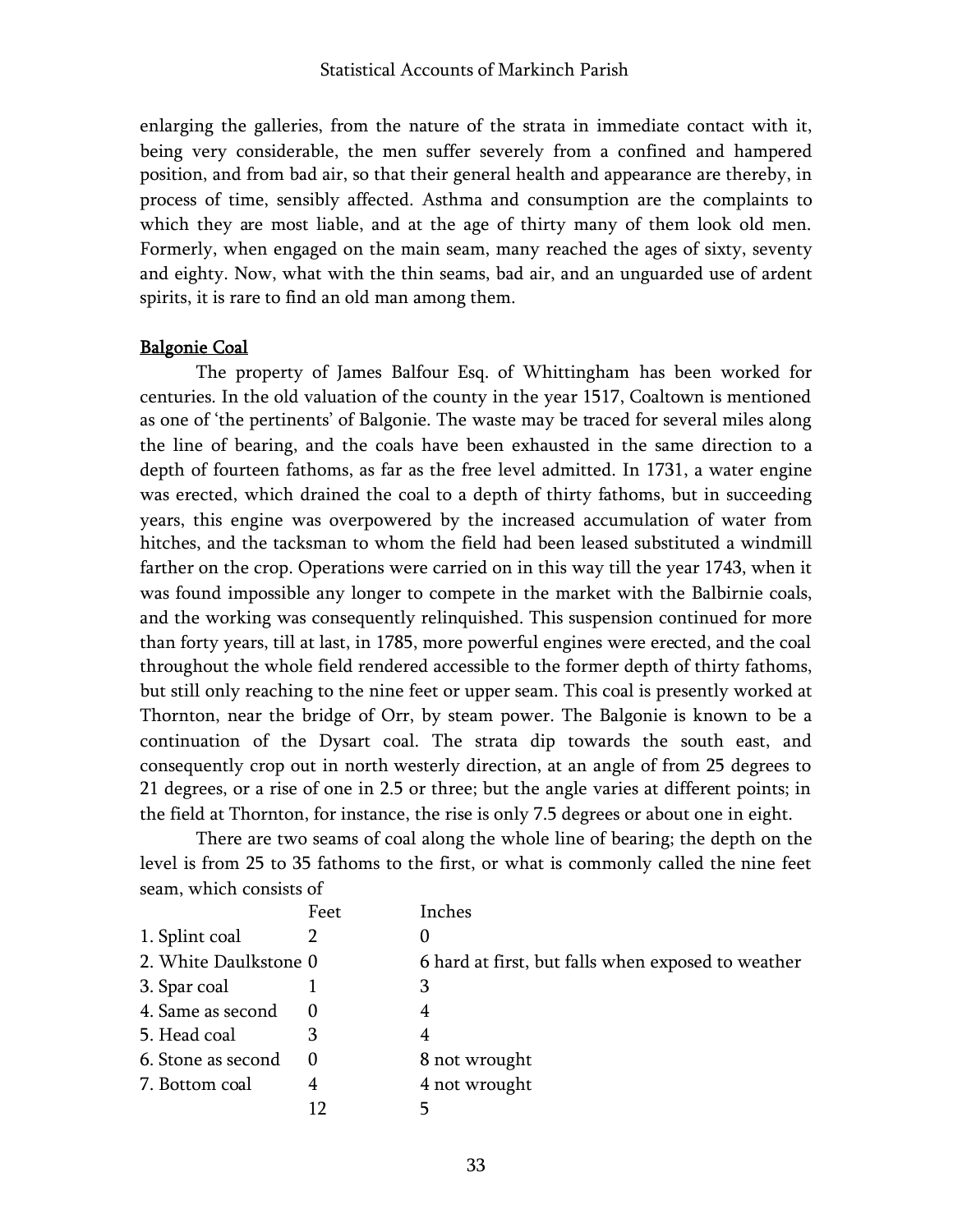enlarging the galleries, from the nature of the strata in immediate contact with it, being very considerable, the men suffer severely from a confined and hampered position, and from bad air, so that their general health and appearance are thereby, in process of time, sensibly affected. Asthma and consumption are the complaints to which they are most liable, and at the age of thirty many of them look old men. Formerly, when engaged on the main seam, many reached the ages of sixty, seventy and eighty. Now, what with the thin seams, bad air, and an unguarded use of ardent spirits, it is rare to find an old man among them.

## Balgonie Coal

The property of James Balfour Esq. of Whittingham has been worked for centuries. In the old valuation of the county in the year 1517, Coaltown is mentioned as one of 'the pertinents' of Balgonie. The waste may be traced for several miles along the line of bearing, and the coals have been exhausted in the same direction to a depth of fourteen fathoms, as far as the free level admitted. In 1731, a water engine was erected, which drained the coal to a depth of thirty fathoms, but in succeeding years, this engine was overpowered by the increased accumulation of water from hitches, and the tacksman to whom the field had been leased substituted a windmill farther on the crop. Operations were carried on in this way till the year 1743, when it was found impossible any longer to compete in the market with the Balbirnie coals, and the working was consequently relinquished. This suspension continued for more than forty years, till at last, in 1785, more powerful engines were erected, and the coal throughout the whole field rendered accessible to the former depth of thirty fathoms, but still only reaching to the nine feet or upper seam. This coal is presently worked at Thornton, near the bridge of Orr, by steam power. The Balgonie is known to be a continuation of the Dysart coal. The strata dip towards the south east, and consequently crop out in north westerly direction, at an angle of from 25 degrees to 21 degrees, or a rise of one in 2.5 or three; but the angle varies at different points; in the field at Thornton, for instance, the rise is only 7.5 degrees or about one in eight.

There are two seams of coal along the whole line of bearing; the depth on the level is from 25 to 35 fathoms to the first, or what is commonly called the nine feet seam, which consists of

| | Feet | Inches |
|---|---|---|
| 1. Splint coal | 2 | 0 |
| 2. White Daulkstone | 0 | 6 hard at first, but falls when exposed to weather |
| 3. Spar coal | 1 | 3 |
| 4. Same as second | 0 | 4 |
| 5. Head coal | 3 | 4 |
| 6. Stone as second | 0 | 8 not wrought |
| 7. Bottom coal | 4 | 4 not wrought |
| | 12 | 5 |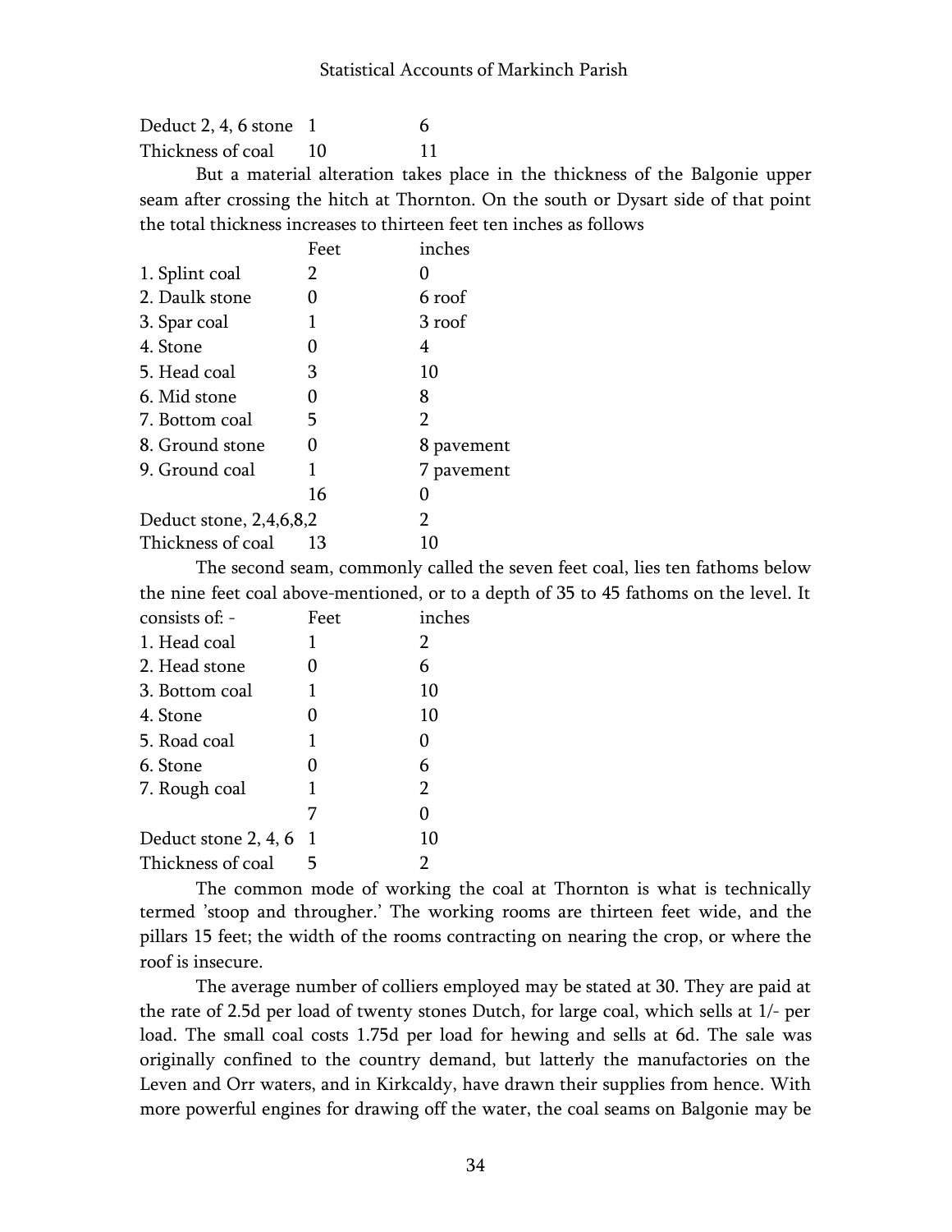| | | |
|---|---|---|
| Deduct 2, 4, 6 stone | 1 | 6 |
| Thickness of coal | 10 | 11 |

But a material alteration takes place in the thickness of the Balgonie upper seam after crossing the hitch at Thornton. On the south or Dysart side of that point the total thickness increases to thirteen feet ten inches as follows

| | Feet | inches |
|---|---|---|
| 1. Splint coal | 2 | 0 |
| 2. Daulk stone | 0 | 6 roof |
| 3. Spar coal | 1 | 3 roof |
| 4. Stone | 0 | 4 |
| 5. Head coal | 3 | 10 |
| 6. Mid stone | 0 | 8 |
| 7. Bottom coal | 5 | 2 |
| 8. Ground stone | 0 | 8 pavement |
| 9. Ground coal | 1 | 7 pavement |
| | 16 | 0 |
| Deduct stone, 2,4,6,8, | 2 | 2 |
| Thickness of coal | 13 | 10 |

The second seam, commonly called the seven feet coal, lies ten fathoms below the nine feet coal above-mentioned, or to a depth of 35 to 45 fathoms on the level. It consists of: -

| | Feet | inches |
|---|---|---|
| 1. Head coal | 1 | 2 |
| 2. Head stone | 0 | 6 |
| 3. Bottom coal | 1 | 10 |
| 4. Stone | 0 | 10 |
| 5. Road coal | 1 | 0 |
| 6. Stone | 0 | 6 |
| 7. Rough coal | 1 | 2 |
| | 7 | 0 |
| Deduct stone 2, 4, 6 | 1 | 10 |
| Thickness of coal | 5 | 2 |

The common mode of working the coal at Thornton is what is technically termed 'stoop and througher.' The working rooms are thirteen feet wide, and the pillars 15 feet; the width of the rooms contracting on nearing the crop, or where the roof is insecure.

The average number of colliers employed may be stated at 30. They are paid at the rate of 2.5d per load of twenty stones Dutch, for large coal, which sells at 1/- per load. The small coal costs 1.75d per load for hewing and sells at 6d. The sale was originally confined to the country demand, but latterly the manufactories on the Leven and Orr waters, and in Kirkcaldy, have drawn their supplies from hence. With more powerful engines for drawing off the water, the coal seams on Balgonie may be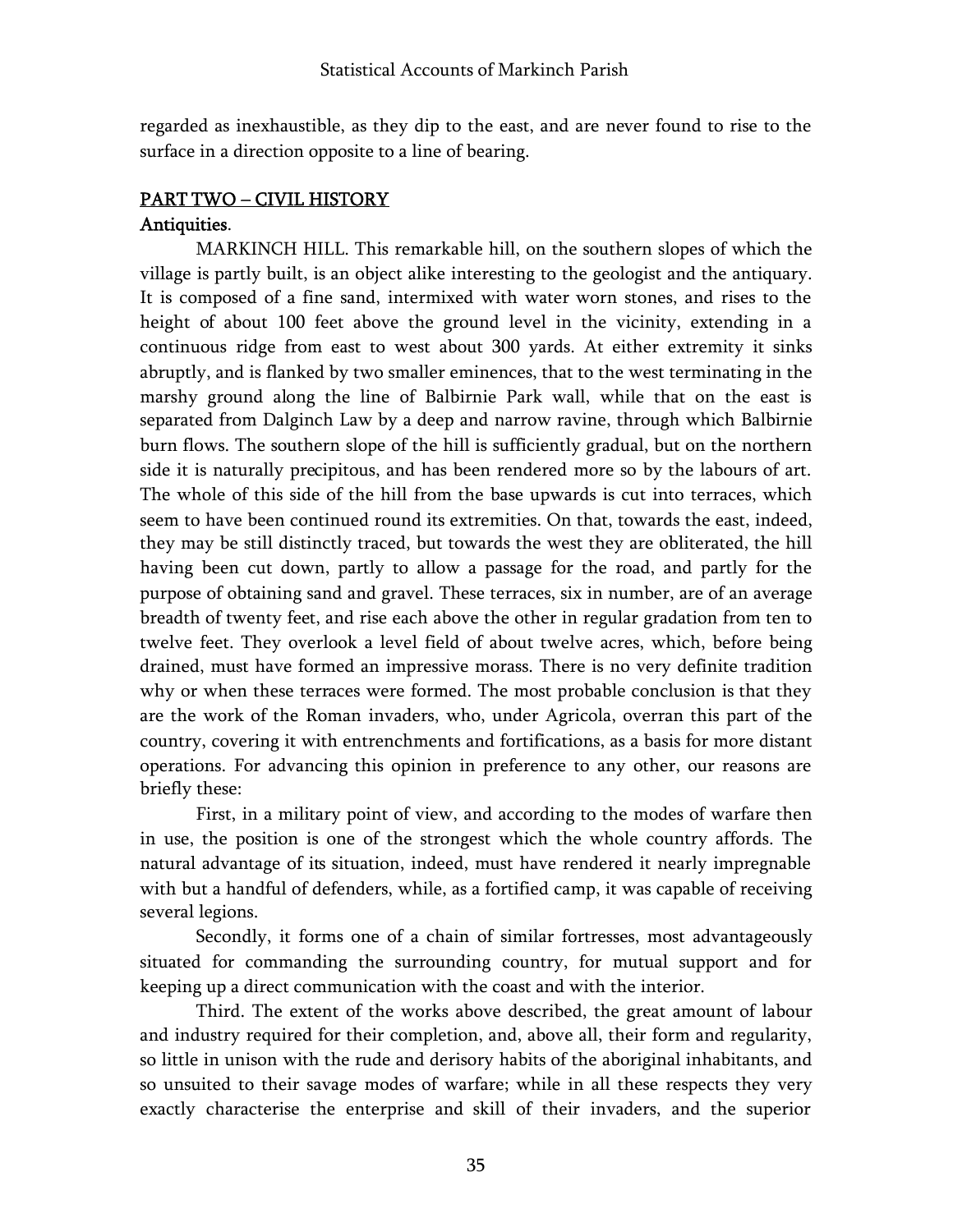regarded as inexhaustible, as they dip to the east, and are never found to rise to the surface in a direction opposite to a line of bearing.

## PART TWO – CIVIL HISTORY

### Antiquities.

MARKINCH HILL. This remarkable hill, on the southern slopes of which the village is partly built, is an object alike interesting to the geologist and the antiquary. It is composed of a fine sand, intermixed with water worn stones, and rises to the height of about 100 feet above the ground level in the vicinity, extending in a continuous ridge from east to west about 300 yards. At either extremity it sinks abruptly, and is flanked by two smaller eminences, that to the west terminating in the marshy ground along the line of Balbirnie Park wall, while that on the east is separated from Dalginch Law by a deep and narrow ravine, through which Balbirnie burn flows. The southern slope of the hill is sufficiently gradual, but on the northern side it is naturally precipitous, and has been rendered more so by the labours of art. The whole of this side of the hill from the base upwards is cut into terraces, which seem to have been continued round its extremities. On that, towards the east, indeed, they may be still distinctly traced, but towards the west they are obliterated, the hill having been cut down, partly to allow a passage for the road, and partly for the purpose of obtaining sand and gravel. These terraces, six in number, are of an average breadth of twenty feet, and rise each above the other in regular gradation from ten to twelve feet. They overlook a level field of about twelve acres, which, before being drained, must have formed an impressive morass. There is no very definite tradition why or when these terraces were formed. The most probable conclusion is that they are the work of the Roman invaders, who, under Agricola, overran this part of the country, covering it with entrenchments and fortifications, as a basis for more distant operations. For advancing this opinion in preference to any other, our reasons are briefly these:

First, in a military point of view, and according to the modes of warfare then in use, the position is one of the strongest which the whole country affords. The natural advantage of its situation, indeed, must have rendered it nearly impregnable with but a handful of defenders, while, as a fortified camp, it was capable of receiving several legions.

Secondly, it forms one of a chain of similar fortresses, most advantageously situated for commanding the surrounding country, for mutual support and for keeping up a direct communication with the coast and with the interior.

Third. The extent of the works above described, the great amount of labour and industry required for their completion, and, above all, their form and regularity, so little in unison with the rude and derisory habits of the aboriginal inhabitants, and so unsuited to their savage modes of warfare; while in all these respects they very exactly characterise the enterprise and skill of their invaders, and the superior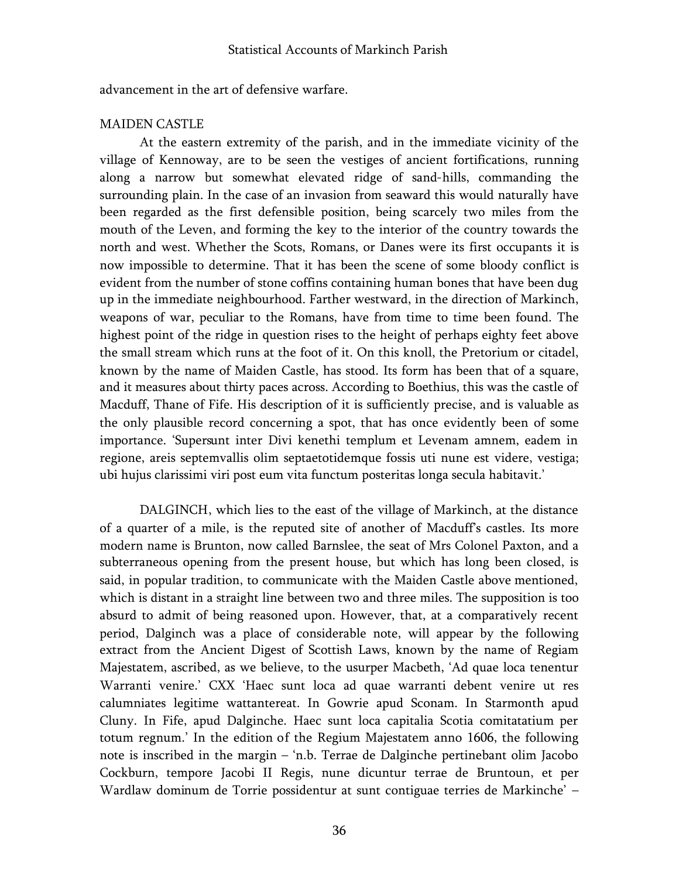advancement in the art of defensive warfare.

MAIDEN CASTLE

At the eastern extremity of the parish, and in the immediate vicinity of the village of Kennoway, are to be seen the vestiges of ancient fortifications, running along a narrow but somewhat elevated ridge of sand-hills, commanding the surrounding plain. In the case of an invasion from seaward this would naturally have been regarded as the first defensible position, being scarcely two miles from the mouth of the Leven, and forming the key to the interior of the country towards the north and west. Whether the Scots, Romans, or Danes were its first occupants it is now impossible to determine. That it has been the scene of some bloody conflict is evident from the number of stone coffins containing human bones that have been dug up in the immediate neighbourhood. Farther westward, in the direction of Markinch, weapons of war, peculiar to the Romans, have from time to time been found. The highest point of the ridge in question rises to the height of perhaps eighty feet above the small stream which runs at the foot of it. On this knoll, the Pretorium or citadel, known by the name of Maiden Castle, has stood. Its form has been that of a square, and it measures about thirty paces across. According to Boethius, this was the castle of Macduff, Thane of Fife. His description of it is sufficiently precise, and is valuable as the only plausible record concerning a spot, that has once evidently been of some importance. 'Supersunt inter Divi kenethi templum et Levenam amnem, eadem in regione, areis septemvallis olim septaetotidemque fossis uti nune est videre, vestiga; ubi hujus clarissimi viri post eum vita functum posteritas longa secula habitavit.'

DALGINCH, which lies to the east of the village of Markinch, at the distance of a quarter of a mile, is the reputed site of another of Macduff's castles. Its more modern name is Brunton, now called Barnslee, the seat of Mrs Colonel Paxton, and a subterraneous opening from the present house, but which has long been closed, is said, in popular tradition, to communicate with the Maiden Castle above mentioned, which is distant in a straight line between two and three miles. The supposition is too absurd to admit of being reasoned upon. However, that, at a comparatively recent period, Dalginch was a place of considerable note, will appear by the following extract from the Ancient Digest of Scottish Laws, known by the name of Regiam Majestatem, ascribed, as we believe, to the usurper Macbeth, 'Ad quae loca tenentur Warranti venire.' CXX 'Haec sunt loca ad quae warranti debent venire ut res calumniates legitime wattantereat. In Gowrie apud Sconam. In Starmonth apud Cluny. In Fife, apud Dalginche. Haec sunt loca capitalia Scotia comitatatium per totum regnum.' In the edition of the Regium Majestatem anno 1606, the following note is inscribed in the margin – 'n.b. Terrae de Dalginche pertinebant olim Jacobo Cockburn, tempore Jacobi II Regis, nune dicuntur terrae de Bruntoun, et per Wardlaw dominum de Torrie possidentur at sunt contiguae terries de Markinche' –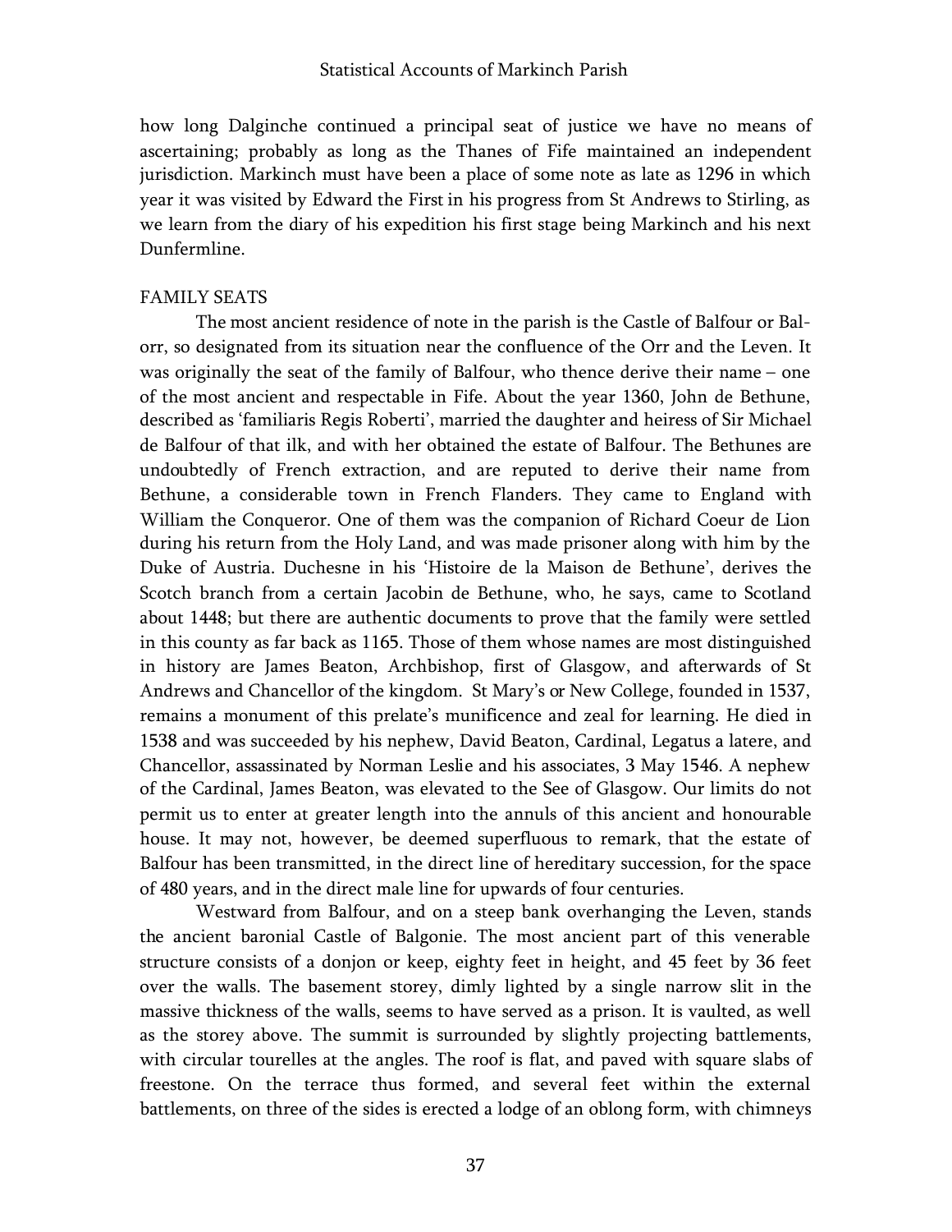how long Dalginche continued a principal seat of justice we have no means of ascertaining; probably as long as the Thanes of Fife maintained an independent jurisdiction. Markinch must have been a place of some note as late as 1296 in which year it was visited by Edward the First in his progress from St Andrews to Stirling, as we learn from the diary of his expedition his first stage being Markinch and his next Dunfermline.

## FAMILY SEATS

The most ancient residence of note in the parish is the Castle of Balfour or Balorr, so designated from its situation near the confluence of the Orr and the Leven. It was originally the seat of the family of Balfour, who thence derive their name – one of the most ancient and respectable in Fife. About the year 1360, John de Bethune, described as 'familiaris Regis Roberti', married the daughter and heiress of Sir Michael de Balfour of that ilk, and with her obtained the estate of Balfour. The Bethunes are undoubtedly of French extraction, and are reputed to derive their name from Bethune, a considerable town in French Flanders. They came to England with William the Conqueror. One of them was the companion of Richard Coeur de Lion during his return from the Holy Land, and was made prisoner along with him by the Duke of Austria. Duchesne in his 'Histoire de la Maison de Bethune', derives the Scotch branch from a certain Jacobin de Bethune, who, he says, came to Scotland about 1448; but there are authentic documents to prove that the family were settled in this county as far back as 1165. Those of them whose names are most distinguished in history are James Beaton, Archbishop, first of Glasgow, and afterwards of St Andrews and Chancellor of the kingdom. St Mary's or New College, founded in 1537, remains a monument of this prelate's munificence and zeal for learning. He died in 1538 and was succeeded by his nephew, David Beaton, Cardinal, Legatus a latere, and Chancellor, assassinated by Norman Leslie and his associates, 3 May 1546. A nephew of the Cardinal, James Beaton, was elevated to the See of Glasgow. Our limits do not permit us to enter at greater length into the annuls of this ancient and honourable house. It may not, however, be deemed superfluous to remark, that the estate of Balfour has been transmitted, in the direct line of hereditary succession, for the space of 480 years, and in the direct male line for upwards of four centuries.

Westward from Balfour, and on a steep bank overhanging the Leven, stands the ancient baronial Castle of Balgonie. The most ancient part of this venerable structure consists of a donjon or keep, eighty feet in height, and 45 feet by 36 feet over the walls. The basement storey, dimly lighted by a single narrow slit in the massive thickness of the walls, seems to have served as a prison. It is vaulted, as well as the storey above. The summit is surrounded by slightly projecting battlements, with circular tourelles at the angles. The roof is flat, and paved with square slabs of freestone. On the terrace thus formed, and several feet within the external battlements, on three of the sides is erected a lodge of an oblong form, with chimneys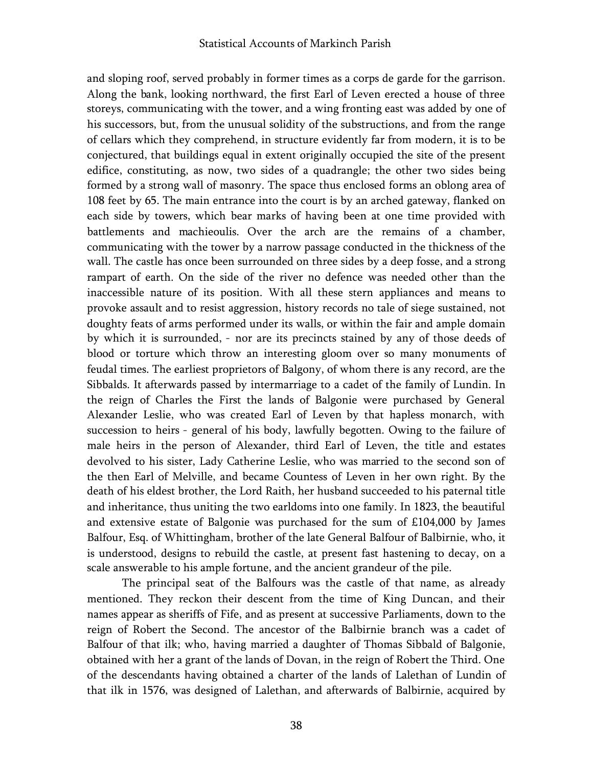and sloping roof, served probably in former times as a corps de garde for the garrison. Along the bank, looking northward, the first Earl of Leven erected a house of three storeys, communicating with the tower, and a wing fronting east was added by one of his successors, but, from the unusual solidity of the substructions, and from the range of cellars which they comprehend, in structure evidently far from modern, it is to be conjectured, that buildings equal in extent originally occupied the site of the present edifice, constituting, as now, two sides of a quadrangle; the other two sides being formed by a strong wall of masonry. The space thus enclosed forms an oblong area of 108 feet by 65. The main entrance into the court is by an arched gateway, flanked on each side by towers, which bear marks of having been at one time provided with battlements and machieoulis. Over the arch are the remains of a chamber, communicating with the tower by a narrow passage conducted in the thickness of the wall. The castle has once been surrounded on three sides by a deep fosse, and a strong rampart of earth. On the side of the river no defence was needed other than the inaccessible nature of its position. With all these stern appliances and means to provoke assault and to resist aggression, history records no tale of siege sustained, not doughty feats of arms performed under its walls, or within the fair and ample domain by which it is surrounded, - nor are its precincts stained by any of those deeds of blood or torture which throw an interesting gloom over so many monuments of feudal times. The earliest proprietors of Balgony, of whom there is any record, are the Sibbalds. It afterwards passed by intermarriage to a cadet of the family of Lundin. In the reign of Charles the First the lands of Balgonie were purchased by General Alexander Leslie, who was created Earl of Leven by that hapless monarch, with succession to heirs - general of his body, lawfully begotten. Owing to the failure of male heirs in the person of Alexander, third Earl of Leven, the title and estates devolved to his sister, Lady Catherine Leslie, who was married to the second son of the then Earl of Melville, and became Countess of Leven in her own right. By the death of his eldest brother, the Lord Raith, her husband succeeded to his paternal title and inheritance, thus uniting the two earldoms into one family. In 1823, the beautiful and extensive estate of Balgonie was purchased for the sum of £104,000 by James Balfour, Esq. of Whittingham, brother of the late General Balfour of Balbirnie, who, it is understood, designs to rebuild the castle, at present fast hastening to decay, on a scale answerable to his ample fortune, and the ancient grandeur of the pile.

The principal seat of the Balfours was the castle of that name, as already mentioned. They reckon their descent from the time of King Duncan, and their names appear as sheriffs of Fife, and as present at successive Parliaments, down to the reign of Robert the Second. The ancestor of the Balbirnie branch was a cadet of Balfour of that ilk; who, having married a daughter of Thomas Sibbald of Balgonie, obtained with her a grant of the lands of Dovan, in the reign of Robert the Third. One of the descendants having obtained a charter of the lands of Lalethan of Lundin of that ilk in 1576, was designed of Lalethan, and afterwards of Balbirnie, acquired by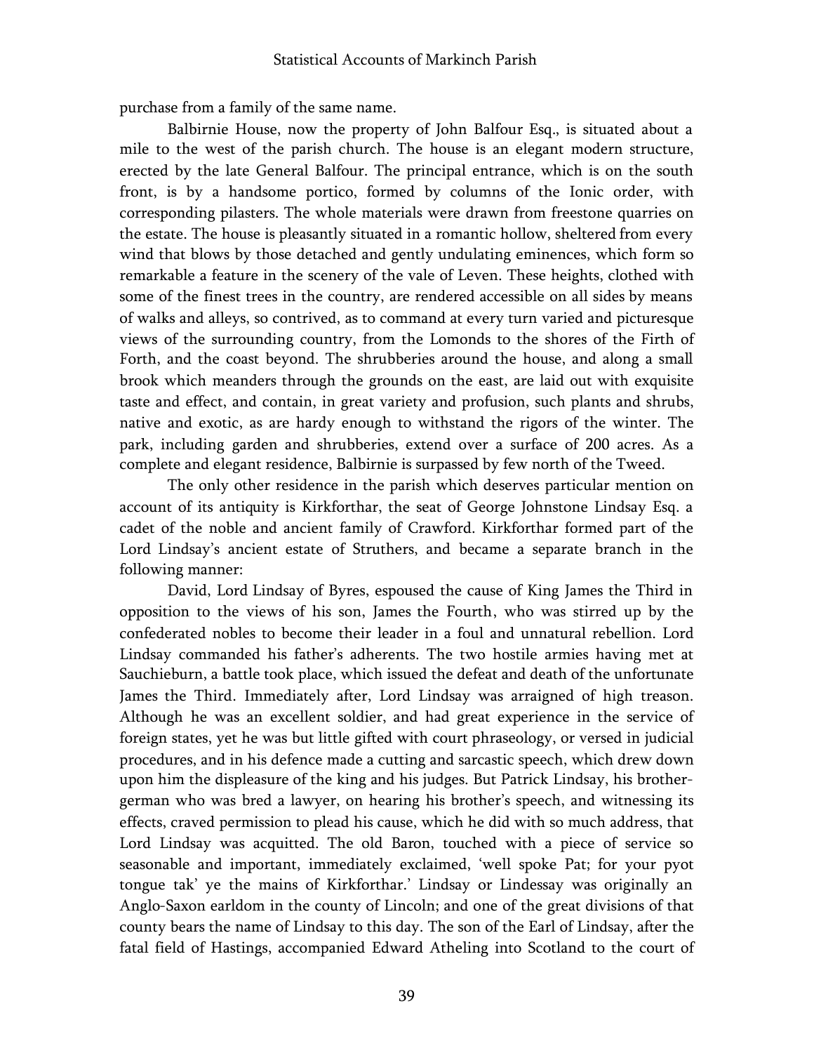purchase from a family of the same name.

Balbirnie House, now the property of John Balfour Esq., is situated about a mile to the west of the parish church. The house is an elegant modern structure, erected by the late General Balfour. The principal entrance, which is on the south front, is by a handsome portico, formed by columns of the Ionic order, with corresponding pilasters. The whole materials were drawn from freestone quarries on the estate. The house is pleasantly situated in a romantic hollow, sheltered from every wind that blows by those detached and gently undulating eminences, which form so remarkable a feature in the scenery of the vale of Leven. These heights, clothed with some of the finest trees in the country, are rendered accessible on all sides by means of walks and alleys, so contrived, as to command at every turn varied and picturesque views of the surrounding country, from the Lomonds to the shores of the Firth of Forth, and the coast beyond. The shrubberies around the house, and along a small brook which meanders through the grounds on the east, are laid out with exquisite taste and effect, and contain, in great variety and profusion, such plants and shrubs, native and exotic, as are hardy enough to withstand the rigors of the winter. The park, including garden and shrubberies, extend over a surface of 200 acres. As a complete and elegant residence, Balbirnie is surpassed by few north of the Tweed.

The only other residence in the parish which deserves particular mention on account of its antiquity is Kirkforthar, the seat of George Johnstone Lindsay Esq. a cadet of the noble and ancient family of Crawford. Kirkforthar formed part of the Lord Lindsay's ancient estate of Struthers, and became a separate branch in the following manner:

David, Lord Lindsay of Byres, espoused the cause of King James the Third in opposition to the views of his son, James the Fourth, who was stirred up by the confederated nobles to become their leader in a foul and unnatural rebellion. Lord Lindsay commanded his father's adherents. The two hostile armies having met at Sauchieburn, a battle took place, which issued the defeat and death of the unfortunate James the Third. Immediately after, Lord Lindsay was arraigned of high treason. Although he was an excellent soldier, and had great experience in the service of foreign states, yet he was but little gifted with court phraseology, or versed in judicial procedures, and in his defence made a cutting and sarcastic speech, which drew down upon him the displeasure of the king and his judges. But Patrick Lindsay, his brother-german who was bred a lawyer, on hearing his brother's speech, and witnessing its effects, craved permission to plead his cause, which he did with so much address, that Lord Lindsay was acquitted. The old Baron, touched with a piece of service so seasonable and important, immediately exclaimed, 'well spoke Pat; for your pyot tongue tak' ye the mains of Kirkforthar.' Lindsay or Lindessay was originally an Anglo-Saxon earldom in the county of Lincoln; and one of the great divisions of that county bears the name of Lindsay to this day. The son of the Earl of Lindsay, after the fatal field of Hastings, accompanied Edward Atheling into Scotland to the court of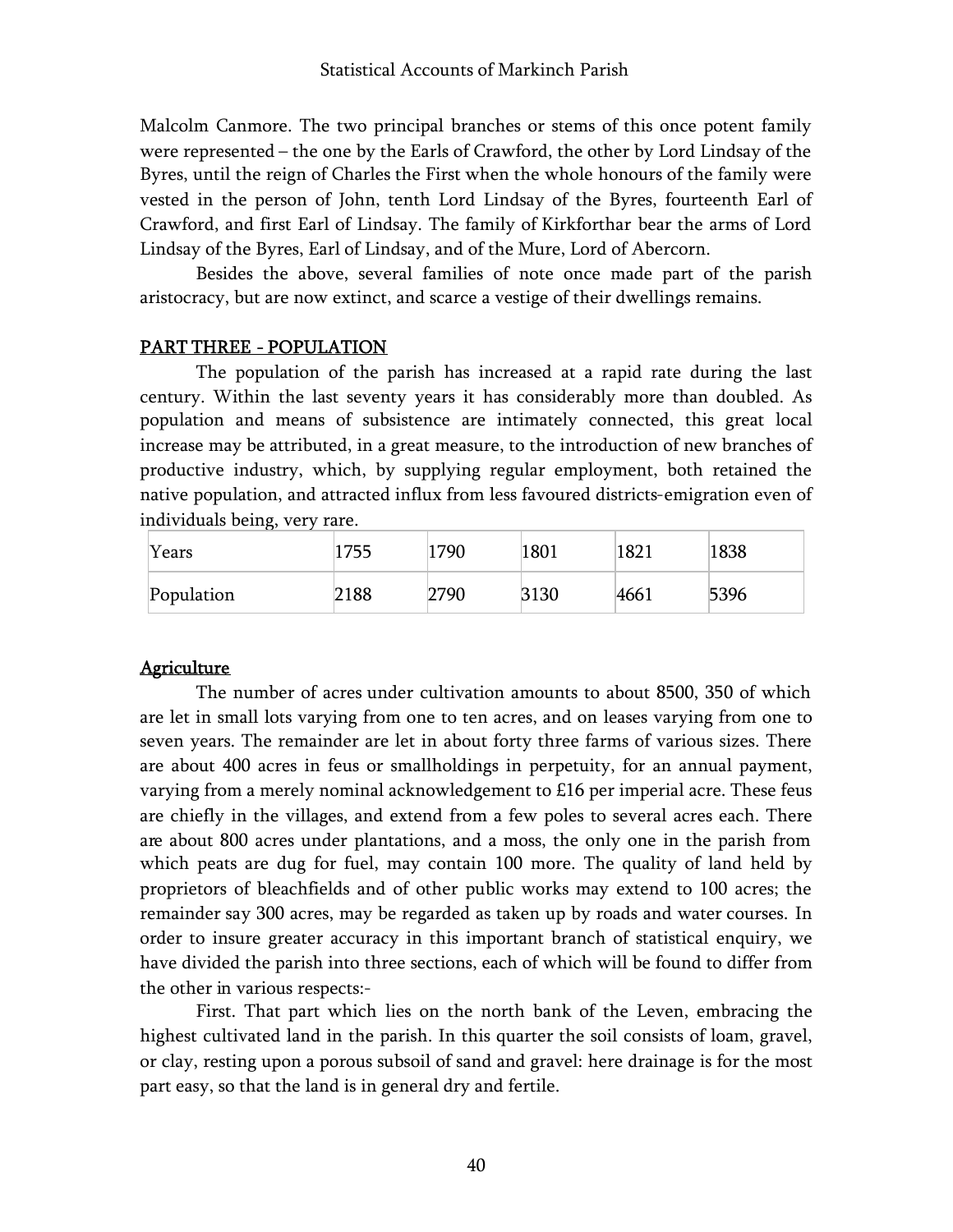Malcolm Canmore. The two principal branches or stems of this once potent family were represented – the one by the Earls of Crawford, the other by Lord Lindsay of the Byres, until the reign of Charles the First when the whole honours of the family were vested in the person of John, tenth Lord Lindsay of the Byres, fourteenth Earl of Crawford, and first Earl of Lindsay. The family of Kirkforthar bear the arms of Lord Lindsay of the Byres, Earl of Lindsay, and of the Mure, Lord of Abercorn.

Besides the above, several families of note once made part of the parish aristocracy, but are now extinct, and scarce a vestige of their dwellings remains.

## PART THREE - POPULATION

The population of the parish has increased at a rapid rate during the last century. Within the last seventy years it has considerably more than doubled. As population and means of subsistence are intimately connected, this great local increase may be attributed, in a great measure, to the introduction of new branches of productive industry, which, by supplying regular employment, both retained the native population, and attracted influx from less favoured districts-emigration even of individuals being, very rare.

| Years | 1755 | 1790 | 1801 | 1821 | 1838 |
|---|---|---|---|---|---|
| Population | 2188 | 2790 | 3130 | 4661 | 5396 |

## Agriculture

The number of acres under cultivation amounts to about 8500, 350 of which are let in small lots varying from one to ten acres, and on leases varying from one to seven years. The remainder are let in about forty three farms of various sizes. There are about 400 acres in feus or smallholdings in perpetuity, for an annual payment, varying from a merely nominal acknowledgement to £16 per imperial acre. These feus are chiefly in the villages, and extend from a few poles to several acres each. There are about 800 acres under plantations, and a moss, the only one in the parish from which peats are dug for fuel, may contain 100 more. The quality of land held by proprietors of bleachfields and of other public works may extend to 100 acres; the remainder say 300 acres, may be regarded as taken up by roads and water courses. In order to insure greater accuracy in this important branch of statistical enquiry, we have divided the parish into three sections, each of which will be found to differ from the other in various respects:-

First. That part which lies on the north bank of the Leven, embracing the highest cultivated land in the parish. In this quarter the soil consists of loam, gravel, or clay, resting upon a porous subsoil of sand and gravel: here drainage is for the most part easy, so that the land is in general dry and fertile.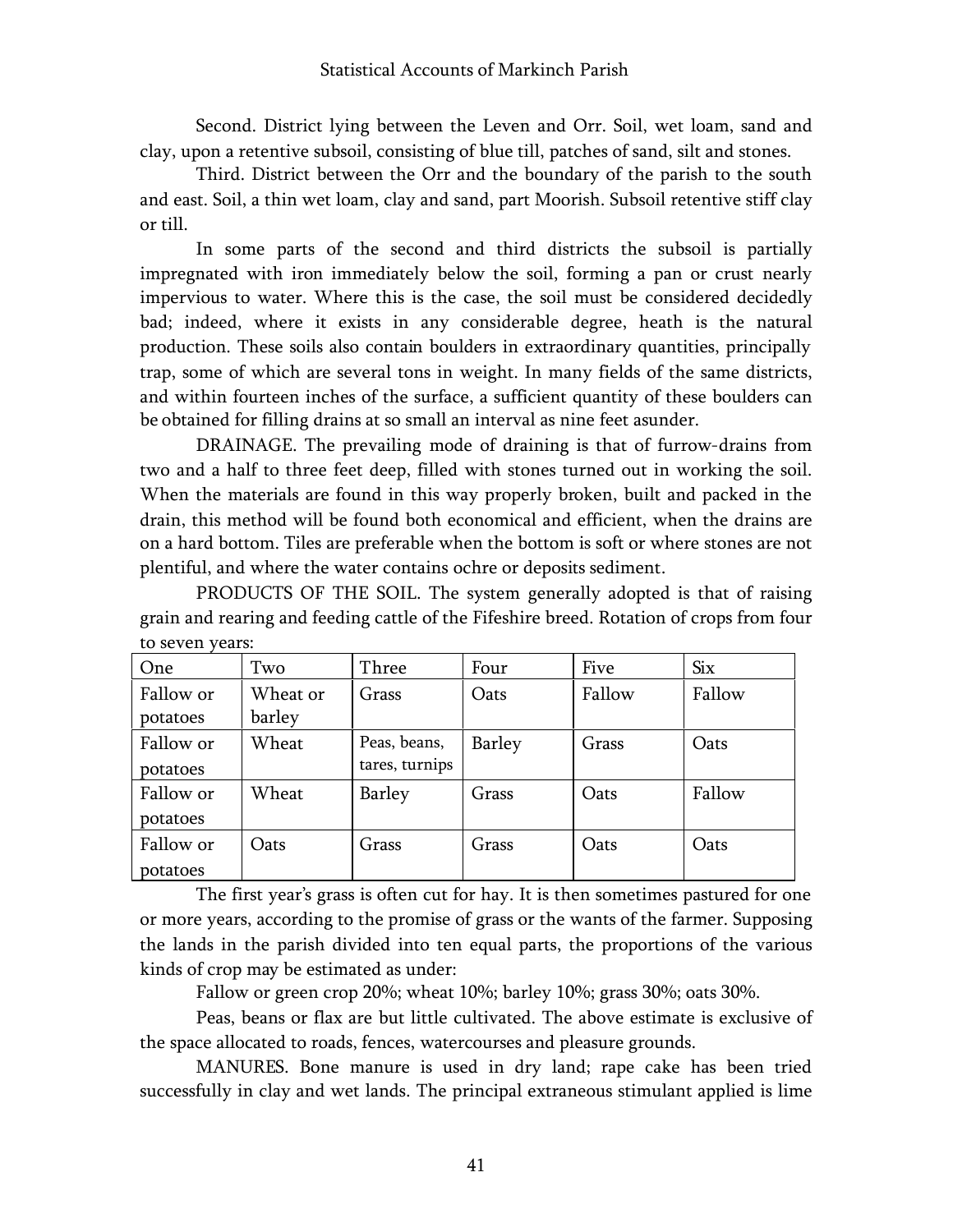Second. District lying between the Leven and Orr. Soil, wet loam, sand and clay, upon a retentive subsoil, consisting of blue till, patches of sand, silt and stones.

Third. District between the Orr and the boundary of the parish to the south and east. Soil, a thin wet loam, clay and sand, part Moorish. Subsoil retentive stiff clay or till.

In some parts of the second and third districts the subsoil is partially impregnated with iron immediately below the soil, forming a pan or crust nearly impervious to water. Where this is the case, the soil must be considered decidedly bad; indeed, where it exists in any considerable degree, heath is the natural production. These soils also contain boulders in extraordinary quantities, principally trap, some of which are several tons in weight. In many fields of the same districts, and within fourteen inches of the surface, a sufficient quantity of these boulders can be obtained for filling drains at so small an interval as nine feet asunder.

DRAINAGE. The prevailing mode of draining is that of furrow-drains from two and a half to three feet deep, filled with stones turned out in working the soil. When the materials are found in this way properly broken, built and packed in the drain, this method will be found both economical and efficient, when the drains are on a hard bottom. Tiles are preferable when the bottom is soft or where stones are not plentiful, and where the water contains ochre or deposits sediment.

PRODUCTS OF THE SOIL. The system generally adopted is that of raising grain and rearing and feeding cattle of the Fifeshire breed. Rotation of crops from four to seven years:

| One | Two | Three | Four | Five | Six |
|---|---|---|---|---|---|
| Fallow or potatoes | Wheat or barley | Grass | Oats | Fallow | Fallow |
| Fallow or potatoes | Wheat | Peas, beans, tares, turnips | Barley | Grass | Oats |
| Fallow or potatoes | Wheat | Barley | Grass | Oats | Fallow |
| Fallow or potatoes | Oats | Grass | Grass | Oats | Oats |

The first year's grass is often cut for hay. It is then sometimes pastured for one or more years, according to the promise of grass or the wants of the farmer. Supposing the lands in the parish divided into ten equal parts, the proportions of the various kinds of crop may be estimated as under:

Fallow or green crop 20%; wheat 10%; barley 10%; grass 30%; oats 30%.

Peas, beans or flax are but little cultivated. The above estimate is exclusive of the space allocated to roads, fences, watercourses and pleasure grounds.

MANURES. Bone manure is used in dry land; rape cake has been tried successfully in clay and wet lands. The principal extraneous stimulant applied is lime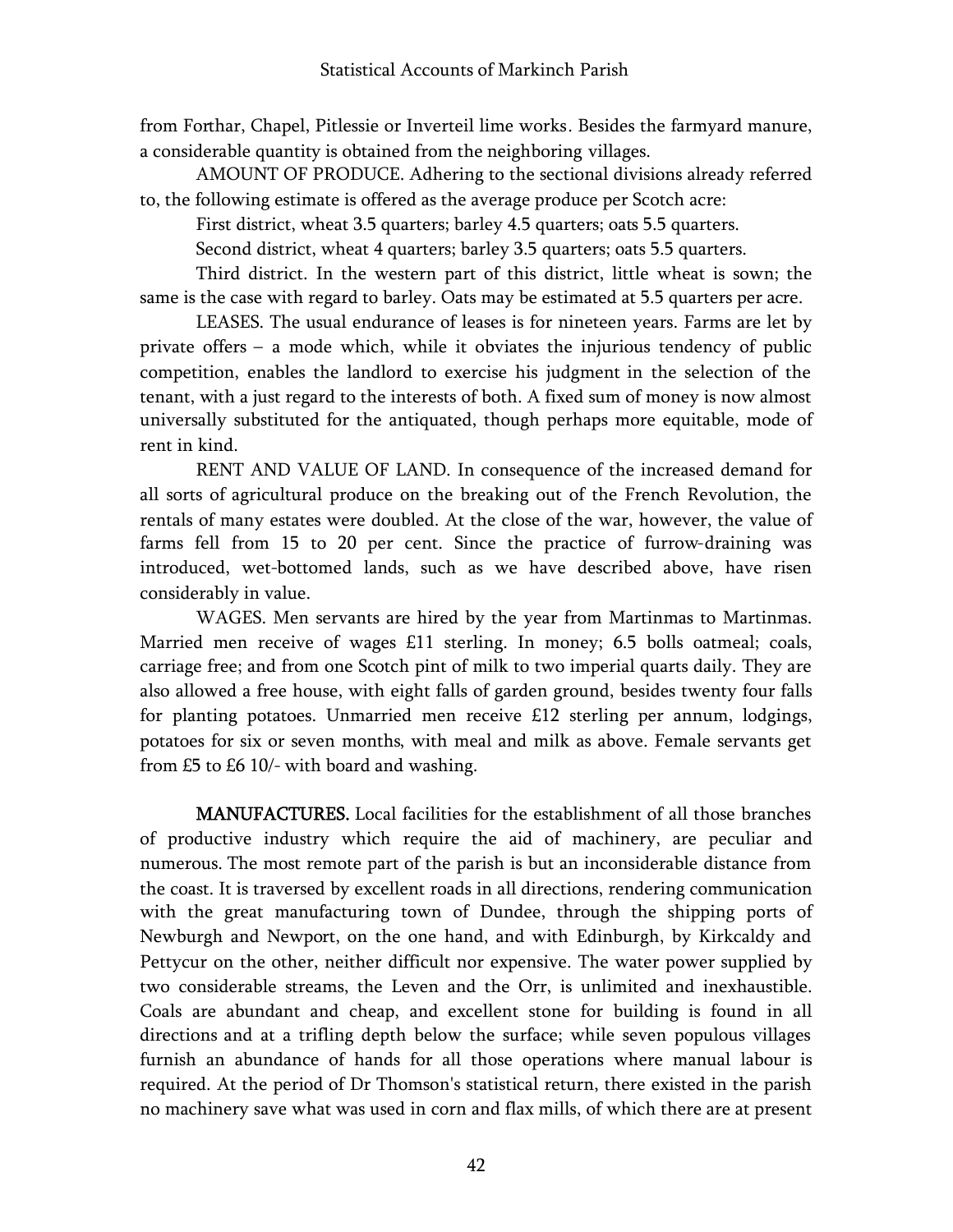from Forthar, Chapel, Pitlessie or Inverteil lime works. Besides the farmyard manure, a considerable quantity is obtained from the neighboring villages.

AMOUNT OF PRODUCE. Adhering to the sectional divisions already referred to, the following estimate is offered as the average produce per Scotch acre:

First district, wheat 3.5 quarters; barley 4.5 quarters; oats 5.5 quarters.

Second district, wheat 4 quarters; barley 3.5 quarters; oats 5.5 quarters.

Third district. In the western part of this district, little wheat is sown; the same is the case with regard to barley. Oats may be estimated at 5.5 quarters per acre.

LEASES. The usual endurance of leases is for nineteen years. Farms are let by private offers – a mode which, while it obviates the injurious tendency of public competition, enables the landlord to exercise his judgment in the selection of the tenant, with a just regard to the interests of both. A fixed sum of money is now almost universally substituted for the antiquated, though perhaps more equitable, mode of rent in kind.

RENT AND VALUE OF LAND. In consequence of the increased demand for all sorts of agricultural produce on the breaking out of the French Revolution, the rentals of many estates were doubled. At the close of the war, however, the value of farms fell from 15 to 20 per cent. Since the practice of furrow-draining was introduced, wet-bottomed lands, such as we have described above, have risen considerably in value.

WAGES. Men servants are hired by the year from Martinmas to Martinmas. Married men receive of wages £11 sterling. In money; 6.5 bolls oatmeal; coals, carriage free; and from one Scotch pint of milk to two imperial quarts daily. They are also allowed a free house, with eight falls of garden ground, besides twenty four falls for planting potatoes. Unmarried men receive £12 sterling per annum, lodgings, potatoes for six or seven months, with meal and milk as above. Female servants get from £5 to £6 10/- with board and washing.

**MANUFACTURES.** Local facilities for the establishment of all those branches of productive industry which require the aid of machinery, are peculiar and numerous. The most remote part of the parish is but an inconsiderable distance from the coast. It is traversed by excellent roads in all directions, rendering communication with the great manufacturing town of Dundee, through the shipping ports of Newburgh and Newport, on the one hand, and with Edinburgh, by Kirkcaldy and Pettycur on the other, neither difficult nor expensive. The water power supplied by two considerable streams, the Leven and the Orr, is unlimited and inexhaustible. Coals are abundant and cheap, and excellent stone for building is found in all directions and at a trifling depth below the surface; while seven populous villages furnish an abundance of hands for all those operations where manual labour is required. At the period of Dr Thomson's statistical return, there existed in the parish no machinery save what was used in corn and flax mills, of which there are at present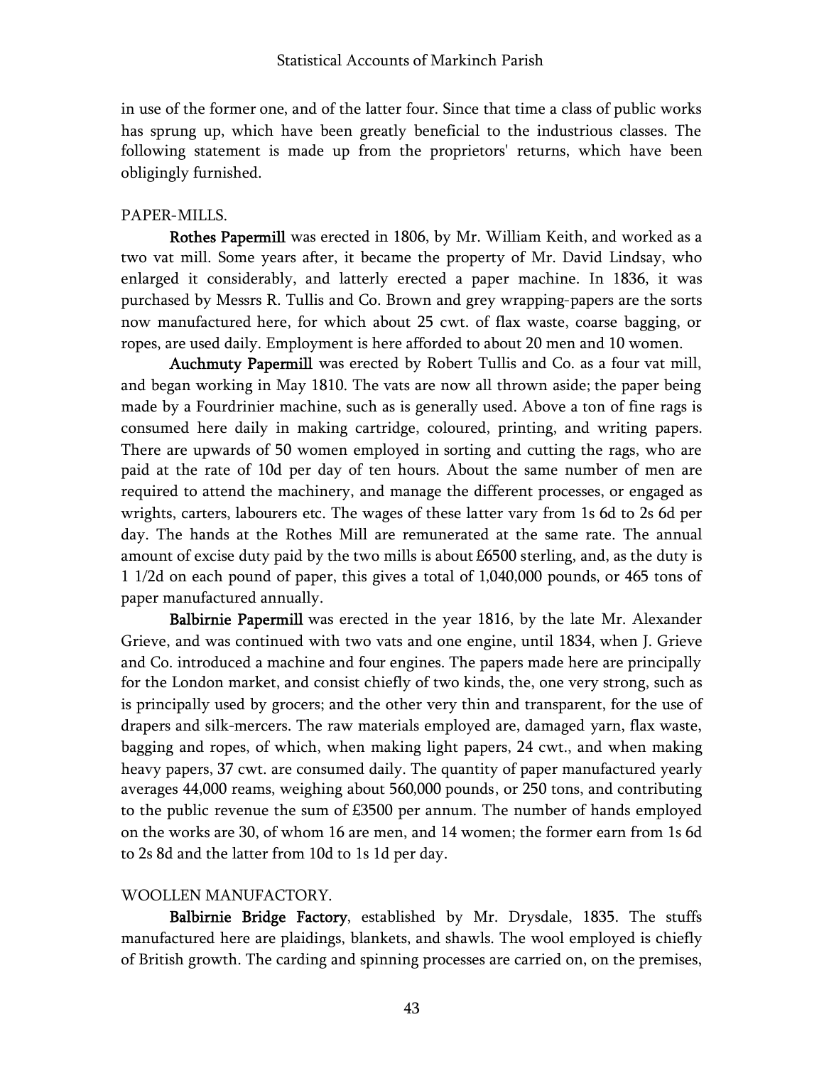in use of the former one, and of the latter four. Since that time a class of public works has sprung up, which have been greatly beneficial to the industrious classes. The following statement is made up from the proprietors' returns, which have been obligingly furnished.

PAPER-MILLS.

**Rothes Papermill** was erected in 1806, by Mr. William Keith, and worked as a two vat mill. Some years after, it became the property of Mr. David Lindsay, who enlarged it considerably, and latterly erected a paper machine. In 1836, it was purchased by Messrs R. Tullis and Co. Brown and grey wrapping-papers are the sorts now manufactured here, for which about 25 cwt. of flax waste, coarse bagging, or ropes, are used daily. Employment is here afforded to about 20 men and 10 women.

**Auchmuty Papermill** was erected by Robert Tullis and Co. as a four vat mill, and began working in May 1810. The vats are now all thrown aside; the paper being made by a Fourdrinier machine, such as is generally used. Above a ton of fine rags is consumed here daily in making cartridge, coloured, printing, and writing papers. There are upwards of 50 women employed in sorting and cutting the rags, who are paid at the rate of 10d per day of ten hours. About the same number of men are required to attend the machinery, and manage the different processes, or engaged as wrights, carters, labourers etc. The wages of these latter vary from 1s 6d to 2s 6d per day. The hands at the Rothes Mill are remunerated at the same rate. The annual amount of excise duty paid by the two mills is about £6500 sterling, and, as the duty is 1 1/2d on each pound of paper, this gives a total of 1,040,000 pounds, or 465 tons of paper manufactured annually.

**Balbirnie Papermill** was erected in the year 1816, by the late Mr. Alexander Grieve, and was continued with two vats and one engine, until 1834, when J. Grieve and Co. introduced a machine and four engines. The papers made here are principally for the London market, and consist chiefly of two kinds, the, one very strong, such as is principally used by grocers; and the other very thin and transparent, for the use of drapers and silk-mercers. The raw materials employed are, damaged yarn, flax waste, bagging and ropes, of which, when making light papers, 24 cwt., and when making heavy papers, 37 cwt. are consumed daily. The quantity of paper manufactured yearly averages 44,000 reams, weighing about 560,000 pounds, or 250 tons, and contributing to the public revenue the sum of £3500 per annum. The number of hands employed on the works are 30, of whom 16 are men, and 14 women; the former earn from 1s 6d to 2s 8d and the latter from 10d to 1s 1d per day.

WOOLLEN MANUFACTORY.

**Balbirnie Bridge Factory**, established by Mr. Drysdale, 1835. The stuffs manufactured here are plaidings, blankets, and shawls. The wool employed is chiefly of British growth. The carding and spinning processes are carried on, on the premises,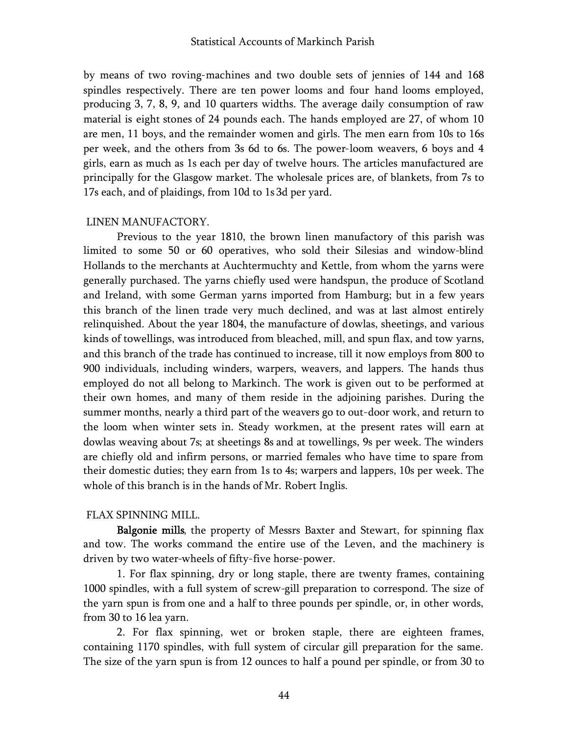by means of two roving-machines and two double sets of jennies of 144 and 168 spindles respectively. There are ten power looms and four hand looms employed, producing 3, 7, 8, 9, and 10 quarters widths. The average daily consumption of raw material is eight stones of 24 pounds each. The hands employed are 27, of whom 10 are men, 11 boys, and the remainder women and girls. The men earn from 10s to 16s per week, and the others from 3s 6d to 6s. The power-loom weavers, 6 boys and 4 girls, earn as much as 1s each per day of twelve hours. The articles manufactured are principally for the Glasgow market. The wholesale prices are, of blankets, from 7s to 17s each, and of plaidings, from 10d to 1s 3d per yard.

## LINEN MANUFACTORY.

Previous to the year 1810, the brown linen manufactory of this parish was limited to some 50 or 60 operatives, who sold their Silesias and window-blind Hollands to the merchants at Auchtermuchty and Kettle, from whom the yarns were generally purchased. The yarns chiefly used were handspun, the produce of Scotland and Ireland, with some German yarns imported from Hamburg; but in a few years this branch of the linen trade very much declined, and was at last almost entirely relinquished. About the year 1804, the manufacture of dowlas, sheetings, and various kinds of towellings, was introduced from bleached, mill, and spun flax, and tow yarns, and this branch of the trade has continued to increase, till it now employs from 800 to 900 individuals, including winders, warpers, weavers, and lappers. The hands thus employed do not all belong to Markinch. The work is given out to be performed at their own homes, and many of them reside in the adjoining parishes. During the summer months, nearly a third part of the weavers go to out-door work, and return to the loom when winter sets in. Steady workmen, at the present rates will earn at dowlas weaving about 7s; at sheetings 8s and at towellings, 9s per week. The winders are chiefly old and infirm persons, or married females who have time to spare from their domestic duties; they earn from 1s to 4s; warpers and lappers, 10s per week. The whole of this branch is in the hands of Mr. Robert Inglis.

## FLAX SPINNING MILL.

**Balgonie mills**, the property of Messrs Baxter and Stewart, for spinning flax and tow. The works command the entire use of the Leven, and the machinery is driven by two water-wheels of fifty-five horse-power.

1. For flax spinning, dry or long staple, there are twenty frames, containing 1000 spindles, with a full system of screw-gill preparation to correspond. The size of the yarn spun is from one and a half to three pounds per spindle, or, in other words, from 30 to 16 lea yarn.

2. For flax spinning, wet or broken staple, there are eighteen frames, containing 1170 spindles, with full system of circular gill preparation for the same. The size of the yarn spun is from 12 ounces to half a pound per spindle, or from 30 to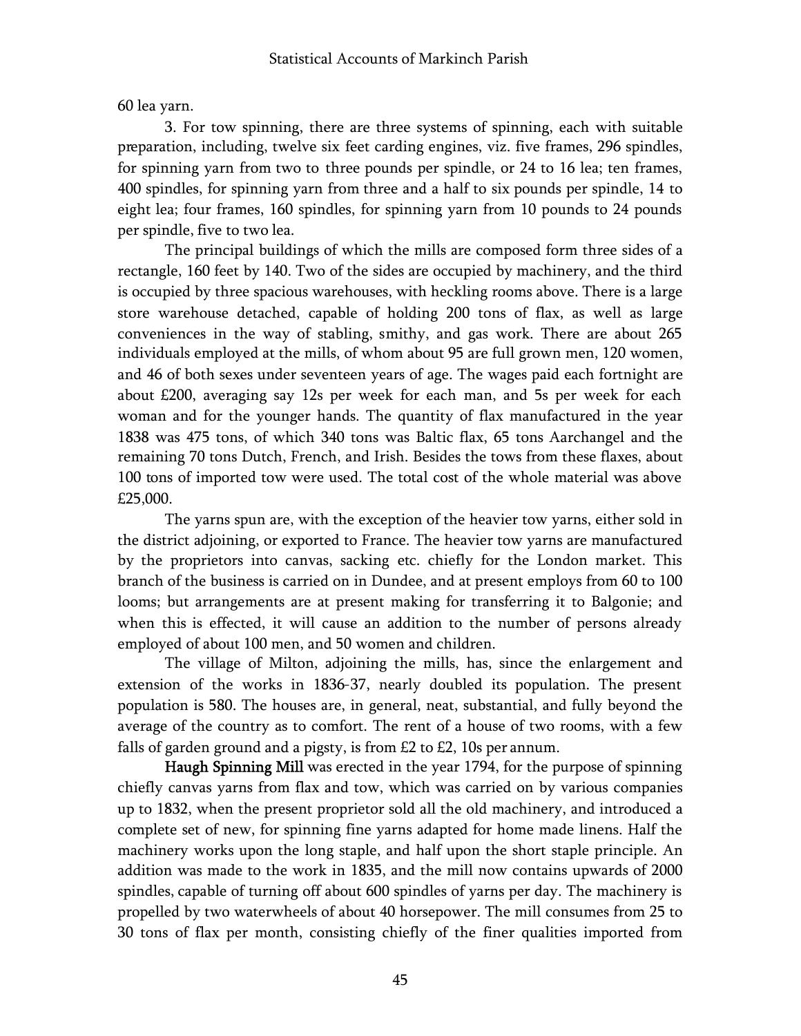60 lea yarn.

3. For tow spinning, there are three systems of spinning, each with suitable preparation, including, twelve six feet carding engines, viz. five frames, 296 spindles, for spinning yarn from two to three pounds per spindle, or 24 to 16 lea; ten frames, 400 spindles, for spinning yarn from three and a half to six pounds per spindle, 14 to eight lea; four frames, 160 spindles, for spinning yarn from 10 pounds to 24 pounds per spindle, five to two lea.

The principal buildings of which the mills are composed form three sides of a rectangle, 160 feet by 140. Two of the sides are occupied by machinery, and the third is occupied by three spacious warehouses, with heckling rooms above. There is a large store warehouse detached, capable of holding 200 tons of flax, as well as large conveniences in the way of stabling, smithy, and gas work. There are about 265 individuals employed at the mills, of whom about 95 are full grown men, 120 women, and 46 of both sexes under seventeen years of age. The wages paid each fortnight are about £200, averaging say 12s per week for each man, and 5s per week for each woman and for the younger hands. The quantity of flax manufactured in the year 1838 was 475 tons, of which 340 tons was Baltic flax, 65 tons Aarchangel and the remaining 70 tons Dutch, French, and Irish. Besides the tows from these flaxes, about 100 tons of imported tow were used. The total cost of the whole material was above £25,000.

The yarns spun are, with the exception of the heavier tow yarns, either sold in the district adjoining, or exported to France. The heavier tow yarns are manufactured by the proprietors into canvas, sacking etc. chiefly for the London market. This branch of the business is carried on in Dundee, and at present employs from 60 to 100 looms; but arrangements are at present making for transferring it to Balgonie; and when this is effected, it will cause an addition to the number of persons already employed of about 100 men, and 50 women and children.

The village of Milton, adjoining the mills, has, since the enlargement and extension of the works in 1836-37, nearly doubled its population. The present population is 580. The houses are, in general, neat, substantial, and fully beyond the average of the country as to comfort. The rent of a house of two rooms, with a few falls of garden ground and a pigsty, is from £2 to £2, 10s per annum.

**Haugh Spinning Mill** was erected in the year 1794, for the purpose of spinning chiefly canvas yarns from flax and tow, which was carried on by various companies up to 1832, when the present proprietor sold all the old machinery, and introduced a complete set of new, for spinning fine yarns adapted for home made linens. Half the machinery works upon the long staple, and half upon the short staple principle. An addition was made to the work in 1835, and the mill now contains upwards of 2000 spindles, capable of turning off about 600 spindles of yarns per day. The machinery is propelled by two waterwheels of about 40 horsepower. The mill consumes from 25 to 30 tons of flax per month, consisting chiefly of the finer qualities imported from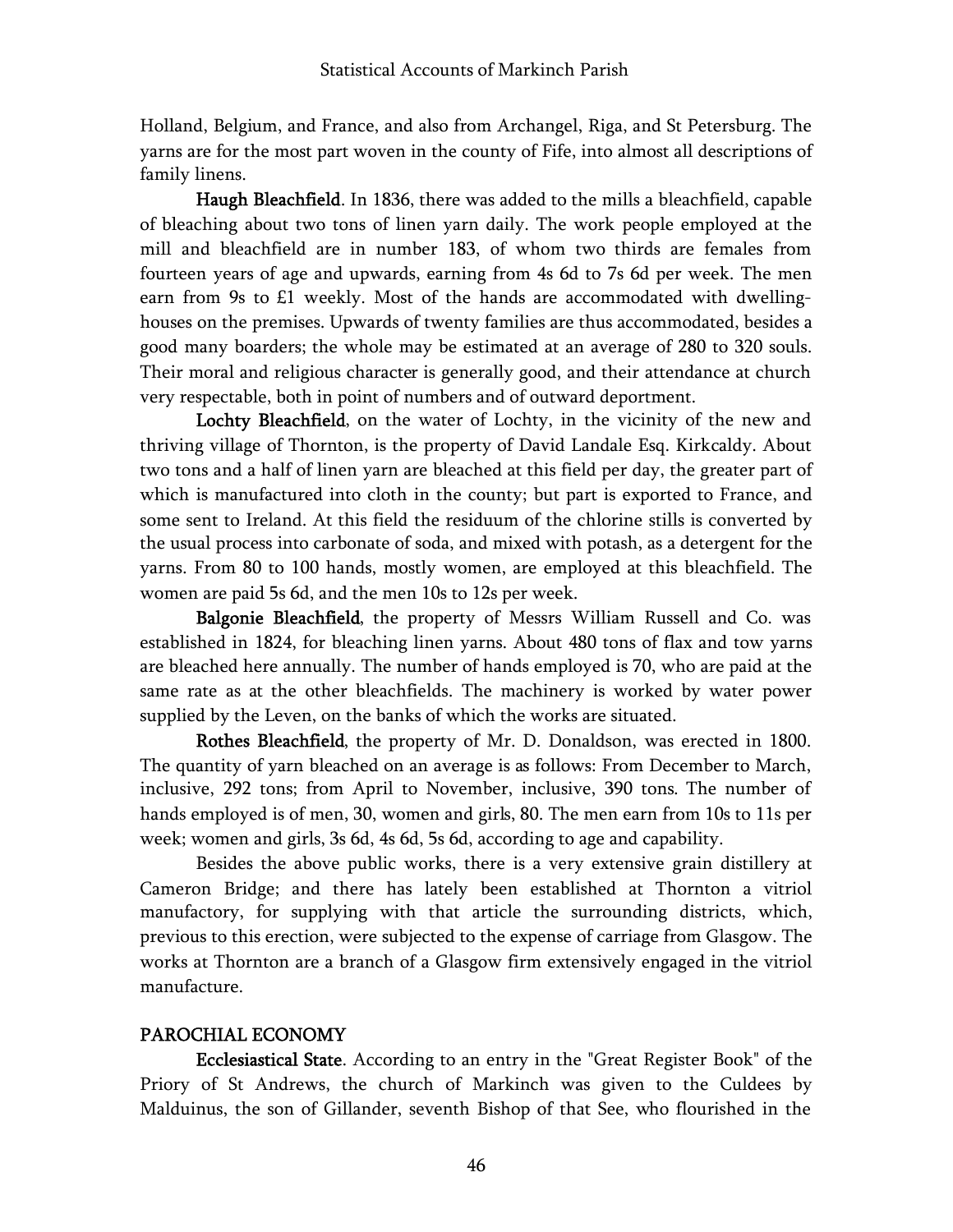Holland, Belgium, and France, and also from Archangel, Riga, and St Petersburg. The yarns are for the most part woven in the county of Fife, into almost all descriptions of family linens.

**Haugh Bleachfield**. In 1836, there was added to the mills a bleachfield, capable of bleaching about two tons of linen yarn daily. The work people employed at the mill and bleachfield are in number 183, of whom two thirds are females from fourteen years of age and upwards, earning from 4s 6d to 7s 6d per week. The men earn from 9s to £1 weekly. Most of the hands are accommodated with dwelling-houses on the premises. Upwards of twenty families are thus accommodated, besides a good many boarders; the whole may be estimated at an average of 280 to 320 souls. Their moral and religious character is generally good, and their attendance at church very respectable, both in point of numbers and of outward deportment.

**Lochty Bleachfield**, on the water of Lochty, in the vicinity of the new and thriving village of Thornton, is the property of David Landale Esq. Kirkcaldy. About two tons and a half of linen yarn are bleached at this field per day, the greater part of which is manufactured into cloth in the county; but part is exported to France, and some sent to Ireland. At this field the residuum of the chlorine stills is converted by the usual process into carbonate of soda, and mixed with potash, as a detergent for the yarns. From 80 to 100 hands, mostly women, are employed at this bleachfield. The women are paid 5s 6d, and the men 10s to 12s per week.

**Balgonie Bleachfield**, the property of Messrs William Russell and Co. was established in 1824, for bleaching linen yarns. About 480 tons of flax and tow yarns are bleached here annually. The number of hands employed is 70, who are paid at the same rate as at the other bleachfields. The machinery is worked by water power supplied by the Leven, on the banks of which the works are situated.

**Rothes Bleachfield**, the property of Mr. D. Donaldson, was erected in 1800. The quantity of yarn bleached on an average is as follows: From December to March, inclusive, 292 tons; from April to November, inclusive, 390 tons. The number of hands employed is of men, 30, women and girls, 80. The men earn from 10s to 11s per week; women and girls, 3s 6d, 4s 6d, 5s 6d, according to age and capability.

Besides the above public works, there is a very extensive grain distillery at Cameron Bridge; and there has lately been established at Thornton a vitriol manufactory, for supplying with that article the surrounding districts, which, previous to this erection, were subjected to the expense of carriage from Glasgow. The works at Thornton are a branch of a Glasgow firm extensively engaged in the vitriol manufacture.

## PAROCHIAL ECONOMY

**Ecclesiastical State**. According to an entry in the "Great Register Book" of the Priory of St Andrews, the church of Markinch was given to the Culdees by Malduinus, the son of Gillander, seventh Bishop of that See, who flourished in the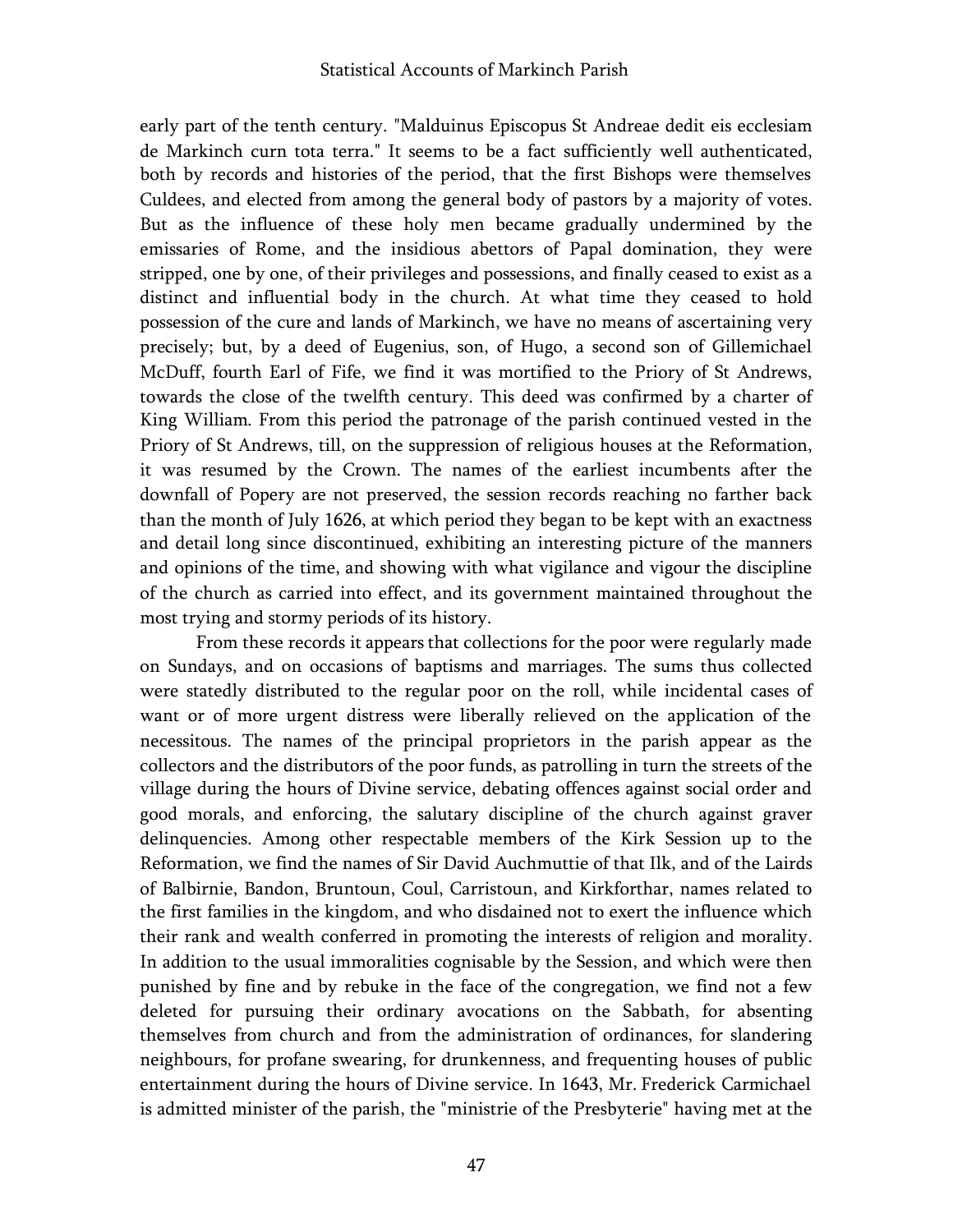early part of the tenth century. "Malduinus Episcopus St Andreae dedit eis ecclesiam de Markinch curn tota terra." It seems to be a fact sufficiently well authenticated, both by records and histories of the period, that the first Bishops were themselves Culdees, and elected from among the general body of pastors by a majority of votes. But as the influence of these holy men became gradually undermined by the emissaries of Rome, and the insidious abettors of Papal domination, they were stripped, one by one, of their privileges and possessions, and finally ceased to exist as a distinct and influential body in the church. At what time they ceased to hold possession of the cure and lands of Markinch, we have no means of ascertaining very precisely; but, by a deed of Eugenius, son, of Hugo, a second son of Gillemichael McDuff, fourth Earl of Fife, we find it was mortified to the Priory of St Andrews, towards the close of the twelfth century. This deed was confirmed by a charter of King William. From this period the patronage of the parish continued vested in the Priory of St Andrews, till, on the suppression of religious houses at the Reformation, it was resumed by the Crown. The names of the earliest incumbents after the downfall of Popery are not preserved, the session records reaching no farther back than the month of July 1626, at which period they began to be kept with an exactness and detail long since discontinued, exhibiting an interesting picture of the manners and opinions of the time, and showing with what vigilance and vigour the discipline of the church as carried into effect, and its government maintained throughout the most trying and stormy periods of its history.

From these records it appears that collections for the poor were regularly made on Sundays, and on occasions of baptisms and marriages. The sums thus collected were statedly distributed to the regular poor on the roll, while incidental cases of want or of more urgent distress were liberally relieved on the application of the necessitous. The names of the principal proprietors in the parish appear as the collectors and the distributors of the poor funds, as patrolling in turn the streets of the village during the hours of Divine service, debating offences against social order and good morals, and enforcing, the salutary discipline of the church against graver delinquencies. Among other respectable members of the Kirk Session up to the Reformation, we find the names of Sir David Auchmuttie of that Ilk, and of the Lairds of Balbirnie, Bandon, Bruntoun, Coul, Carristoun, and Kirkforthar, names related to the first families in the kingdom, and who disdained not to exert the influence which their rank and wealth conferred in promoting the interests of religion and morality. In addition to the usual immoralities cognisable by the Session, and which were then punished by fine and by rebuke in the face of the congregation, we find not a few deleted for pursuing their ordinary avocations on the Sabbath, for absenting themselves from church and from the administration of ordinances, for slandering neighbours, for profane swearing, for drunkenness, and frequenting houses of public entertainment during the hours of Divine service. In 1643, Mr. Frederick Carmichael is admitted minister of the parish, the "ministrie of the Presbyterie" having met at the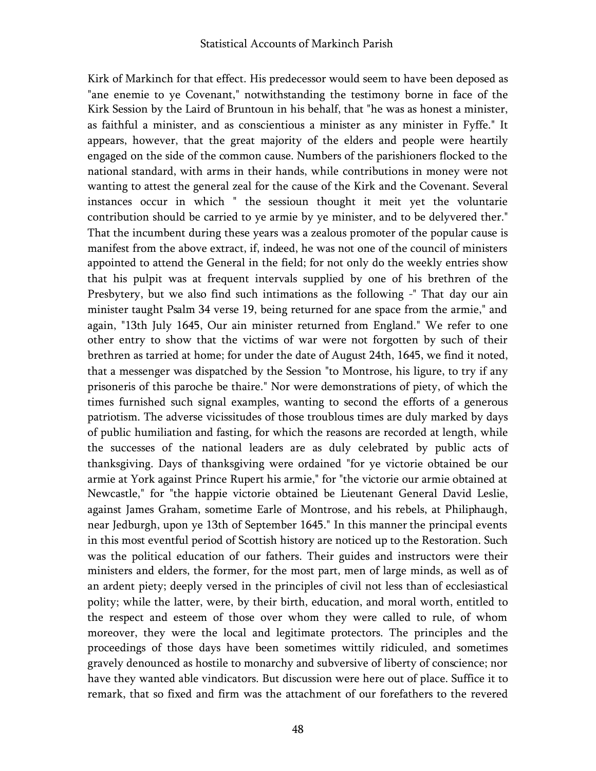Kirk of Markinch for that effect. His predecessor would seem to have been deposed as "ane enemie to ye Covenant," notwithstanding the testimony borne in face of the Kirk Session by the Laird of Bruntoun in his behalf, that "he was as honest a minister, as faithful a minister, and as conscientious a minister as any minister in Fyffe." It appears, however, that the great majority of the elders and people were heartily engaged on the side of the common cause. Numbers of the parishioners flocked to the national standard, with arms in their hands, while contributions in money were not wanting to attest the general zeal for the cause of the Kirk and the Covenant. Several instances occur in which " the sessioun thought it meit yet the voluntarie contribution should be carried to ye armie by ye minister, and to be delyvered ther." That the incumbent during these years was a zealous promoter of the popular cause is manifest from the above extract, if, indeed, he was not one of the council of ministers appointed to attend the General in the field; for not only do the weekly entries show that his pulpit was at frequent intervals supplied by one of his brethren of the Presbytery, but we also find such intimations as the following -" That day our ain minister taught Psalm 34 verse 19, being returned for ane space from the armie," and again, "13th July 1645, Our ain minister returned from England." We refer to one other entry to show that the victims of war were not forgotten by such of their brethren as tarried at home; for under the date of August 24th, 1645, we find it noted, that a messenger was dispatched by the Session "to Montrose, his ligure, to try if any prisoneris of this paroche be thaire." Nor were demonstrations of piety, of which the times furnished such signal examples, wanting to second the efforts of a generous patriotism. The adverse vicissitudes of those troublous times are duly marked by days of public humiliation and fasting, for which the reasons are recorded at length, while the successes of the national leaders are as duly celebrated by public acts of thanksgiving. Days of thanksgiving were ordained "for ye victorie obtained be our armie at York against Prince Rupert his armie," for "the victorie our armie obtained at Newcastle," for "the happie victorie obtained be Lieutenant General David Leslie, against James Graham, sometime Earle of Montrose, and his rebels, at Philiphaugh, near Jedburgh, upon ye 13th of September 1645." In this manner the principal events in this most eventful period of Scottish history are noticed up to the Restoration. Such was the political education of our fathers. Their guides and instructors were their ministers and elders, the former, for the most part, men of large minds, as well as of an ardent piety; deeply versed in the principles of civil not less than of ecclesiastical polity; while the latter, were, by their birth, education, and moral worth, entitled to the respect and esteem of those over whom they were called to rule, of whom moreover, they were the local and legitimate protectors. The principles and the proceedings of those days have been sometimes wittily ridiculed, and sometimes gravely denounced as hostile to monarchy and subversive of liberty of conscience; nor have they wanted able vindicators. But discussion were here out of place. Suffice it to remark, that so fixed and firm was the attachment of our forefathers to the revered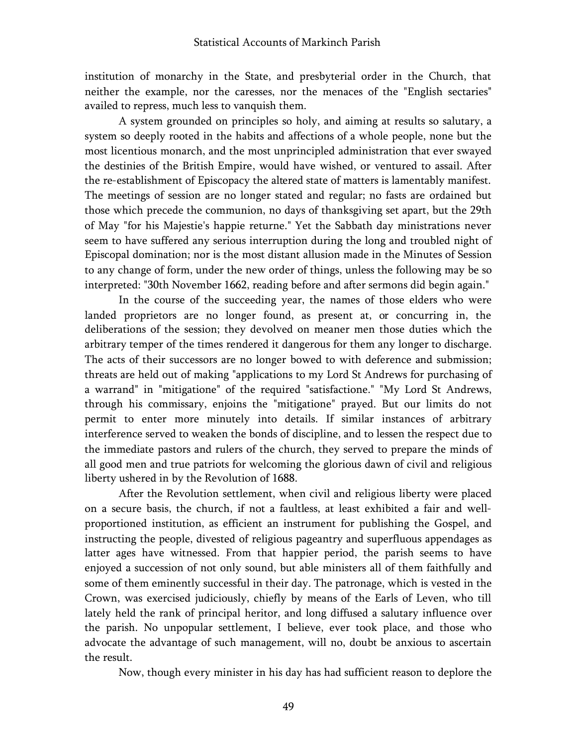institution of monarchy in the State, and presbyterial order in the Church, that neither the example, nor the caresses, nor the menaces of the "English sectaries" availed to repress, much less to vanquish them.

A system grounded on principles so holy, and aiming at results so salutary, a system so deeply rooted in the habits and affections of a whole people, none but the most licentious monarch, and the most unprincipled administration that ever swayed the destinies of the British Empire, would have wished, or ventured to assail. After the re-establishment of Episcopacy the altered state of matters is lamentably manifest. The meetings of session are no longer stated and regular; no fasts are ordained but those which precede the communion, no days of thanksgiving set apart, but the 29th of May "for his Majestie's happie returne." Yet the Sabbath day ministrations never seem to have suffered any serious interruption during the long and troubled night of Episcopal domination; nor is the most distant allusion made in the Minutes of Session to any change of form, under the new order of things, unless the following may be so interpreted: "30th November 1662, reading before and after sermons did begin again."

In the course of the succeeding year, the names of those elders who were landed proprietors are no longer found, as present at, or concurring in, the deliberations of the session; they devolved on meaner men those duties which the arbitrary temper of the times rendered it dangerous for them any longer to discharge. The acts of their successors are no longer bowed to with deference and submission; threats are held out of making "applications to my Lord St Andrews for purchasing of a warrand" in "mitigatione" of the required "satisfactione." "My Lord St Andrews, through his commissary, enjoins the "mitigatione" prayed. But our limits do not permit to enter more minutely into details. If similar instances of arbitrary interference served to weaken the bonds of discipline, and to lessen the respect due to the immediate pastors and rulers of the church, they served to prepare the minds of all good men and true patriots for welcoming the glorious dawn of civil and religious liberty ushered in by the Revolution of 1688.

After the Revolution settlement, when civil and religious liberty were placed on a secure basis, the church, if not a faultless, at least exhibited a fair and well-proportioned institution, as efficient an instrument for publishing the Gospel, and instructing the people, divested of religious pageantry and superfluous appendages as latter ages have witnessed. From that happier period, the parish seems to have enjoyed a succession of not only sound, but able ministers all of them faithfully and some of them eminently successful in their day. The patronage, which is vested in the Crown, was exercised judiciously, chiefly by means of the Earls of Leven, who till lately held the rank of principal heritor, and long diffused a salutary influence over the parish. No unpopular settlement, I believe, ever took place, and those who advocate the advantage of such management, will no, doubt be anxious to ascertain the result.

Now, though every minister in his day has had sufficient reason to deplore the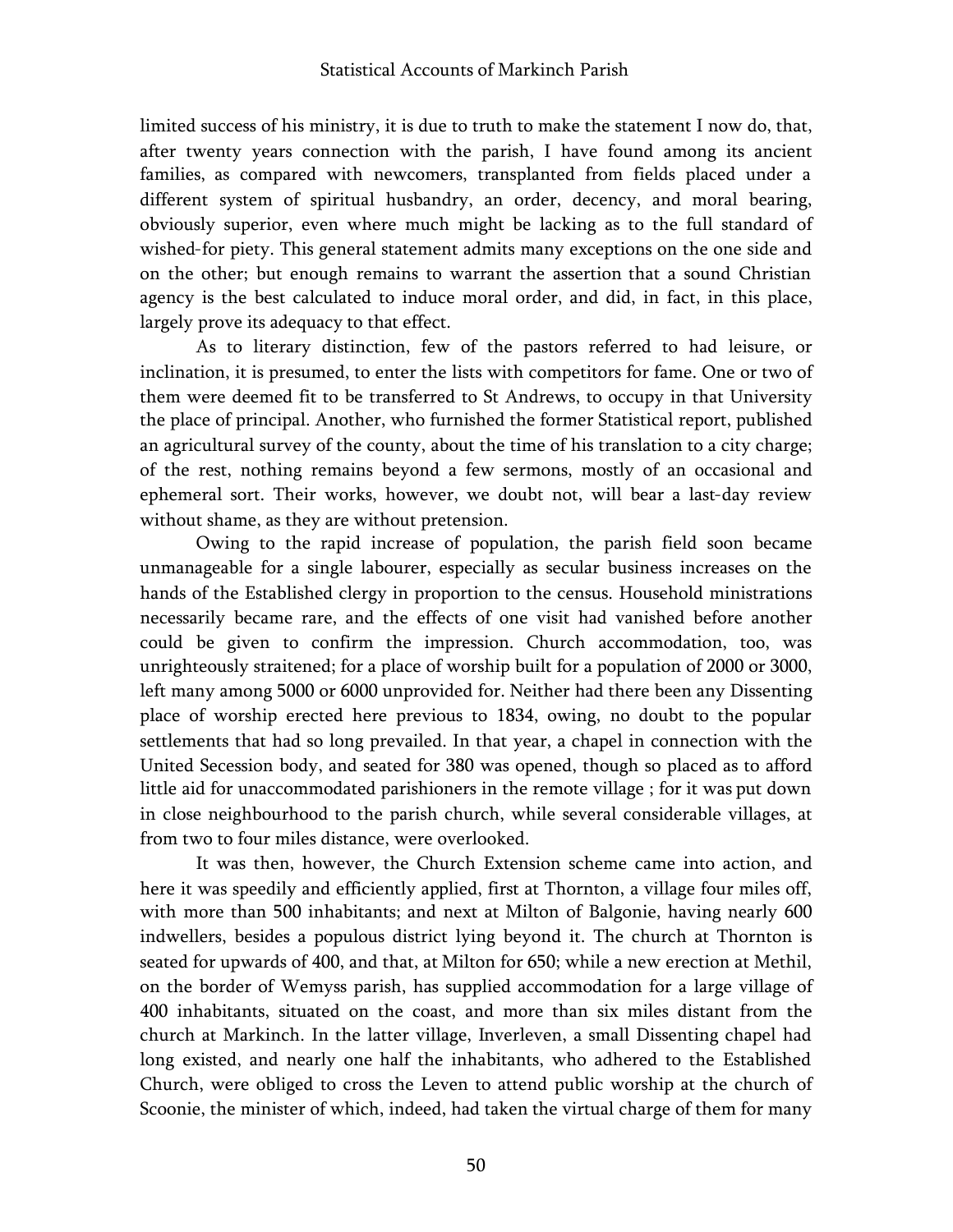limited success of his ministry, it is due to truth to make the statement I now do, that, after twenty years connection with the parish, I have found among its ancient families, as compared with newcomers, transplanted from fields placed under a different system of spiritual husbandry, an order, decency, and moral bearing, obviously superior, even where much might be lacking as to the full standard of wished-for piety. This general statement admits many exceptions on the one side and on the other; but enough remains to warrant the assertion that a sound Christian agency is the best calculated to induce moral order, and did, in fact, in this place, largely prove its adequacy to that effect.

As to literary distinction, few of the pastors referred to had leisure, or inclination, it is presumed, to enter the lists with competitors for fame. One or two of them were deemed fit to be transferred to St Andrews, to occupy in that University the place of principal. Another, who furnished the former Statistical report, published an agricultural survey of the county, about the time of his translation to a city charge; of the rest, nothing remains beyond a few sermons, mostly of an occasional and ephemeral sort. Their works, however, we doubt not, will bear a last-day review without shame, as they are without pretension.

Owing to the rapid increase of population, the parish field soon became unmanageable for a single labourer, especially as secular business increases on the hands of the Established clergy in proportion to the census. Household ministrations necessarily became rare, and the effects of one visit had vanished before another could be given to confirm the impression. Church accommodation, too, was unrighteously straitened; for a place of worship built for a population of 2000 or 3000, left many among 5000 or 6000 unprovided for. Neither had there been any Dissenting place of worship erected here previous to 1834, owing, no doubt to the popular settlements that had so long prevailed. In that year, a chapel in connection with the United Secession body, and seated for 380 was opened, though so placed as to afford little aid for unaccommodated parishioners in the remote village ; for it was put down in close neighbourhood to the parish church, while several considerable villages, at from two to four miles distance, were overlooked.

It was then, however, the Church Extension scheme came into action, and here it was speedily and efficiently applied, first at Thornton, a village four miles off, with more than 500 inhabitants; and next at Milton of Balgonie, having nearly 600 indwellers, besides a populous district lying beyond it. The church at Thornton is seated for upwards of 400, and that, at Milton for 650; while a new erection at Methil, on the border of Wemyss parish, has supplied accommodation for a large village of 400 inhabitants, situated on the coast, and more than six miles distant from the church at Markinch. In the latter village, Inverleven, a small Dissenting chapel had long existed, and nearly one half the inhabitants, who adhered to the Established Church, were obliged to cross the Leven to attend public worship at the church of Scoonie, the minister of which, indeed, had taken the virtual charge of them for many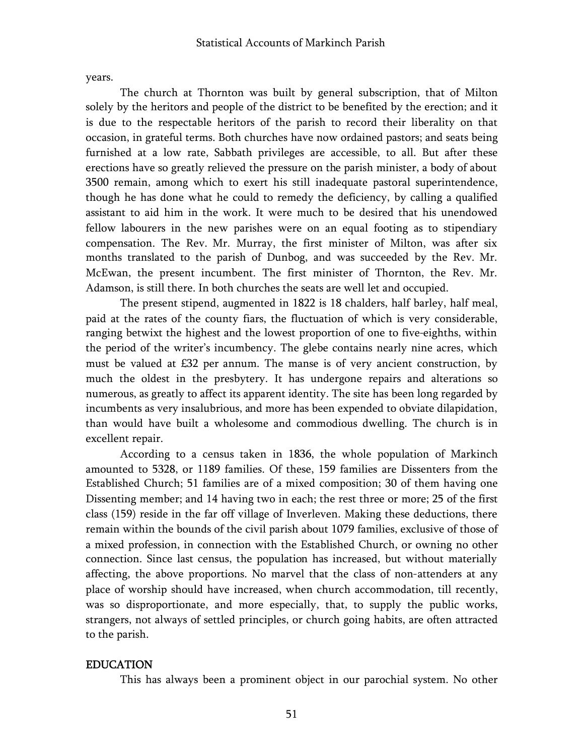years.

The church at Thornton was built by general subscription, that of Milton solely by the heritors and people of the district to be benefited by the erection; and it is due to the respectable heritors of the parish to record their liberality on that occasion, in grateful terms. Both churches have now ordained pastors; and seats being furnished at a low rate, Sabbath privileges are accessible, to all. But after these erections have so greatly relieved the pressure on the parish minister, a body of about 3500 remain, among which to exert his still inadequate pastoral superintendence, though he has done what he could to remedy the deficiency, by calling a qualified assistant to aid him in the work. It were much to be desired that his unendowed fellow labourers in the new parishes were on an equal footing as to stipendiary compensation. The Rev. Mr. Murray, the first minister of Milton, was after six months translated to the parish of Dunbog, and was succeeded by the Rev. Mr. McEwan, the present incumbent. The first minister of Thornton, the Rev. Mr. Adamson, is still there. In both churches the seats are well let and occupied.

The present stipend, augmented in 1822 is 18 chalders, half barley, half meal, paid at the rates of the county fiars, the fluctuation of which is very considerable, ranging betwixt the highest and the lowest proportion of one to five-eighths, within the period of the writer's incumbency. The glebe contains nearly nine acres, which must be valued at £32 per annum. The manse is of very ancient construction, by much the oldest in the presbytery. It has undergone repairs and alterations so numerous, as greatly to affect its apparent identity. The site has been long regarded by incumbents as very insalubrious, and more has been expended to obviate dilapidation, than would have built a wholesome and commodious dwelling. The church is in excellent repair.

According to a census taken in 1836, the whole population of Markinch amounted to 5328, or 1189 families. Of these, 159 families are Dissenters from the Established Church; 51 families are of a mixed composition; 30 of them having one Dissenting member; and 14 having two in each; the rest three or more; 25 of the first class (159) reside in the far off village of Inverleven. Making these deductions, there remain within the bounds of the civil parish about 1079 families, exclusive of those of a mixed profession, in connection with the Established Church, or owning no other connection. Since last census, the population has increased, but without materially affecting, the above proportions. No marvel that the class of non-attenders at any place of worship should have increased, when church accommodation, till recently, was so disproportionate, and more especially, that, to supply the public works, strangers, not always of settled principles, or church going habits, are often attracted to the parish.

## EDUCATION

This has always been a prominent object in our parochial system. No other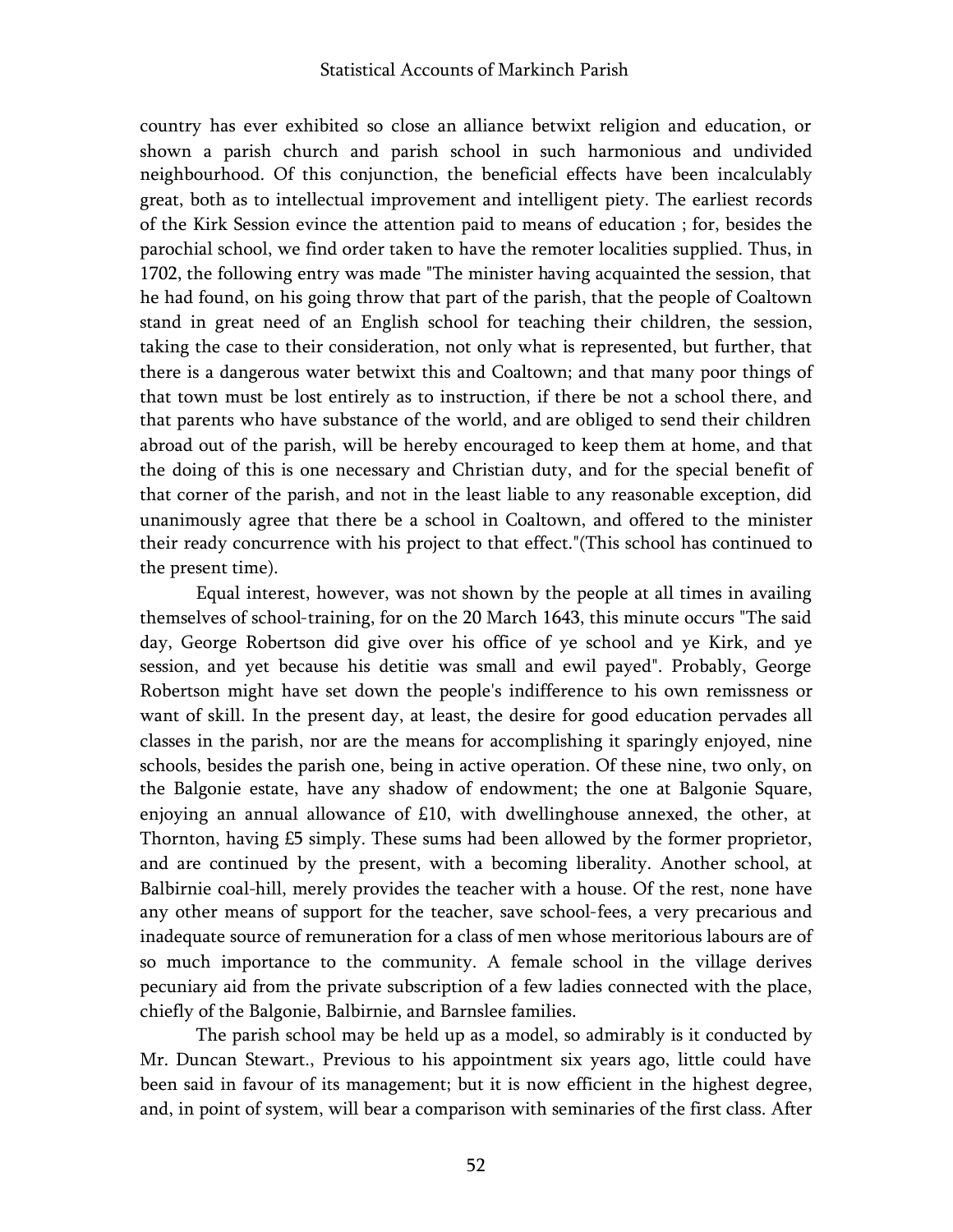country has ever exhibited so close an alliance betwixt religion and education, or shown a parish church and parish school in such harmonious and undivided neighbourhood. Of this conjunction, the beneficial effects have been incalculably great, both as to intellectual improvement and intelligent piety. The earliest records of the Kirk Session evince the attention paid to means of education ; for, besides the parochial school, we find order taken to have the remoter localities supplied. Thus, in 1702, the following entry was made "The minister having acquainted the session, that he had found, on his going throw that part of the parish, that the people of Coaltown stand in great need of an English school for teaching their children, the session, taking the case to their consideration, not only what is represented, but further, that there is a dangerous water betwixt this and Coaltown; and that many poor things of that town must be lost entirely as to instruction, if there be not a school there, and that parents who have substance of the world, and are obliged to send their children abroad out of the parish, will be hereby encouraged to keep them at home, and that the doing of this is one necessary and Christian duty, and for the special benefit of that corner of the parish, and not in the least liable to any reasonable exception, did unanimously agree that there be a school in Coaltown, and offered to the minister their ready concurrence with his project to that effect."(This school has continued to the present time).

Equal interest, however, was not shown by the people at all times in availing themselves of school-training, for on the 20 March 1643, this minute occurs "The said day, George Robertson did give over his office of ye school and ye Kirk, and ye session, and yet because his detitie was small and ewil payed". Probably, George Robertson might have set down the people's indifference to his own remissness or want of skill. In the present day, at least, the desire for good education pervades all classes in the parish, nor are the means for accomplishing it sparingly enjoyed, nine schools, besides the parish one, being in active operation. Of these nine, two only, on the Balgonie estate, have any shadow of endowment; the one at Balgonie Square, enjoying an annual allowance of £10, with dwellinghouse annexed, the other, at Thornton, having £5 simply. These sums had been allowed by the former proprietor, and are continued by the present, with a becoming liberality. Another school, at Balbirnie coal-hill, merely provides the teacher with a house. Of the rest, none have any other means of support for the teacher, save school-fees, a very precarious and inadequate source of remuneration for a class of men whose meritorious labours are of so much importance to the community. A female school in the village derives pecuniary aid from the private subscription of a few ladies connected with the place, chiefly of the Balgonie, Balbirnie, and Barnslee families.

The parish school may be held up as a model, so admirably is it conducted by Mr. Duncan Stewart., Previous to his appointment six years ago, little could have been said in favour of its management; but it is now efficient in the highest degree, and, in point of system, will bear a comparison with seminaries of the first class. After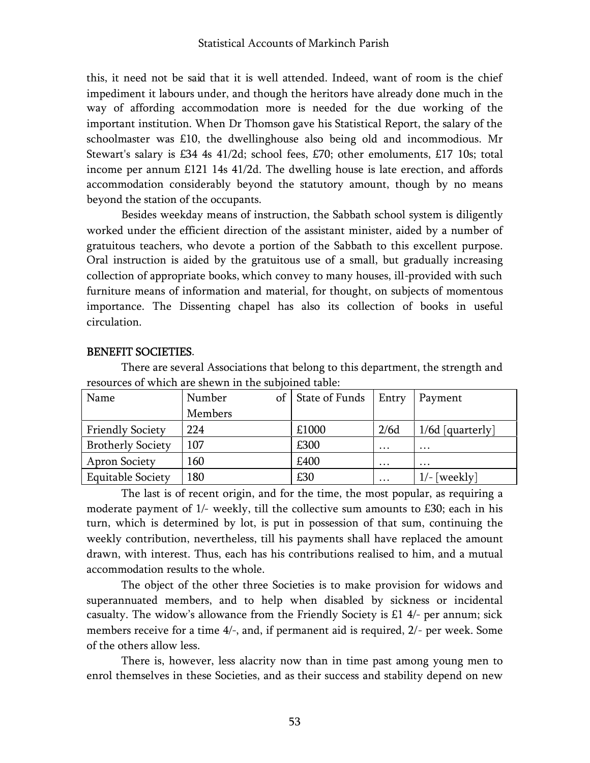this, it need not be said that it is well attended. Indeed, want of room is the chief impediment it labours under, and though the heritors have already done much in the way of affording accommodation more is needed for the due working of the important institution. When Dr Thomson gave his Statistical Report, the salary of the schoolmaster was £10, the dwellinghouse also being old and incommodious. Mr Stewart's salary is £34 4s 41/2d; school fees, £70; other emoluments, £17 10s; total income per annum £121 14s 41/2d. The dwelling house is late erection, and affords accommodation considerably beyond the statutory amount, though by no means beyond the station of the occupants.

Besides weekday means of instruction, the Sabbath school system is diligently worked under the efficient direction of the assistant minister, aided by a number of gratuitous teachers, who devote a portion of the Sabbath to this excellent purpose. Oral instruction is aided by the gratuitous use of a small, but gradually increasing collection of appropriate books, which convey to many houses, ill-provided with such furniture means of information and material, for thought, on subjects of momentous importance. The Dissenting chapel has also its collection of books in useful circulation.

## BENEFIT SOCIETIES.

There are several Associations that belong to this department, the strength and resources of which are shewn in the subjoined table:

| Name | Number of Members | State of Funds | Entry | Payment |
|---|---|---|---|---|
| Friendly Society | 224 | £1000 | 2/6d | 1/6d [quarterly] |
| Brotherly Society | 107 | £300 | … | … |
| Apron Society | 160 | £400 | … | … |
| Equitable Society | 180 | £30 | … | 1/- [weekly] |

The last is of recent origin, and for the time, the most popular, as requiring a moderate payment of 1/- weekly, till the collective sum amounts to £30; each in his turn, which is determined by lot, is put in possession of that sum, continuing the weekly contribution, nevertheless, till his payments shall have replaced the amount drawn, with interest. Thus, each has his contributions realised to him, and a mutual accommodation results to the whole.

The object of the other three Societies is to make provision for widows and superannuated members, and to help when disabled by sickness or incidental casualty. The widow's allowance from the Friendly Society is £1 4/- per annum; sick members receive for a time 4/-, and, if permanent aid is required, 2/- per week. Some of the others allow less.

There is, however, less alacrity now than in time past among young men to enrol themselves in these Societies, and as their success and stability depend on new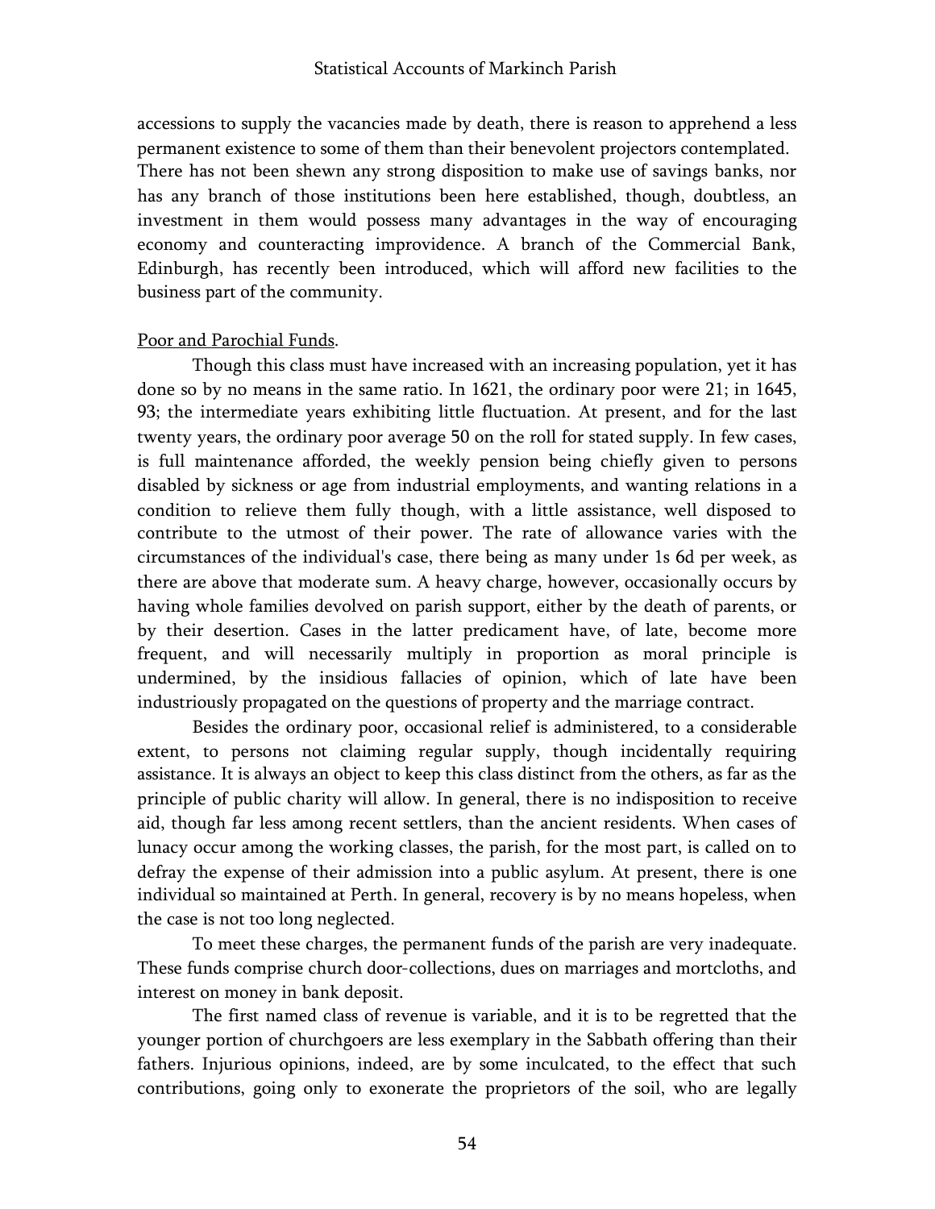accessions to supply the vacancies made by death, there is reason to apprehend a less permanent existence to some of them than their benevolent projectors contemplated. There has not been shewn any strong disposition to make use of savings banks, nor has any branch of those institutions been here established, though, doubtless, an investment in them would possess many advantages in the way of encouraging economy and counteracting improvidence. A branch of the Commercial Bank, Edinburgh, has recently been introduced, which will afford new facilities to the business part of the community.

Poor and Parochial Funds.

Though this class must have increased with an increasing population, yet it has done so by no means in the same ratio. In 1621, the ordinary poor were 21; in 1645, 93; the intermediate years exhibiting little fluctuation. At present, and for the last twenty years, the ordinary poor average 50 on the roll for stated supply. In few cases, is full maintenance afforded, the weekly pension being chiefly given to persons disabled by sickness or age from industrial employments, and wanting relations in a condition to relieve them fully though, with a little assistance, well disposed to contribute to the utmost of their power. The rate of allowance varies with the circumstances of the individual's case, there being as many under 1s 6d per week, as there are above that moderate sum. A heavy charge, however, occasionally occurs by having whole families devolved on parish support, either by the death of parents, or by their desertion. Cases in the latter predicament have, of late, become more frequent, and will necessarily multiply in proportion as moral principle is undermined, by the insidious fallacies of opinion, which of late have been industriously propagated on the questions of property and the marriage contract.

Besides the ordinary poor, occasional relief is administered, to a considerable extent, to persons not claiming regular supply, though incidentally requiring assistance. It is always an object to keep this class distinct from the others, as far as the principle of public charity will allow. In general, there is no indisposition to receive aid, though far less among recent settlers, than the ancient residents. When cases of lunacy occur among the working classes, the parish, for the most part, is called on to defray the expense of their admission into a public asylum. At present, there is one individual so maintained at Perth. In general, recovery is by no means hopeless, when the case is not too long neglected.

To meet these charges, the permanent funds of the parish are very inadequate. These funds comprise church door-collections, dues on marriages and mortcloths, and interest on money in bank deposit.

The first named class of revenue is variable, and it is to be regretted that the younger portion of churchgoers are less exemplary in the Sabbath offering than their fathers. Injurious opinions, indeed, are by some inculcated, to the effect that such contributions, going only to exonerate the proprietors of the soil, who are legally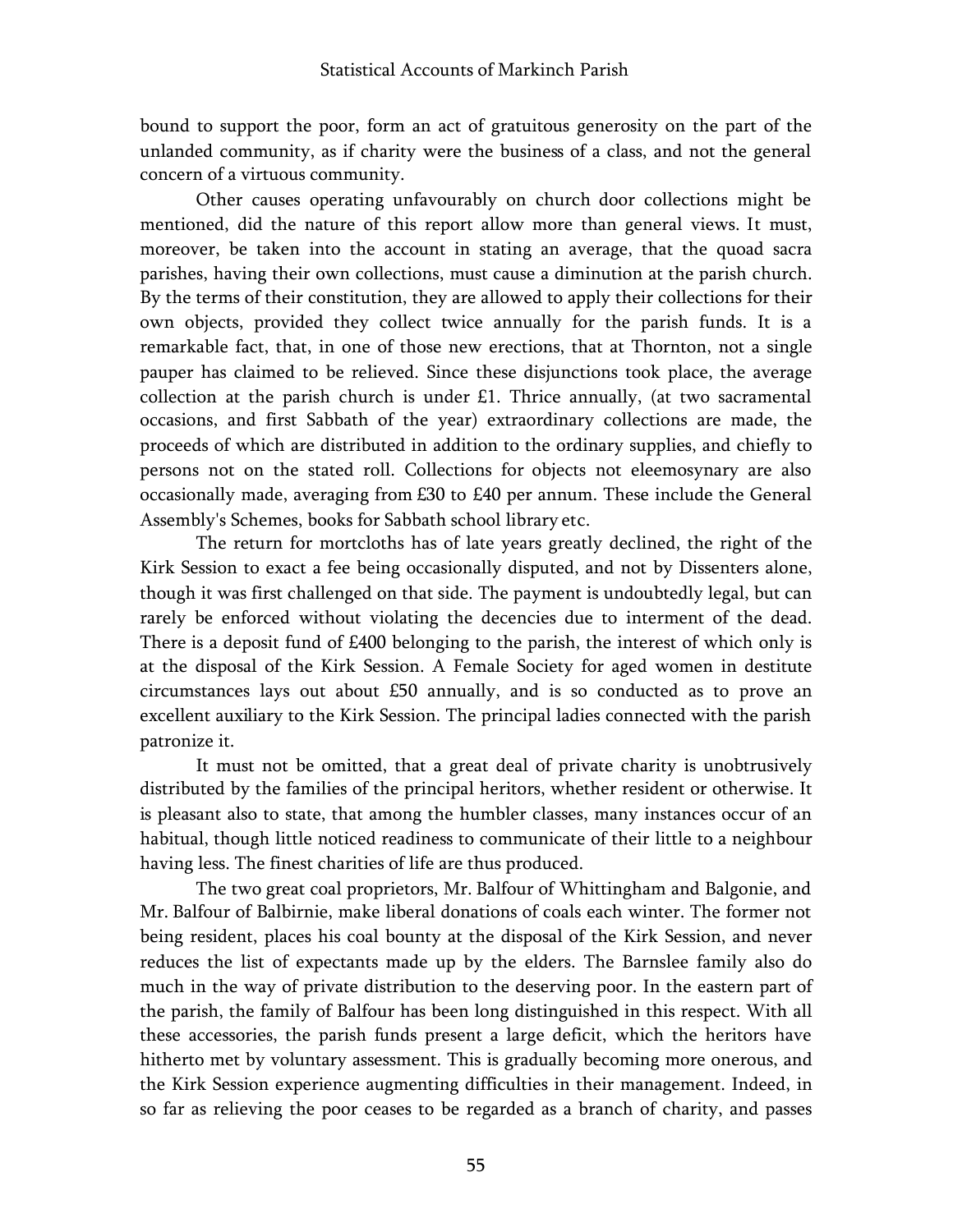bound to support the poor, form an act of gratuitous generosity on the part of the unlanded community, as if charity were the business of a class, and not the general concern of a virtuous community.

Other causes operating unfavourably on church door collections might be mentioned, did the nature of this report allow more than general views. It must, moreover, be taken into the account in stating an average, that the quoad sacra parishes, having their own collections, must cause a diminution at the parish church. By the terms of their constitution, they are allowed to apply their collections for their own objects, provided they collect twice annually for the parish funds. It is a remarkable fact, that, in one of those new erections, that at Thornton, not a single pauper has claimed to be relieved. Since these disjunctions took place, the average collection at the parish church is under £1. Thrice annually, (at two sacramental occasions, and first Sabbath of the year) extraordinary collections are made, the proceeds of which are distributed in addition to the ordinary supplies, and chiefly to persons not on the stated roll. Collections for objects not eleemosynary are also occasionally made, averaging from £30 to £40 per annum. These include the General Assembly's Schemes, books for Sabbath school library etc.

The return for mortcloths has of late years greatly declined, the right of the Kirk Session to exact a fee being occasionally disputed, and not by Dissenters alone, though it was first challenged on that side. The payment is undoubtedly legal, but can rarely be enforced without violating the decencies due to interment of the dead. There is a deposit fund of £400 belonging to the parish, the interest of which only is at the disposal of the Kirk Session. A Female Society for aged women in destitute circumstances lays out about £50 annually, and is so conducted as to prove an excellent auxiliary to the Kirk Session. The principal ladies connected with the parish patronize it.

It must not be omitted, that a great deal of private charity is unobtrusively distributed by the families of the principal heritors, whether resident or otherwise. It is pleasant also to state, that among the humbler classes, many instances occur of an habitual, though little noticed readiness to communicate of their little to a neighbour having less. The finest charities of life are thus produced.

The two great coal proprietors, Mr. Balfour of Whittingham and Balgonie, and Mr. Balfour of Balbirnie, make liberal donations of coals each winter. The former not being resident, places his coal bounty at the disposal of the Kirk Session, and never reduces the list of expectants made up by the elders. The Barnslee family also do much in the way of private distribution to the deserving poor. In the eastern part of the parish, the family of Balfour has been long distinguished in this respect. With all these accessories, the parish funds present a large deficit, which the heritors have hitherto met by voluntary assessment. This is gradually becoming more onerous, and the Kirk Session experience augmenting difficulties in their management. Indeed, in so far as relieving the poor ceases to be regarded as a branch of charity, and passes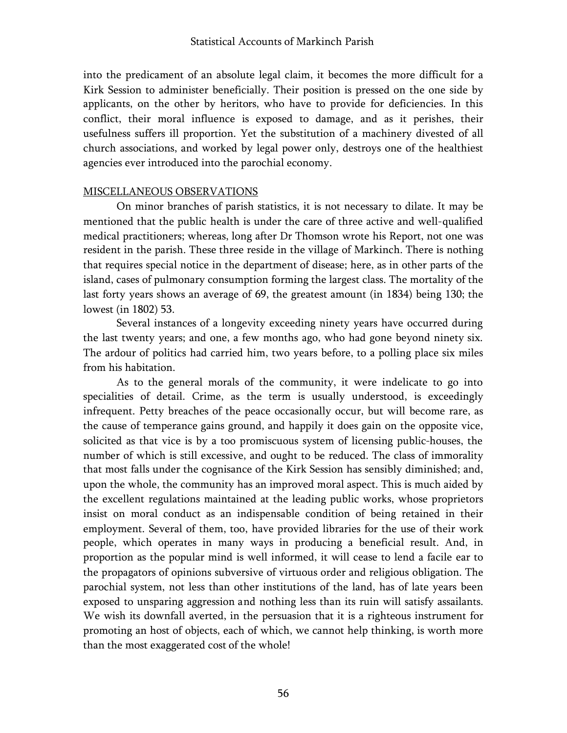into the predicament of an absolute legal claim, it becomes the more difficult for a Kirk Session to administer beneficially. Their position is pressed on the one side by applicants, on the other by heritors, who have to provide for deficiencies. In this conflict, their moral influence is exposed to damage, and as it perishes, their usefulness suffers ill proportion. Yet the substitution of a machinery divested of all church associations, and worked by legal power only, destroys one of the healthiest agencies ever introduced into the parochial economy.

## MISCELLANEOUS OBSERVATIONS

On minor branches of parish statistics, it is not necessary to dilate. It may be mentioned that the public health is under the care of three active and well-qualified medical practitioners; whereas, long after Dr Thomson wrote his Report, not one was resident in the parish. These three reside in the village of Markinch. There is nothing that requires special notice in the department of disease; here, as in other parts of the island, cases of pulmonary consumption forming the largest class. The mortality of the last forty years shows an average of 69, the greatest amount (in 1834) being 130; the lowest (in 1802) 53.

Several instances of a longevity exceeding ninety years have occurred during the last twenty years; and one, a few months ago, who had gone beyond ninety six. The ardour of politics had carried him, two years before, to a polling place six miles from his habitation.

As to the general morals of the community, it were indelicate to go into specialities of detail. Crime, as the term is usually understood, is exceedingly infrequent. Petty breaches of the peace occasionally occur, but will become rare, as the cause of temperance gains ground, and happily it does gain on the opposite vice, solicited as that vice is by a too promiscuous system of licensing public-houses, the number of which is still excessive, and ought to be reduced. The class of immorality that most falls under the cognisance of the Kirk Session has sensibly diminished; and, upon the whole, the community has an improved moral aspect. This is much aided by the excellent regulations maintained at the leading public works, whose proprietors insist on moral conduct as an indispensable condition of being retained in their employment. Several of them, too, have provided libraries for the use of their work people, which operates in many ways in producing a beneficial result. And, in proportion as the popular mind is well informed, it will cease to lend a facile ear to the propagators of opinions subversive of virtuous order and religious obligation. The parochial system, not less than other institutions of the land, has of late years been exposed to unsparing aggression and nothing less than its ruin will satisfy assailants. We wish its downfall averted, in the persuasion that it is a righteous instrument for promoting an host of objects, each of which, we cannot help thinking, is worth more than the most exaggerated cost of the whole!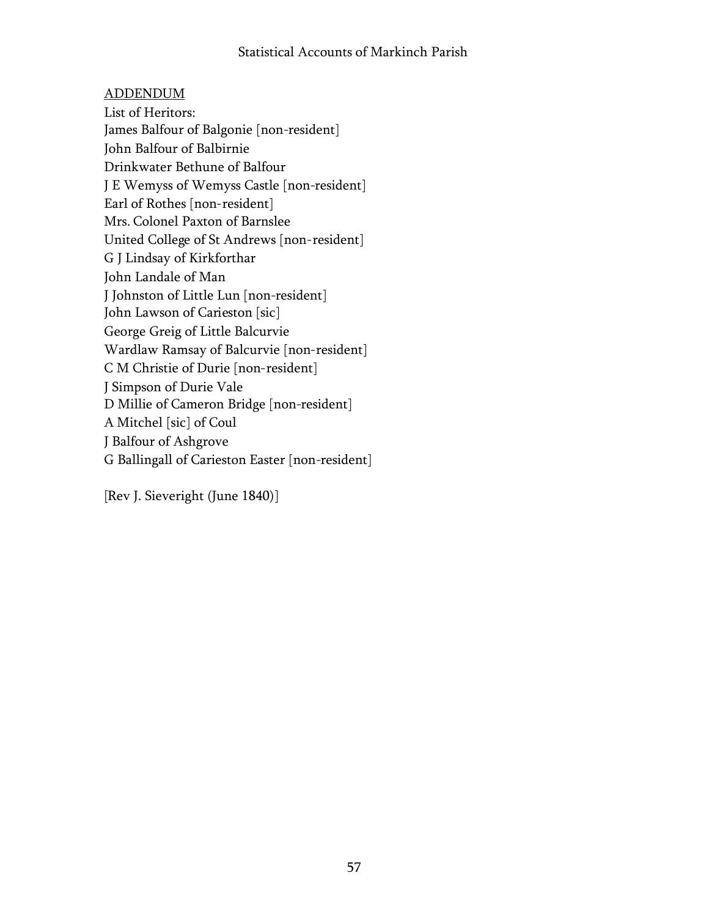<u>ADDENDUM</u>

List of Heritors:
James Balfour of Balgonie [non-resident]
John Balfour of Balbirnie
Drinkwater Bethune of Balfour
J E Wemyss of Wemyss Castle [non-resident]
Earl of Rothes [non-resident]
Mrs. Colonel Paxton of Barnslee
United College of St Andrews [non-resident]
G J Lindsay of Kirkforthar
John Landale of Man
J Johnston of Little Lun [non-resident]
John Lawson of Carieston [sic]
George Greig of Little Balcurvie
Wardlaw Ramsay of Balcurvie [non-resident]
C M Christie of Durie [non-resident]
J Simpson of Durie Vale
D Millie of Cameron Bridge [non-resident]
A Mitchel [sic] of Coul
J Balfour of Ashgrove
G Ballingall of Carieston Easter [non-resident]

[Rev J. Sieveright (June 1840)]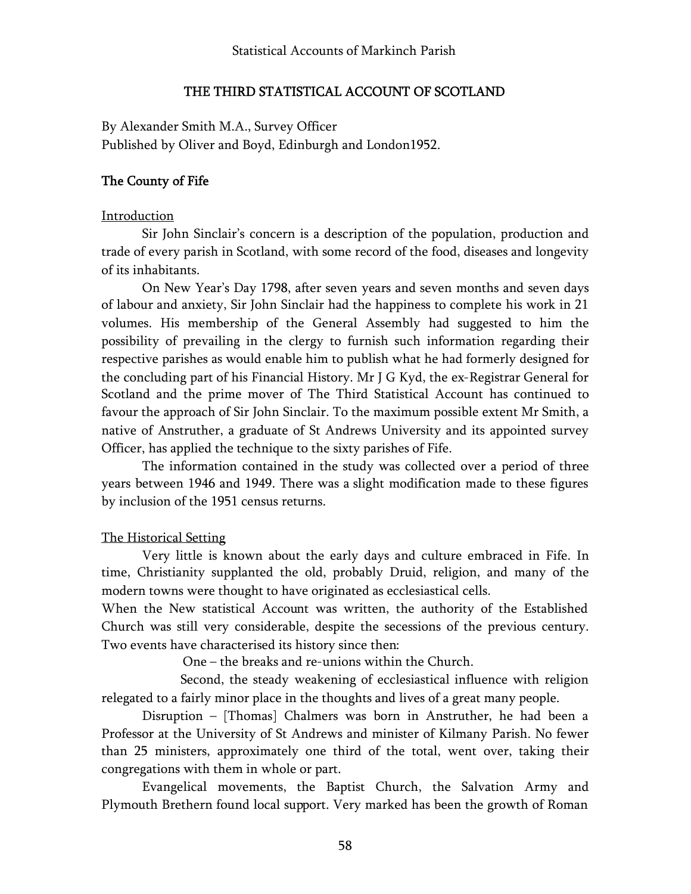## THE THIRD STATISTICAL ACCOUNT OF SCOTLAND

By Alexander Smith M.A., Survey Officer
Published by Oliver and Boyd, Edinburgh and London1952.

### The County of Fife

Introduction

Sir John Sinclair's concern is a description of the population, production and trade of every parish in Scotland, with some record of the food, diseases and longevity of its inhabitants.

On New Year's Day 1798, after seven years and seven months and seven days of labour and anxiety, Sir John Sinclair had the happiness to complete his work in 21 volumes. His membership of the General Assembly had suggested to him the possibility of prevailing in the clergy to furnish such information regarding their respective parishes as would enable him to publish what he had formerly designed for the concluding part of his Financial History. Mr J G Kyd, the ex-Registrar General for Scotland and the prime mover of The Third Statistical Account has continued to favour the approach of Sir John Sinclair. To the maximum possible extent Mr Smith, a native of Anstruther, a graduate of St Andrews University and its appointed survey Officer, has applied the technique to the sixty parishes of Fife.

The information contained in the study was collected over a period of three years between 1946 and 1949. There was a slight modification made to these figures by inclusion of the 1951 census returns.

The Historical Setting

Very little is known about the early days and culture embraced in Fife. In time, Christianity supplanted the old, probably Druid, religion, and many of the modern towns were thought to have originated as ecclesiastical cells.
When the New statistical Account was written, the authority of the Established Church was still very considerable, despite the secessions of the previous century. Two events have characterised its history since then:

One – the breaks and re-unions within the Church.

Second, the steady weakening of ecclesiastical influence with religion relegated to a fairly minor place in the thoughts and lives of a great many people.

Disruption – [Thomas] Chalmers was born in Anstruther, he had been a Professor at the University of St Andrews and minister of Kilmany Parish. No fewer than 25 ministers, approximately one third of the total, went over, taking their congregations with them in whole or part.

Evangelical movements, the Baptist Church, the Salvation Army and Plymouth Brethern found local support. Very marked has been the growth of Roman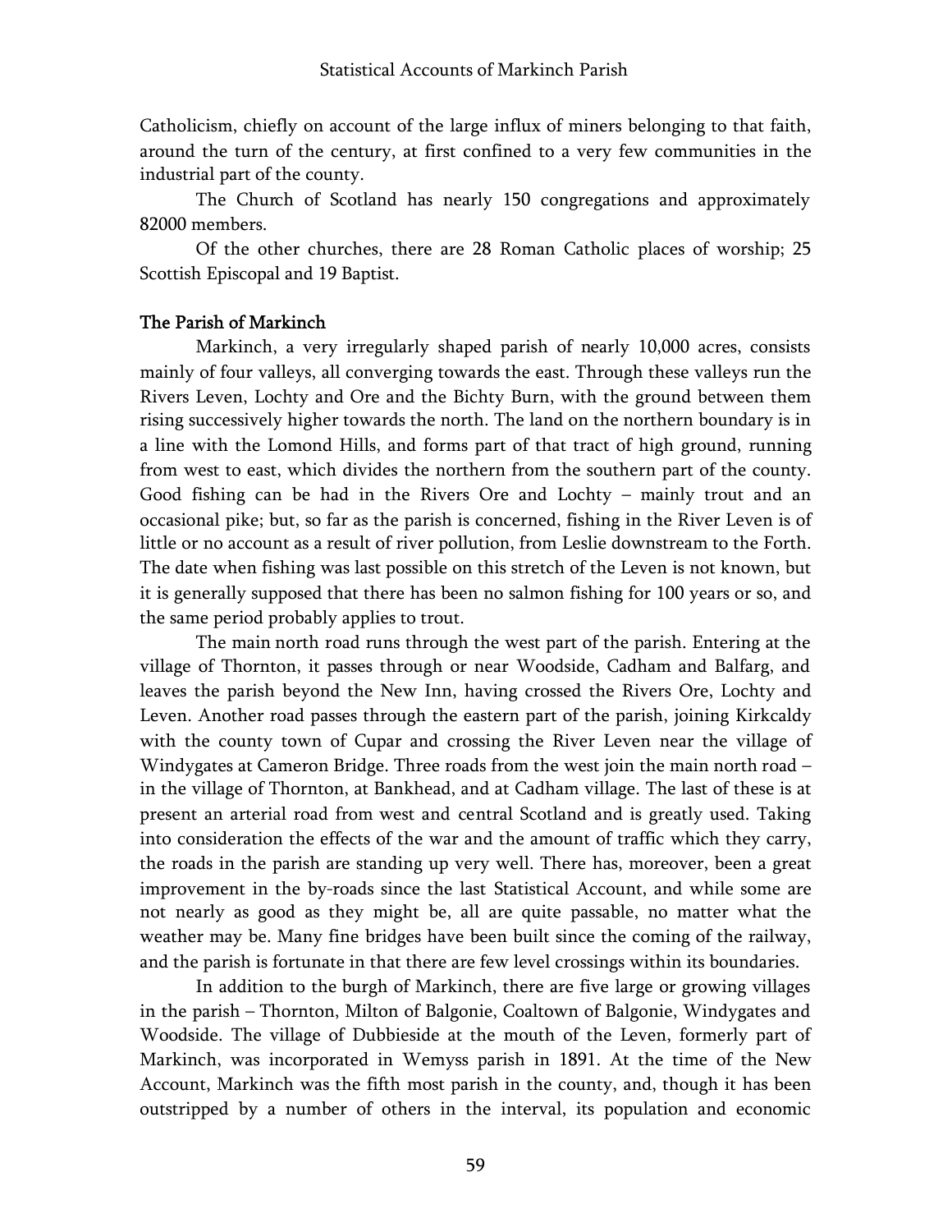Catholicism, chiefly on account of the large influx of miners belonging to that faith, around the turn of the century, at first confined to a very few communities in the industrial part of the county.

The Church of Scotland has nearly 150 congregations and approximately 82000 members.

Of the other churches, there are 28 Roman Catholic places of worship; 25 Scottish Episcopal and 19 Baptist.

## The Parish of Markinch

Markinch, a very irregularly shaped parish of nearly 10,000 acres, consists mainly of four valleys, all converging towards the east. Through these valleys run the Rivers Leven, Lochty and Ore and the Bichty Burn, with the ground between them rising successively higher towards the north. The land on the northern boundary is in a line with the Lomond Hills, and forms part of that tract of high ground, running from west to east, which divides the northern from the southern part of the county. Good fishing can be had in the Rivers Ore and Lochty – mainly trout and an occasional pike; but, so far as the parish is concerned, fishing in the River Leven is of little or no account as a result of river pollution, from Leslie downstream to the Forth. The date when fishing was last possible on this stretch of the Leven is not known, but it is generally supposed that there has been no salmon fishing for 100 years or so, and the same period probably applies to trout.

The main north road runs through the west part of the parish. Entering at the village of Thornton, it passes through or near Woodside, Cadham and Balfarg, and leaves the parish beyond the New Inn, having crossed the Rivers Ore, Lochty and Leven. Another road passes through the eastern part of the parish, joining Kirkcaldy with the county town of Cupar and crossing the River Leven near the village of Windygates at Cameron Bridge. Three roads from the west join the main north road – in the village of Thornton, at Bankhead, and at Cadham village. The last of these is at present an arterial road from west and central Scotland and is greatly used. Taking into consideration the effects of the war and the amount of traffic which they carry, the roads in the parish are standing up very well. There has, moreover, been a great improvement in the by-roads since the last Statistical Account, and while some are not nearly as good as they might be, all are quite passable, no matter what the weather may be. Many fine bridges have been built since the coming of the railway, and the parish is fortunate in that there are few level crossings within its boundaries.

In addition to the burgh of Markinch, there are five large or growing villages in the parish – Thornton, Milton of Balgonie, Coaltown of Balgonie, Windygates and Woodside. The village of Dubbieside at the mouth of the Leven, formerly part of Markinch, was incorporated in Wemyss parish in 1891. At the time of the New Account, Markinch was the fifth most parish in the county, and, though it has been outstripped by a number of others in the interval, its population and economic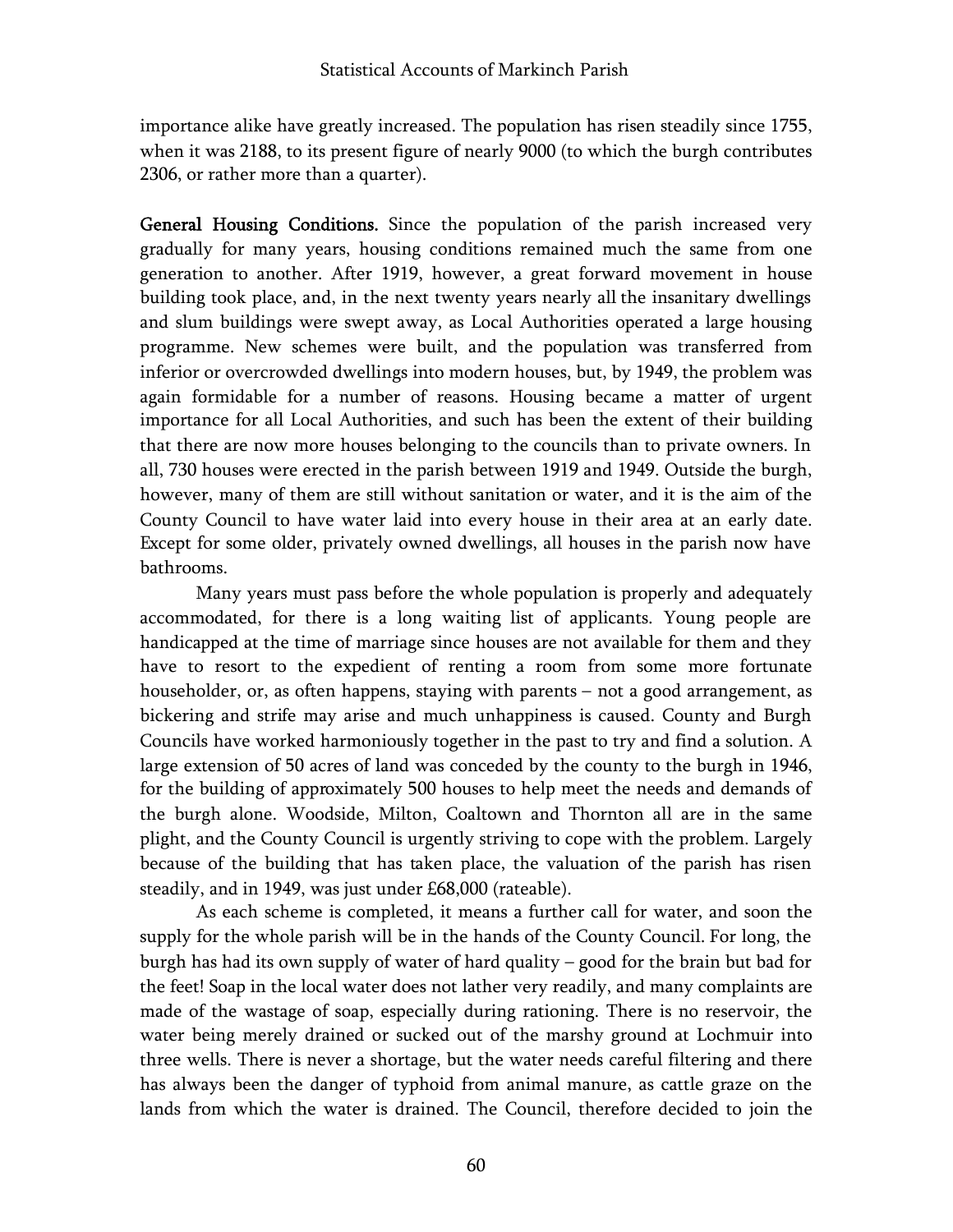importance alike have greatly increased. The population has risen steadily since 1755, when it was 2188, to its present figure of nearly 9000 (to which the burgh contributes 2306, or rather more than a quarter).

**General Housing Conditions.** Since the population of the parish increased very gradually for many years, housing conditions remained much the same from one generation to another. After 1919, however, a great forward movement in house building took place, and, in the next twenty years nearly all the insanitary dwellings and slum buildings were swept away, as Local Authorities operated a large housing programme. New schemes were built, and the population was transferred from inferior or overcrowded dwellings into modern houses, but, by 1949, the problem was again formidable for a number of reasons. Housing became a matter of urgent importance for all Local Authorities, and such has been the extent of their building that there are now more houses belonging to the councils than to private owners. In all, 730 houses were erected in the parish between 1919 and 1949. Outside the burgh, however, many of them are still without sanitation or water, and it is the aim of the County Council to have water laid into every house in their area at an early date. Except for some older, privately owned dwellings, all houses in the parish now have bathrooms.

Many years must pass before the whole population is properly and adequately accommodated, for there is a long waiting list of applicants. Young people are handicapped at the time of marriage since houses are not available for them and they have to resort to the expedient of renting a room from some more fortunate householder, or, as often happens, staying with parents – not a good arrangement, as bickering and strife may arise and much unhappiness is caused. County and Burgh Councils have worked harmoniously together in the past to try and find a solution. A large extension of 50 acres of land was conceded by the county to the burgh in 1946, for the building of approximately 500 houses to help meet the needs and demands of the burgh alone. Woodside, Milton, Coaltown and Thornton all are in the same plight, and the County Council is urgently striving to cope with the problem. Largely because of the building that has taken place, the valuation of the parish has risen steadily, and in 1949, was just under £68,000 (rateable).

As each scheme is completed, it means a further call for water, and soon the supply for the whole parish will be in the hands of the County Council. For long, the burgh has had its own supply of water of hard quality – good for the brain but bad for the feet! Soap in the local water does not lather very readily, and many complaints are made of the wastage of soap, especially during rationing. There is no reservoir, the water being merely drained or sucked out of the marshy ground at Lochmuir into three wells. There is never a shortage, but the water needs careful filtering and there has always been the danger of typhoid from animal manure, as cattle graze on the lands from which the water is drained. The Council, therefore decided to join the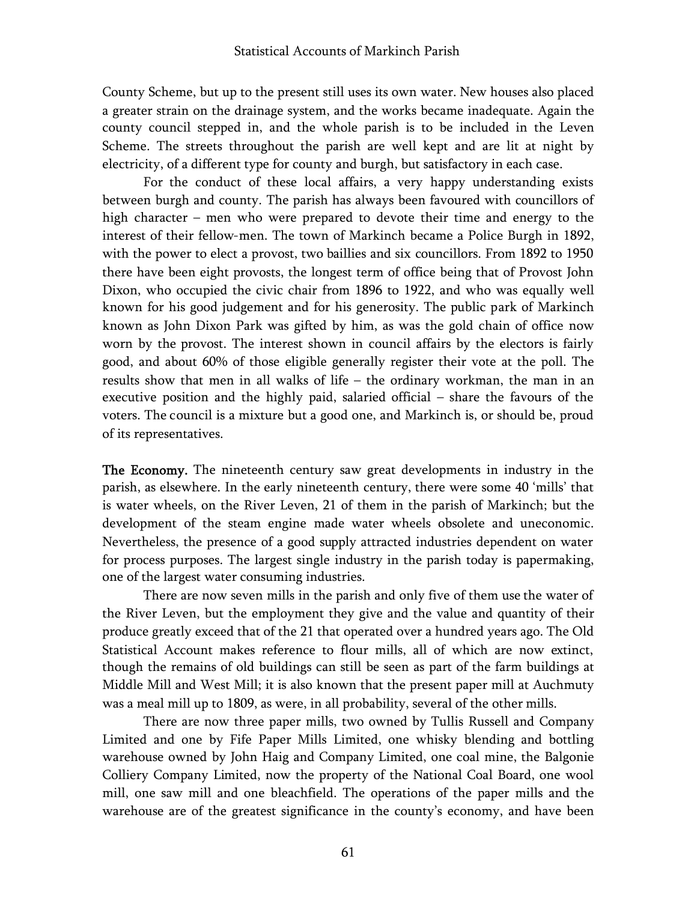County Scheme, but up to the present still uses its own water. New houses also placed a greater strain on the drainage system, and the works became inadequate. Again the county council stepped in, and the whole parish is to be included in the Leven Scheme. The streets throughout the parish are well kept and are lit at night by electricity, of a different type for county and burgh, but satisfactory in each case.

For the conduct of these local affairs, a very happy understanding exists between burgh and county. The parish has always been favoured with councillors of high character – men who were prepared to devote their time and energy to the interest of their fellow-men. The town of Markinch became a Police Burgh in 1892, with the power to elect a provost, two baillies and six councillors. From 1892 to 1950 there have been eight provosts, the longest term of office being that of Provost John Dixon, who occupied the civic chair from 1896 to 1922, and who was equally well known for his good judgement and for his generosity. The public park of Markinch known as John Dixon Park was gifted by him, as was the gold chain of office now worn by the provost. The interest shown in council affairs by the electors is fairly good, and about 60% of those eligible generally register their vote at the poll. The results show that men in all walks of life – the ordinary workman, the man in an executive position and the highly paid, salaried official – share the favours of the voters. The council is a mixture but a good one, and Markinch is, or should be, proud of its representatives.

**The Economy.** The nineteenth century saw great developments in industry in the parish, as elsewhere. In the early nineteenth century, there were some 40 'mills' that is water wheels, on the River Leven, 21 of them in the parish of Markinch; but the development of the steam engine made water wheels obsolete and uneconomic. Nevertheless, the presence of a good supply attracted industries dependent on water for process purposes. The largest single industry in the parish today is papermaking, one of the largest water consuming industries.

There are now seven mills in the parish and only five of them use the water of the River Leven, but the employment they give and the value and quantity of their produce greatly exceed that of the 21 that operated over a hundred years ago. The Old Statistical Account makes reference to flour mills, all of which are now extinct, though the remains of old buildings can still be seen as part of the farm buildings at Middle Mill and West Mill; it is also known that the present paper mill at Auchmuty was a meal mill up to 1809, as were, in all probability, several of the other mills.

There are now three paper mills, two owned by Tullis Russell and Company Limited and one by Fife Paper Mills Limited, one whisky blending and bottling warehouse owned by John Haig and Company Limited, one coal mine, the Balgonie Colliery Company Limited, now the property of the National Coal Board, one wool mill, one saw mill and one bleachfield. The operations of the paper mills and the warehouse are of the greatest significance in the county's economy, and have been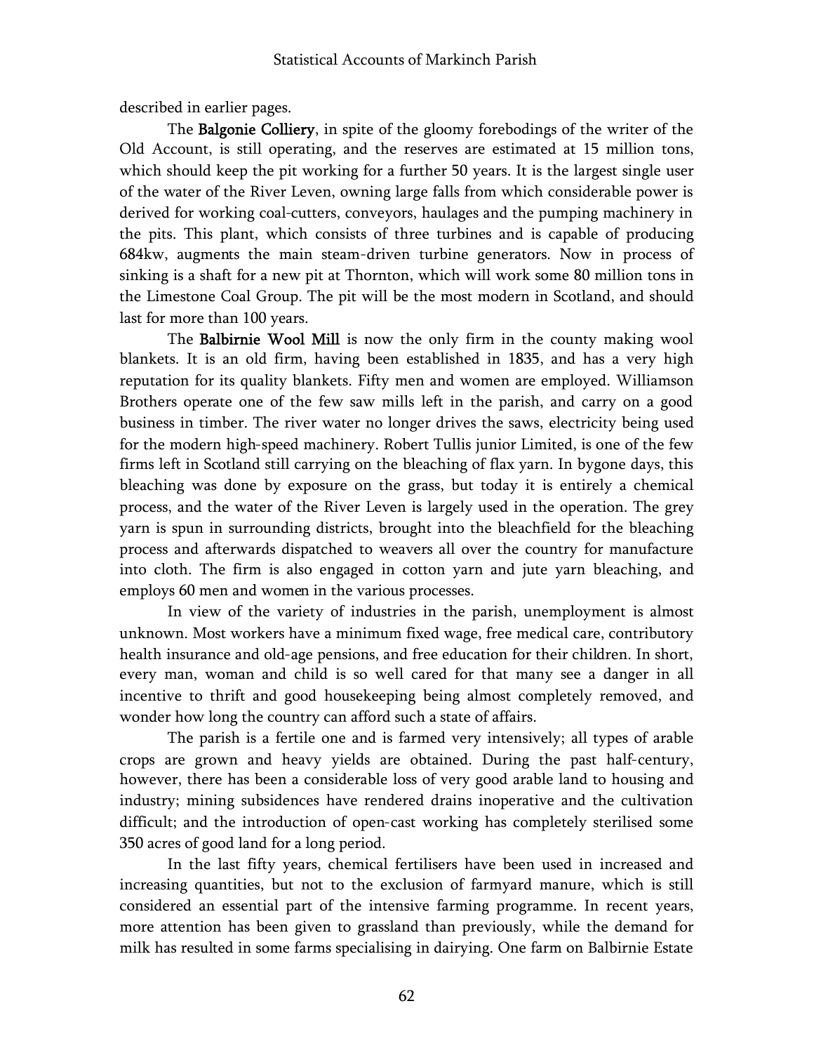described in earlier pages.

The **Balgonie Colliery**, in spite of the gloomy forebodings of the writer of the Old Account, is still operating, and the reserves are estimated at 15 million tons, which should keep the pit working for a further 50 years. It is the largest single user of the water of the River Leven, owning large falls from which considerable power is derived for working coal-cutters, conveyors, haulages and the pumping machinery in the pits. This plant, which consists of three turbines and is capable of producing 684kw, augments the main steam-driven turbine generators. Now in process of sinking is a shaft for a new pit at Thornton, which will work some 80 million tons in the Limestone Coal Group. The pit will be the most modern in Scotland, and should last for more than 100 years.

The **Balbirnie Wool Mill** is now the only firm in the county making wool blankets. It is an old firm, having been established in 1835, and has a very high reputation for its quality blankets. Fifty men and women are employed. Williamson Brothers operate one of the few saw mills left in the parish, and carry on a good business in timber. The river water no longer drives the saws, electricity being used for the modern high-speed machinery. Robert Tullis junior Limited, is one of the few firms left in Scotland still carrying on the bleaching of flax yarn. In bygone days, this bleaching was done by exposure on the grass, but today it is entirely a chemical process, and the water of the River Leven is largely used in the operation. The grey yarn is spun in surrounding districts, brought into the bleachfield for the bleaching process and afterwards dispatched to weavers all over the country for manufacture into cloth. The firm is also engaged in cotton yarn and jute yarn bleaching, and employs 60 men and women in the various processes.

In view of the variety of industries in the parish, unemployment is almost unknown. Most workers have a minimum fixed wage, free medical care, contributory health insurance and old-age pensions, and free education for their children. In short, every man, woman and child is so well cared for that many see a danger in all incentive to thrift and good housekeeping being almost completely removed, and wonder how long the country can afford such a state of affairs.

The parish is a fertile one and is farmed very intensively; all types of arable crops are grown and heavy yields are obtained. During the past half-century, however, there has been a considerable loss of very good arable land to housing and industry; mining subsidences have rendered drains inoperative and the cultivation difficult; and the introduction of open-cast working has completely sterilised some 350 acres of good land for a long period.

In the last fifty years, chemical fertilisers have been used in increased and increasing quantities, but not to the exclusion of farmyard manure, which is still considered an essential part of the intensive farming programme. In recent years, more attention has been given to grassland than previously, while the demand for milk has resulted in some farms specialising in dairying. One farm on Balbirnie Estate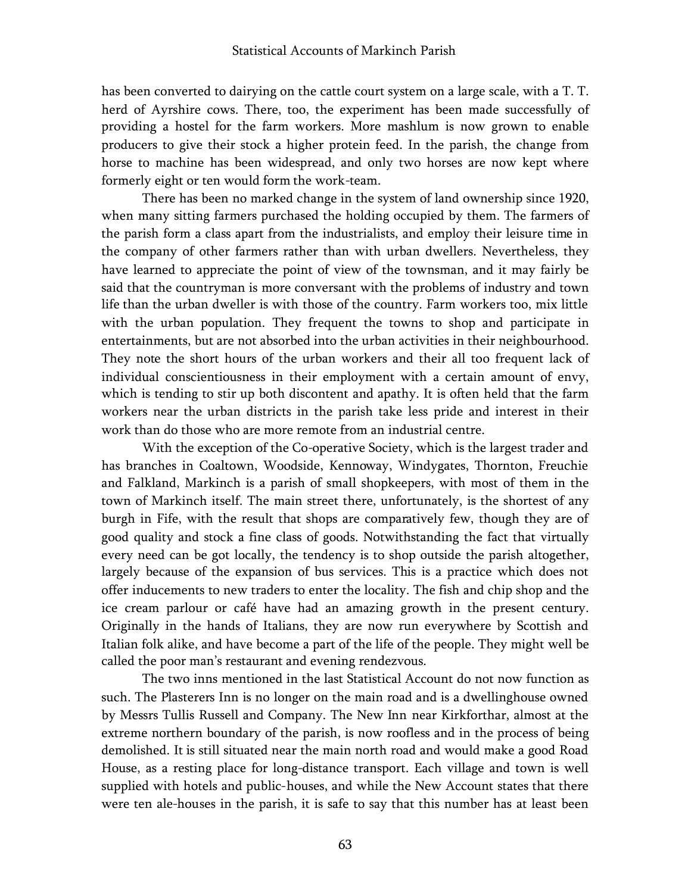has been converted to dairying on the cattle court system on a large scale, with a T. T. herd of Ayrshire cows. There, too, the experiment has been made successfully of providing a hostel for the farm workers. More mashlum is now grown to enable producers to give their stock a higher protein feed. In the parish, the change from horse to machine has been widespread, and only two horses are now kept where formerly eight or ten would form the work-team.

There has been no marked change in the system of land ownership since 1920, when many sitting farmers purchased the holding occupied by them. The farmers of the parish form a class apart from the industrialists, and employ their leisure time in the company of other farmers rather than with urban dwellers. Nevertheless, they have learned to appreciate the point of view of the townsman, and it may fairly be said that the countryman is more conversant with the problems of industry and town life than the urban dweller is with those of the country. Farm workers too, mix little with the urban population. They frequent the towns to shop and participate in entertainments, but are not absorbed into the urban activities in their neighbourhood. They note the short hours of the urban workers and their all too frequent lack of individual conscientiousness in their employment with a certain amount of envy, which is tending to stir up both discontent and apathy. It is often held that the farm workers near the urban districts in the parish take less pride and interest in their work than do those who are more remote from an industrial centre.

With the exception of the Co-operative Society, which is the largest trader and has branches in Coaltown, Woodside, Kennoway, Windygates, Thornton, Freuchie and Falkland, Markinch is a parish of small shopkeepers, with most of them in the town of Markinch itself. The main street there, unfortunately, is the shortest of any burgh in Fife, with the result that shops are comparatively few, though they are of good quality and stock a fine class of goods. Notwithstanding the fact that virtually every need can be got locally, the tendency is to shop outside the parish altogether, largely because of the expansion of bus services. This is a practice which does not offer inducements to new traders to enter the locality. The fish and chip shop and the ice cream parlour or café have had an amazing growth in the present century. Originally in the hands of Italians, they are now run everywhere by Scottish and Italian folk alike, and have become a part of the life of the people. They might well be called the poor man's restaurant and evening rendezvous.

The two inns mentioned in the last Statistical Account do not now function as such. The Plasterers Inn is no longer on the main road and is a dwellinghouse owned by Messrs Tullis Russell and Company. The New Inn near Kirkforthar, almost at the extreme northern boundary of the parish, is now roofless and in the process of being demolished. It is still situated near the main north road and would make a good Road House, as a resting place for long-distance transport. Each village and town is well supplied with hotels and public-houses, and while the New Account states that there were ten ale-houses in the parish, it is safe to say that this number has at least been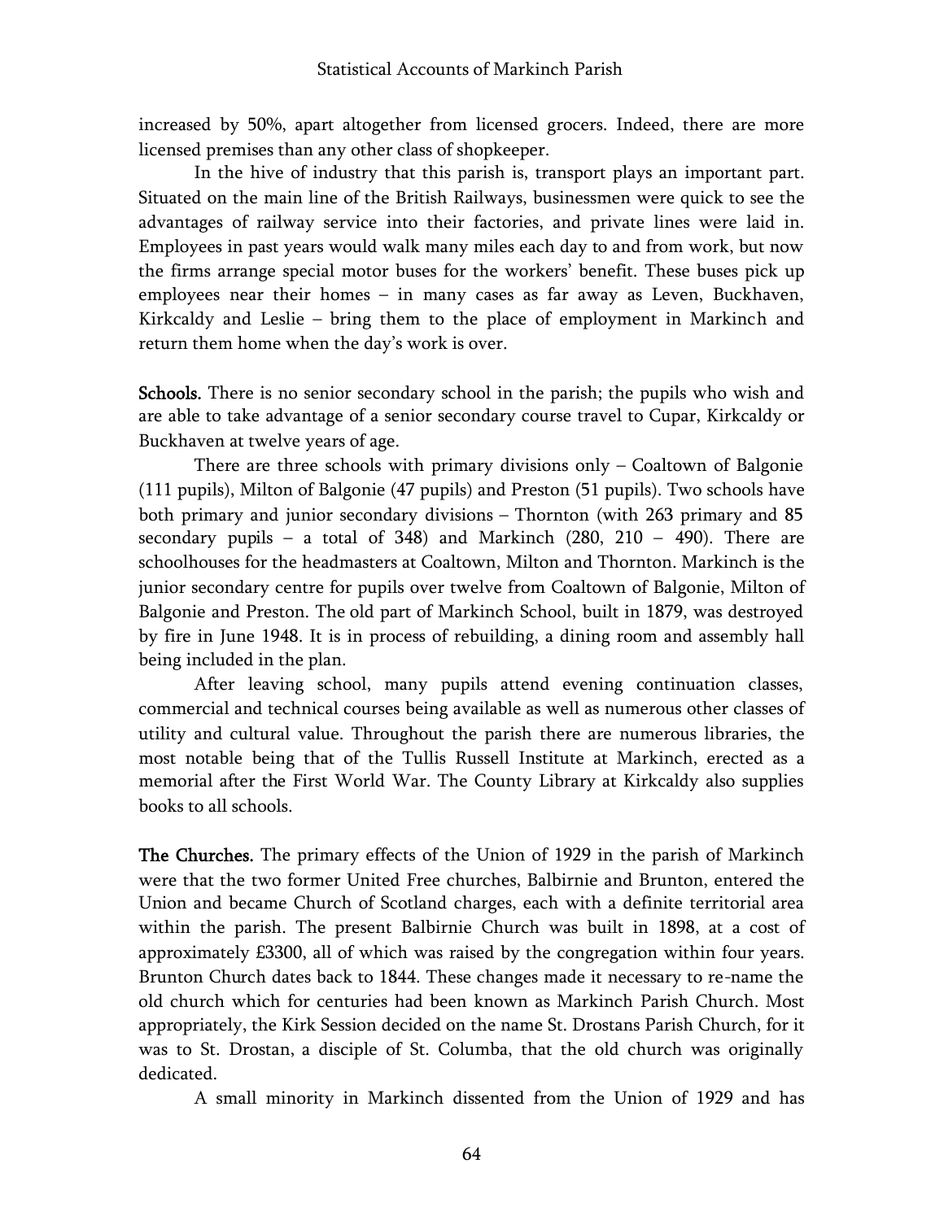increased by 50%, apart altogether from licensed grocers. Indeed, there are more licensed premises than any other class of shopkeeper.

In the hive of industry that this parish is, transport plays an important part. Situated on the main line of the British Railways, businessmen were quick to see the advantages of railway service into their factories, and private lines were laid in. Employees in past years would walk many miles each day to and from work, but now the firms arrange special motor buses for the workers' benefit. These buses pick up employees near their homes – in many cases as far away as Leven, Buckhaven, Kirkcaldy and Leslie – bring them to the place of employment in Markinch and return them home when the day's work is over.

**Schools.** There is no senior secondary school in the parish; the pupils who wish and are able to take advantage of a senior secondary course travel to Cupar, Kirkcaldy or Buckhaven at twelve years of age.

There are three schools with primary divisions only – Coaltown of Balgonie (111 pupils), Milton of Balgonie (47 pupils) and Preston (51 pupils). Two schools have both primary and junior secondary divisions – Thornton (with 263 primary and 85 secondary pupils – a total of 348) and Markinch (280, 210 – 490). There are schoolhouses for the headmasters at Coaltown, Milton and Thornton. Markinch is the junior secondary centre for pupils over twelve from Coaltown of Balgonie, Milton of Balgonie and Preston. The old part of Markinch School, built in 1879, was destroyed by fire in June 1948. It is in process of rebuilding, a dining room and assembly hall being included in the plan.

After leaving school, many pupils attend evening continuation classes, commercial and technical courses being available as well as numerous other classes of utility and cultural value. Throughout the parish there are numerous libraries, the most notable being that of the Tullis Russell Institute at Markinch, erected as a memorial after the First World War. The County Library at Kirkcaldy also supplies books to all schools.

**The Churches.** The primary effects of the Union of 1929 in the parish of Markinch were that the two former United Free churches, Balbirnie and Brunton, entered the Union and became Church of Scotland charges, each with a definite territorial area within the parish. The present Balbirnie Church was built in 1898, at a cost of approximately £3300, all of which was raised by the congregation within four years. Brunton Church dates back to 1844. These changes made it necessary to re-name the old church which for centuries had been known as Markinch Parish Church. Most appropriately, the Kirk Session decided on the name St. Drostans Parish Church, for it was to St. Drostan, a disciple of St. Columba, that the old church was originally dedicated.

A small minority in Markinch dissented from the Union of 1929 and has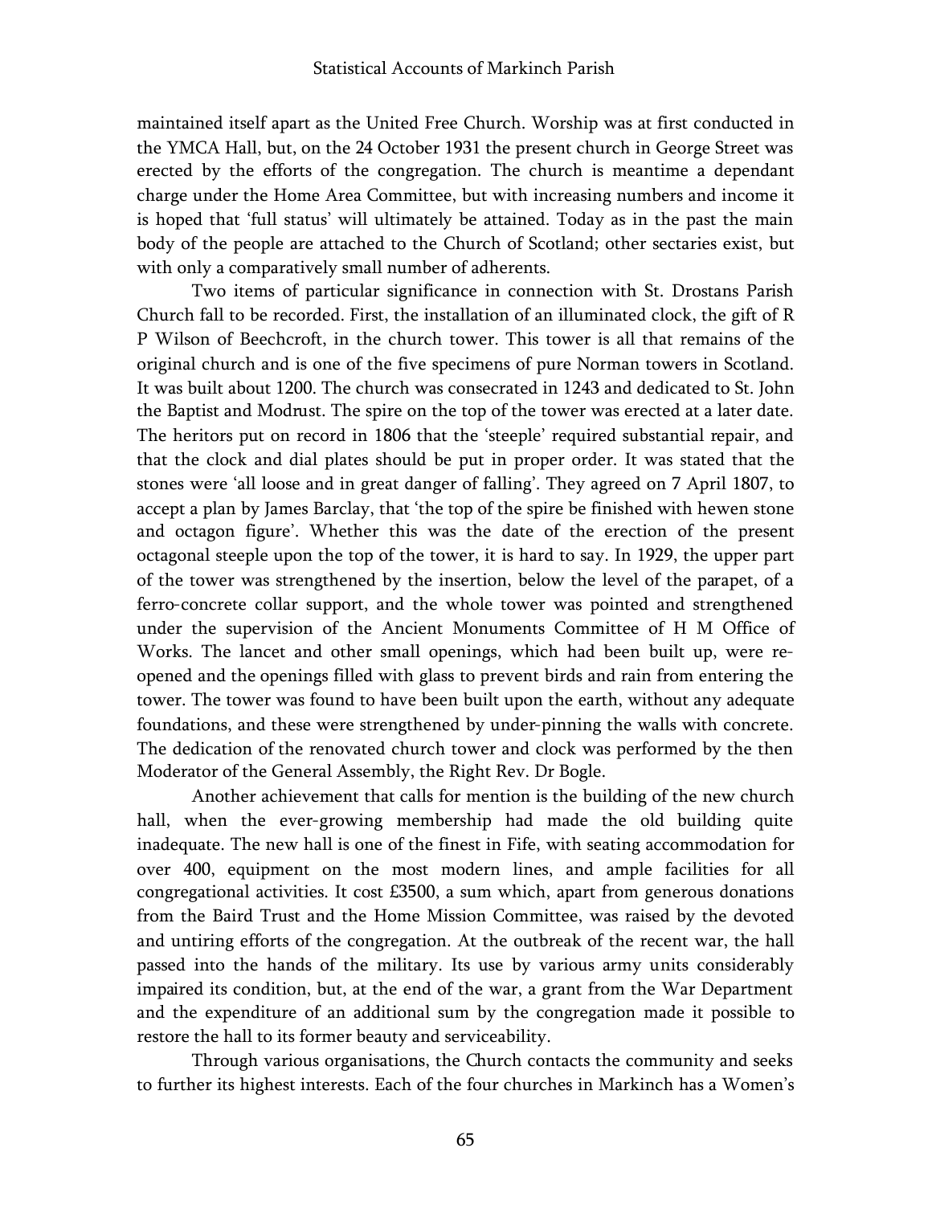maintained itself apart as the United Free Church. Worship was at first conducted in the YMCA Hall, but, on the 24 October 1931 the present church in George Street was erected by the efforts of the congregation. The church is meantime a dependant charge under the Home Area Committee, but with increasing numbers and income it is hoped that 'full status' will ultimately be attained. Today as in the past the main body of the people are attached to the Church of Scotland; other sectaries exist, but with only a comparatively small number of adherents.

Two items of particular significance in connection with St. Drostans Parish Church fall to be recorded. First, the installation of an illuminated clock, the gift of R P Wilson of Beechcroft, in the church tower. This tower is all that remains of the original church and is one of the five specimens of pure Norman towers in Scotland. It was built about 1200. The church was consecrated in 1243 and dedicated to St. John the Baptist and Modrust. The spire on the top of the tower was erected at a later date. The heritors put on record in 1806 that the 'steeple' required substantial repair, and that the clock and dial plates should be put in proper order. It was stated that the stones were 'all loose and in great danger of falling'. They agreed on 7 April 1807, to accept a plan by James Barclay, that 'the top of the spire be finished with hewen stone and octagon figure'. Whether this was the date of the erection of the present octagonal steeple upon the top of the tower, it is hard to say. In 1929, the upper part of the tower was strengthened by the insertion, below the level of the parapet, of a ferro-concrete collar support, and the whole tower was pointed and strengthened under the supervision of the Ancient Monuments Committee of H M Office of Works. The lancet and other small openings, which had been built up, were re-opened and the openings filled with glass to prevent birds and rain from entering the tower. The tower was found to have been built upon the earth, without any adequate foundations, and these were strengthened by under-pinning the walls with concrete. The dedication of the renovated church tower and clock was performed by the then Moderator of the General Assembly, the Right Rev. Dr Bogle.

Another achievement that calls for mention is the building of the new church hall, when the ever-growing membership had made the old building quite inadequate. The new hall is one of the finest in Fife, with seating accommodation for over 400, equipment on the most modern lines, and ample facilities for all congregational activities. It cost £3500, a sum which, apart from generous donations from the Baird Trust and the Home Mission Committee, was raised by the devoted and untiring efforts of the congregation. At the outbreak of the recent war, the hall passed into the hands of the military. Its use by various army units considerably impaired its condition, but, at the end of the war, a grant from the War Department and the expenditure of an additional sum by the congregation made it possible to restore the hall to its former beauty and serviceability.

Through various organisations, the Church contacts the community and seeks to further its highest interests. Each of the four churches in Markinch has a Women's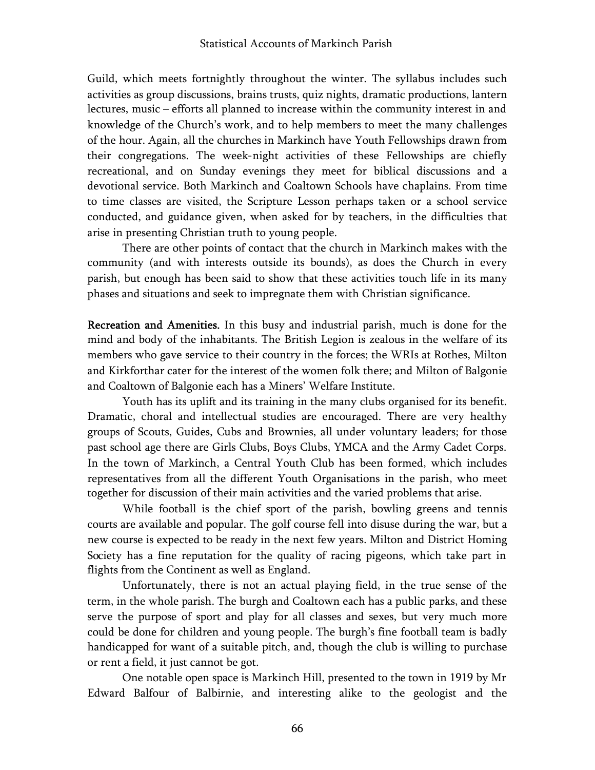Guild, which meets fortnightly throughout the winter. The syllabus includes such activities as group discussions, brains trusts, quiz nights, dramatic productions, lantern lectures, music – efforts all planned to increase within the community interest in and knowledge of the Church's work, and to help members to meet the many challenges of the hour. Again, all the churches in Markinch have Youth Fellowships drawn from their congregations. The week-night activities of these Fellowships are chiefly recreational, and on Sunday evenings they meet for biblical discussions and a devotional service. Both Markinch and Coaltown Schools have chaplains. From time to time classes are visited, the Scripture Lesson perhaps taken or a school service conducted, and guidance given, when asked for by teachers, in the difficulties that arise in presenting Christian truth to young people.

There are other points of contact that the church in Markinch makes with the community (and with interests outside its bounds), as does the Church in every parish, but enough has been said to show that these activities touch life in its many phases and situations and seek to impregnate them with Christian significance.

**Recreation and Amenities.** In this busy and industrial parish, much is done for the mind and body of the inhabitants. The British Legion is zealous in the welfare of its members who gave service to their country in the forces; the WRIs at Rothes, Milton and Kirkforthar cater for the interest of the women folk there; and Milton of Balgonie and Coaltown of Balgonie each has a Miners' Welfare Institute.

Youth has its uplift and its training in the many clubs organised for its benefit. Dramatic, choral and intellectual studies are encouraged. There are very healthy groups of Scouts, Guides, Cubs and Brownies, all under voluntary leaders; for those past school age there are Girls Clubs, Boys Clubs, YMCA and the Army Cadet Corps. In the town of Markinch, a Central Youth Club has been formed, which includes representatives from all the different Youth Organisations in the parish, who meet together for discussion of their main activities and the varied problems that arise.

While football is the chief sport of the parish, bowling greens and tennis courts are available and popular. The golf course fell into disuse during the war, but a new course is expected to be ready in the next few years. Milton and District Homing Society has a fine reputation for the quality of racing pigeons, which take part in flights from the Continent as well as England.

Unfortunately, there is not an actual playing field, in the true sense of the term, in the whole parish. The burgh and Coaltown each has a public parks, and these serve the purpose of sport and play for all classes and sexes, but very much more could be done for children and young people. The burgh's fine football team is badly handicapped for want of a suitable pitch, and, though the club is willing to purchase or rent a field, it just cannot be got.

One notable open space is Markinch Hill, presented to the town in 1919 by Mr Edward Balfour of Balbirnie, and interesting alike to the geologist and the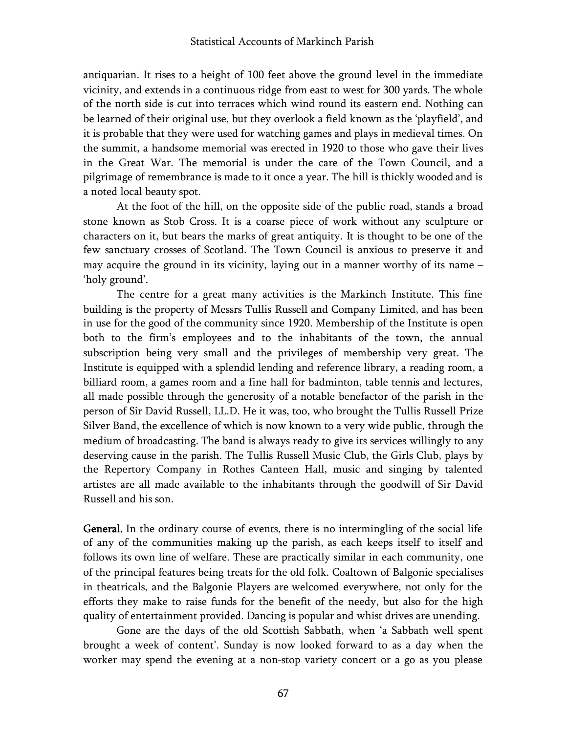antiquarian. It rises to a height of 100 feet above the ground level in the immediate vicinity, and extends in a continuous ridge from east to west for 300 yards. The whole of the north side is cut into terraces which wind round its eastern end. Nothing can be learned of their original use, but they overlook a field known as the 'playfield', and it is probable that they were used for watching games and plays in medieval times. On the summit, a handsome memorial was erected in 1920 to those who gave their lives in the Great War. The memorial is under the care of the Town Council, and a pilgrimage of remembrance is made to it once a year. The hill is thickly wooded and is a noted local beauty spot.

At the foot of the hill, on the opposite side of the public road, stands a broad stone known as Stob Cross. It is a coarse piece of work without any sculpture or characters on it, but bears the marks of great antiquity. It is thought to be one of the few sanctuary crosses of Scotland. The Town Council is anxious to preserve it and may acquire the ground in its vicinity, laying out in a manner worthy of its name – 'holy ground'.

The centre for a great many activities is the Markinch Institute. This fine building is the property of Messrs Tullis Russell and Company Limited, and has been in use for the good of the community since 1920. Membership of the Institute is open both to the firm's employees and to the inhabitants of the town, the annual subscription being very small and the privileges of membership very great. The Institute is equipped with a splendid lending and reference library, a reading room, a billiard room, a games room and a fine hall for badminton, table tennis and lectures, all made possible through the generosity of a notable benefactor of the parish in the person of Sir David Russell, LL.D. He it was, too, who brought the Tullis Russell Prize Silver Band, the excellence of which is now known to a very wide public, through the medium of broadcasting. The band is always ready to give its services willingly to any deserving cause in the parish. The Tullis Russell Music Club, the Girls Club, plays by the Repertory Company in Rothes Canteen Hall, music and singing by talented artistes are all made available to the inhabitants through the goodwill of Sir David Russell and his son.

**General.** In the ordinary course of events, there is no intermingling of the social life of any of the communities making up the parish, as each keeps itself to itself and follows its own line of welfare. These are practically similar in each community, one of the principal features being treats for the old folk. Coaltown of Balgonie specialises in theatricals, and the Balgonie Players are welcomed everywhere, not only for the efforts they make to raise funds for the benefit of the needy, but also for the high quality of entertainment provided. Dancing is popular and whist drives are unending.

Gone are the days of the old Scottish Sabbath, when 'a Sabbath well spent brought a week of content'. Sunday is now looked forward to as a day when the worker may spend the evening at a non-stop variety concert or a go as you please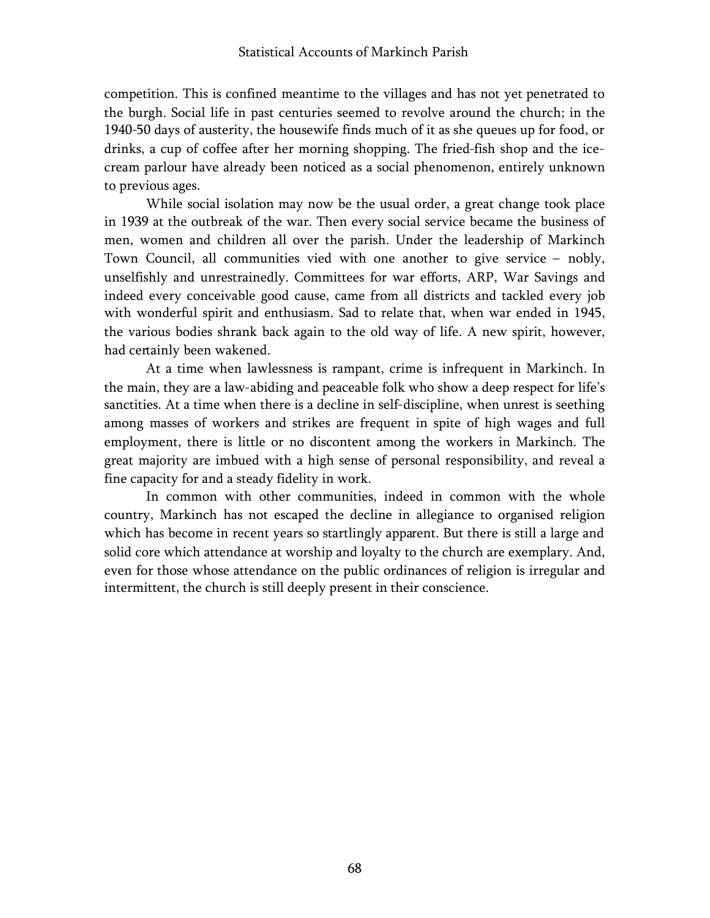competition. This is confined meantime to the villages and has not yet penetrated to the burgh. Social life in past centuries seemed to revolve around the church; in the 1940-50 days of austerity, the housewife finds much of it as she queues up for food, or drinks, a cup of coffee after her morning shopping. The fried-fish shop and the ice-cream parlour have already been noticed as a social phenomenon, entirely unknown to previous ages.

While social isolation may now be the usual order, a great change took place in 1939 at the outbreak of the war. Then every social service became the business of men, women and children all over the parish. Under the leadership of Markinch Town Council, all communities vied with one another to give service – nobly, unselfishly and unrestrainedly. Committees for war efforts, ARP, War Savings and indeed every conceivable good cause, came from all districts and tackled every job with wonderful spirit and enthusiasm. Sad to relate that, when war ended in 1945, the various bodies shrank back again to the old way of life. A new spirit, however, had certainly been wakened.

At a time when lawlessness is rampant, crime is infrequent in Markinch. In the main, they are a law-abiding and peaceable folk who show a deep respect for life's sanctities. At a time when there is a decline in self-discipline, when unrest is seething among masses of workers and strikes are frequent in spite of high wages and full employment, there is little or no discontent among the workers in Markinch. The great majority are imbued with a high sense of personal responsibility, and reveal a fine capacity for and a steady fidelity in work.

In common with other communities, indeed in common with the whole country, Markinch has not escaped the decline in allegiance to organised religion which has become in recent years so startlingly apparent. But there is still a large and solid core which attendance at worship and loyalty to the church are exemplary. And, even for those whose attendance on the public ordinances of religion is irregular and intermittent, the church is still deeply present in their conscience.